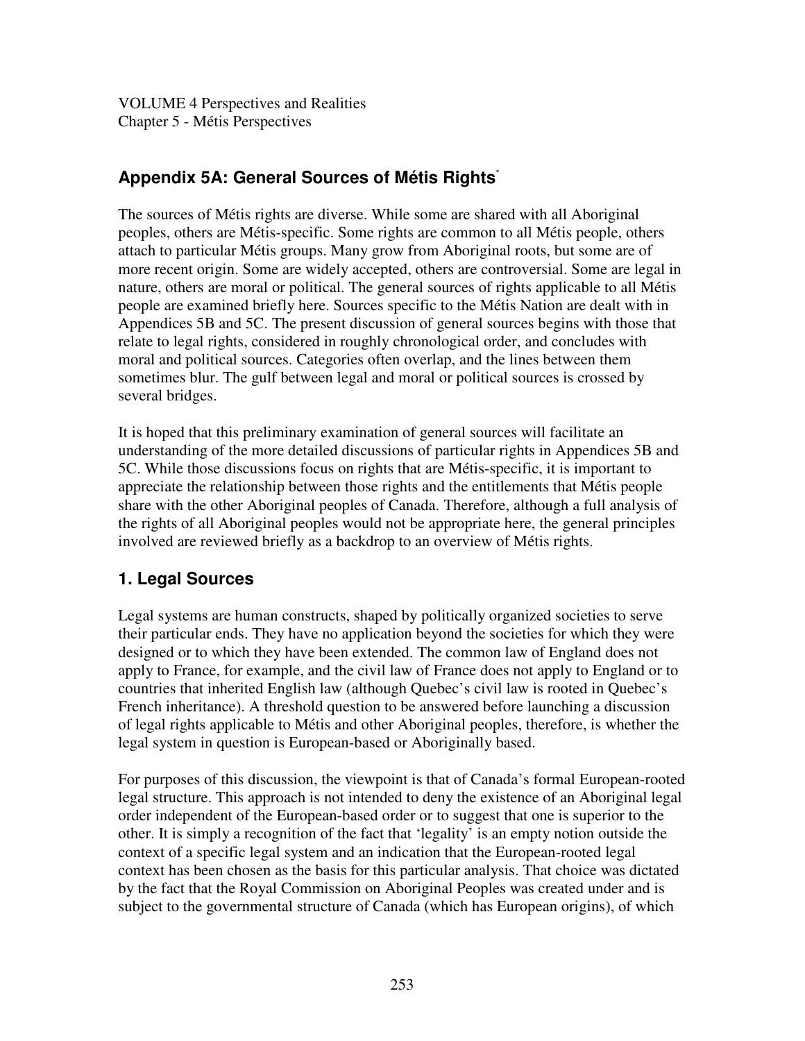VOLUME 4 Perspectives and Realities
Chapter 5 - Métis Perspectives

## Appendix 5A: General Sources of Métis Rights*

The sources of Métis rights are diverse. While some are shared with all Aboriginal peoples, others are Métis-specific. Some rights are common to all Métis people, others attach to particular Métis groups. Many grow from Aboriginal roots, but some are of more recent origin. Some are widely accepted, others are controversial. Some are legal in nature, others are moral or political. The general sources of rights applicable to all Métis people are examined briefly here. Sources specific to the Métis Nation are dealt with in Appendices 5B and 5C. The present discussion of general sources begins with those that relate to legal rights, considered in roughly chronological order, and concludes with moral and political sources. Categories often overlap, and the lines between them sometimes blur. The gulf between legal and moral or political sources is crossed by several bridges.

It is hoped that this preliminary examination of general sources will facilitate an understanding of the more detailed discussions of particular rights in Appendices 5B and 5C. While those discussions focus on rights that are Métis-specific, it is important to appreciate the relationship between those rights and the entitlements that Métis people share with the other Aboriginal peoples of Canada. Therefore, although a full analysis of the rights of all Aboriginal peoples would not be appropriate here, the general principles involved are reviewed briefly as a backdrop to an overview of Métis rights.

## 1. Legal Sources

Legal systems are human constructs, shaped by politically organized societies to serve their particular ends. They have no application beyond the societies for which they were designed or to which they have been extended. The common law of England does not apply to France, for example, and the civil law of France does not apply to England or to countries that inherited English law (although Quebec's civil law is rooted in Quebec's French inheritance). A threshold question to be answered before launching a discussion of legal rights applicable to Métis and other Aboriginal peoples, therefore, is whether the legal system in question is European-based or Aboriginally based.

For purposes of this discussion, the viewpoint is that of Canada's formal European-rooted legal structure. This approach is not intended to deny the existence of an Aboriginal legal order independent of the European-based order or to suggest that one is superior to the other. It is simply a recognition of the fact that 'legality' is an empty notion outside the context of a specific legal system and an indication that the European-rooted legal context has been chosen as the basis for this particular analysis. That choice was dictated by the fact that the Royal Commission on Aboriginal Peoples was created under and is subject to the governmental structure of Canada (which has European origins), of which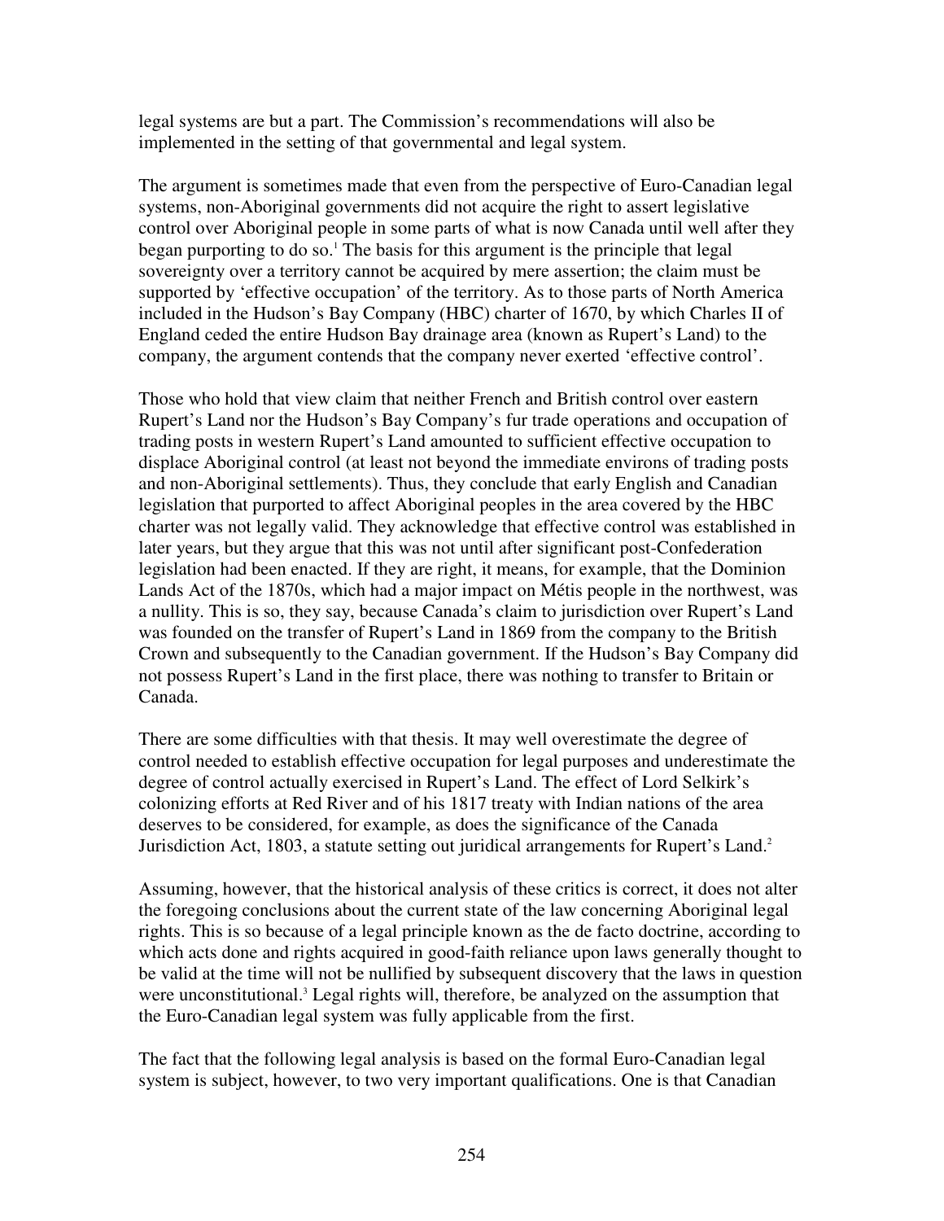legal systems are but a part. The Commission's recommendations will also be implemented in the setting of that governmental and legal system.

The argument is sometimes made that even from the perspective of Euro-Canadian legal systems, non-Aboriginal governments did not acquire the right to assert legislative control over Aboriginal people in some parts of what is now Canada until well after they began purporting to do so.[1] The basis for this argument is the principle that legal sovereignty over a territory cannot be acquired by mere assertion; the claim must be supported by 'effective occupation' of the territory. As to those parts of North America included in the Hudson's Bay Company (HBC) charter of 1670, by which Charles II of England ceded the entire Hudson Bay drainage area (known as Rupert's Land) to the company, the argument contends that the company never exerted 'effective control'.

Those who hold that view claim that neither French and British control over eastern Rupert's Land nor the Hudson's Bay Company's fur trade operations and occupation of trading posts in western Rupert's Land amounted to sufficient effective occupation to displace Aboriginal control (at least not beyond the immediate environs of trading posts and non-Aboriginal settlements). Thus, they conclude that early English and Canadian legislation that purported to affect Aboriginal peoples in the area covered by the HBC charter was not legally valid. They acknowledge that effective control was established in later years, but they argue that this was not until after significant post-Confederation legislation had been enacted. If they are right, it means, for example, that the Dominion Lands Act of the 1870s, which had a major impact on Métis people in the northwest, was a nullity. This is so, they say, because Canada's claim to jurisdiction over Rupert's Land was founded on the transfer of Rupert's Land in 1869 from the company to the British Crown and subsequently to the Canadian government. If the Hudson's Bay Company did not possess Rupert's Land in the first place, there was nothing to transfer to Britain or Canada.

There are some difficulties with that thesis. It may well overestimate the degree of control needed to establish effective occupation for legal purposes and underestimate the degree of control actually exercised in Rupert's Land. The effect of Lord Selkirk's colonizing efforts at Red River and of his 1817 treaty with Indian nations of the area deserves to be considered, for example, as does the significance of the Canada Jurisdiction Act, 1803, a statute setting out juridical arrangements for Rupert's Land.[2]

Assuming, however, that the historical analysis of these critics is correct, it does not alter the foregoing conclusions about the current state of the law concerning Aboriginal legal rights. This is so because of a legal principle known as the de facto doctrine, according to which acts done and rights acquired in good-faith reliance upon laws generally thought to be valid at the time will not be nullified by subsequent discovery that the laws in question were unconstitutional.[3] Legal rights will, therefore, be analyzed on the assumption that the Euro-Canadian legal system was fully applicable from the first.

The fact that the following legal analysis is based on the formal Euro-Canadian legal system is subject, however, to two very important qualifications. One is that Canadian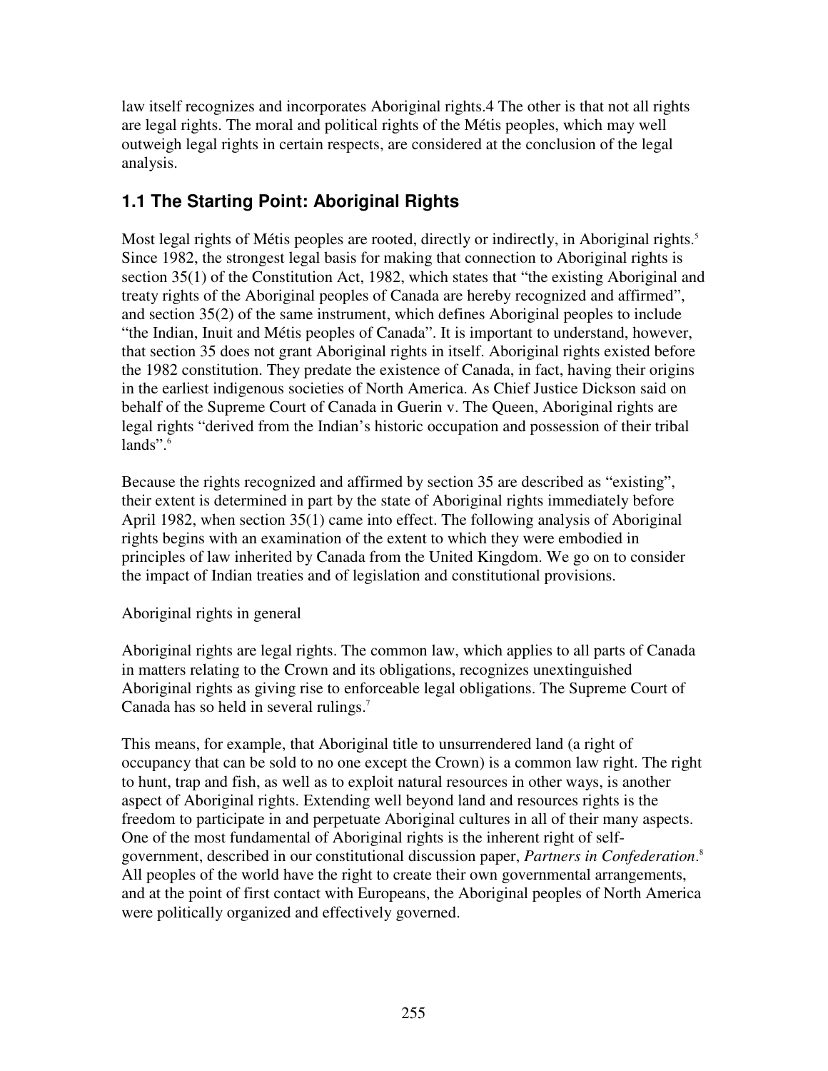law itself recognizes and incorporates Aboriginal rights.4 The other is that not all rights are legal rights. The moral and political rights of the Métis peoples, which may well outweigh legal rights in certain respects, are considered at the conclusion of the legal analysis.

## 1.1 The Starting Point: Aboriginal Rights

Most legal rights of Métis peoples are rooted, directly or indirectly, in Aboriginal rights.[5] Since 1982, the strongest legal basis for making that connection to Aboriginal rights is section 35(1) of the Constitution Act, 1982, which states that "the existing Aboriginal and treaty rights of the Aboriginal peoples of Canada are hereby recognized and affirmed", and section 35(2) of the same instrument, which defines Aboriginal peoples to include "the Indian, Inuit and Métis peoples of Canada". It is important to understand, however, that section 35 does not grant Aboriginal rights in itself. Aboriginal rights existed before the 1982 constitution. They predate the existence of Canada, in fact, having their origins in the earliest indigenous societies of North America. As Chief Justice Dickson said on behalf of the Supreme Court of Canada in Guerin v. The Queen, Aboriginal rights are legal rights "derived from the Indian's historic occupation and possession of their tribal lands".[6]

Because the rights recognized and affirmed by section 35 are described as "existing", their extent is determined in part by the state of Aboriginal rights immediately before April 1982, when section 35(1) came into effect. The following analysis of Aboriginal rights begins with an examination of the extent to which they were embodied in principles of law inherited by Canada from the United Kingdom. We go on to consider the impact of Indian treaties and of legislation and constitutional provisions.

Aboriginal rights in general

Aboriginal rights are legal rights. The common law, which applies to all parts of Canada in matters relating to the Crown and its obligations, recognizes unextinguished Aboriginal rights as giving rise to enforceable legal obligations. The Supreme Court of Canada has so held in several rulings.[7]

This means, for example, that Aboriginal title to unsurrendered land (a right of occupancy that can be sold to no one except the Crown) is a common law right. The right to hunt, trap and fish, as well as to exploit natural resources in other ways, is another aspect of Aboriginal rights. Extending well beyond land and resources rights is the freedom to participate in and perpetuate Aboriginal cultures in all of their many aspects. One of the most fundamental of Aboriginal rights is the inherent right of self-government, described in our constitutional discussion paper, *Partners in Confederation*.[8] All peoples of the world have the right to create their own governmental arrangements, and at the point of first contact with Europeans, the Aboriginal peoples of North America were politically organized and effectively governed.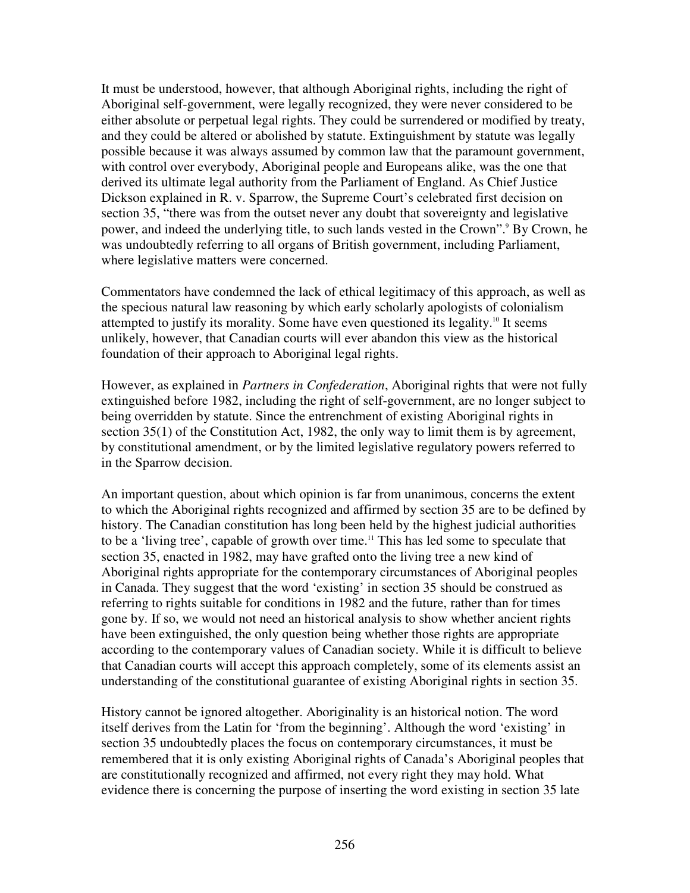It must be understood, however, that although Aboriginal rights, including the right of Aboriginal self-government, were legally recognized, they were never considered to be either absolute or perpetual legal rights. They could be surrendered or modified by treaty, and they could be altered or abolished by statute. Extinguishment by statute was legally possible because it was always assumed by common law that the paramount government, with control over everybody, Aboriginal people and Europeans alike, was the one that derived its ultimate legal authority from the Parliament of England. As Chief Justice Dickson explained in R. v. Sparrow, the Supreme Court's celebrated first decision on section 35, "there was from the outset never any doubt that sovereignty and legislative power, and indeed the underlying title, to such lands vested in the Crown".[9] By Crown, he was undoubtedly referring to all organs of British government, including Parliament, where legislative matters were concerned.

Commentators have condemned the lack of ethical legitimacy of this approach, as well as the specious natural law reasoning by which early scholarly apologists of colonialism attempted to justify its morality. Some have even questioned its legality.[10] It seems unlikely, however, that Canadian courts will ever abandon this view as the historical foundation of their approach to Aboriginal legal rights.

However, as explained in *Partners in Confederation*, Aboriginal rights that were not fully extinguished before 1982, including the right of self-government, are no longer subject to being overridden by statute. Since the entrenchment of existing Aboriginal rights in section 35(1) of the Constitution Act, 1982, the only way to limit them is by agreement, by constitutional amendment, or by the limited legislative regulatory powers referred to in the Sparrow decision.

An important question, about which opinion is far from unanimous, concerns the extent to which the Aboriginal rights recognized and affirmed by section 35 are to be defined by history. The Canadian constitution has long been held by the highest judicial authorities to be a 'living tree', capable of growth over time.[11] This has led some to speculate that section 35, enacted in 1982, may have grafted onto the living tree a new kind of Aboriginal rights appropriate for the contemporary circumstances of Aboriginal peoples in Canada. They suggest that the word 'existing' in section 35 should be construed as referring to rights suitable for conditions in 1982 and the future, rather than for times gone by. If so, we would not need an historical analysis to show whether ancient rights have been extinguished, the only question being whether those rights are appropriate according to the contemporary values of Canadian society. While it is difficult to believe that Canadian courts will accept this approach completely, some of its elements assist an understanding of the constitutional guarantee of existing Aboriginal rights in section 35.

History cannot be ignored altogether. Aboriginality is an historical notion. The word itself derives from the Latin for 'from the beginning'. Although the word 'existing' in section 35 undoubtedly places the focus on contemporary circumstances, it must be remembered that it is only existing Aboriginal rights of Canada's Aboriginal peoples that are constitutionally recognized and affirmed, not every right they may hold. What evidence there is concerning the purpose of inserting the word existing in section 35 late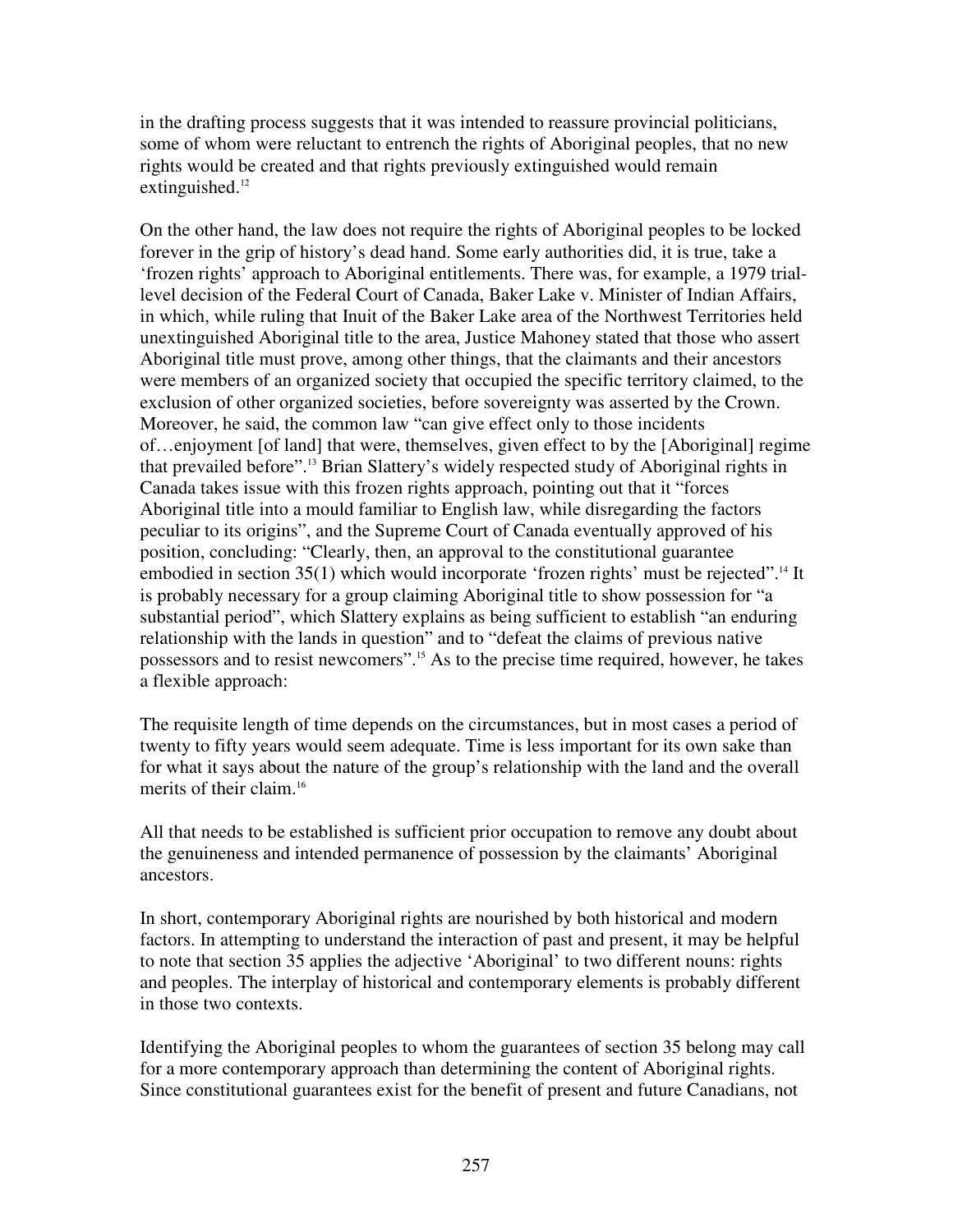in the drafting process suggests that it was intended to reassure provincial politicians, some of whom were reluctant to entrench the rights of Aboriginal peoples, that no new rights would be created and that rights previously extinguished would remain extinguished.[12]

On the other hand, the law does not require the rights of Aboriginal peoples to be locked forever in the grip of history's dead hand. Some early authorities did, it is true, take a 'frozen rights' approach to Aboriginal entitlements. There was, for example, a 1979 trial-level decision of the Federal Court of Canada, Baker Lake v. Minister of Indian Affairs, in which, while ruling that Inuit of the Baker Lake area of the Northwest Territories held unextinguished Aboriginal title to the area, Justice Mahoney stated that those who assert Aboriginal title must prove, among other things, that the claimants and their ancestors were members of an organized society that occupied the specific territory claimed, to the exclusion of other organized societies, before sovereignty was asserted by the Crown. Moreover, he said, the common law "can give effect only to those incidents of…enjoyment [of land] that were, themselves, given effect to by the [Aboriginal] regime that prevailed before".[13] Brian Slattery's widely respected study of Aboriginal rights in Canada takes issue with this frozen rights approach, pointing out that it "forces Aboriginal title into a mould familiar to English law, while disregarding the factors peculiar to its origins", and the Supreme Court of Canada eventually approved of his position, concluding: "Clearly, then, an approval to the constitutional guarantee embodied in section 35(1) which would incorporate 'frozen rights' must be rejected".[14] It is probably necessary for a group claiming Aboriginal title to show possession for "a substantial period", which Slattery explains as being sufficient to establish "an enduring relationship with the lands in question" and to "defeat the claims of previous native possessors and to resist newcomers".[15] As to the precise time required, however, he takes a flexible approach:

The requisite length of time depends on the circumstances, but in most cases a period of twenty to fifty years would seem adequate. Time is less important for its own sake than for what it says about the nature of the group's relationship with the land and the overall merits of their claim.[16]

All that needs to be established is sufficient prior occupation to remove any doubt about the genuineness and intended permanence of possession by the claimants' Aboriginal ancestors.

In short, contemporary Aboriginal rights are nourished by both historical and modern factors. In attempting to understand the interaction of past and present, it may be helpful to note that section 35 applies the adjective 'Aboriginal' to two different nouns: rights and peoples. The interplay of historical and contemporary elements is probably different in those two contexts.

Identifying the Aboriginal peoples to whom the guarantees of section 35 belong may call for a more contemporary approach than determining the content of Aboriginal rights. Since constitutional guarantees exist for the benefit of present and future Canadians, not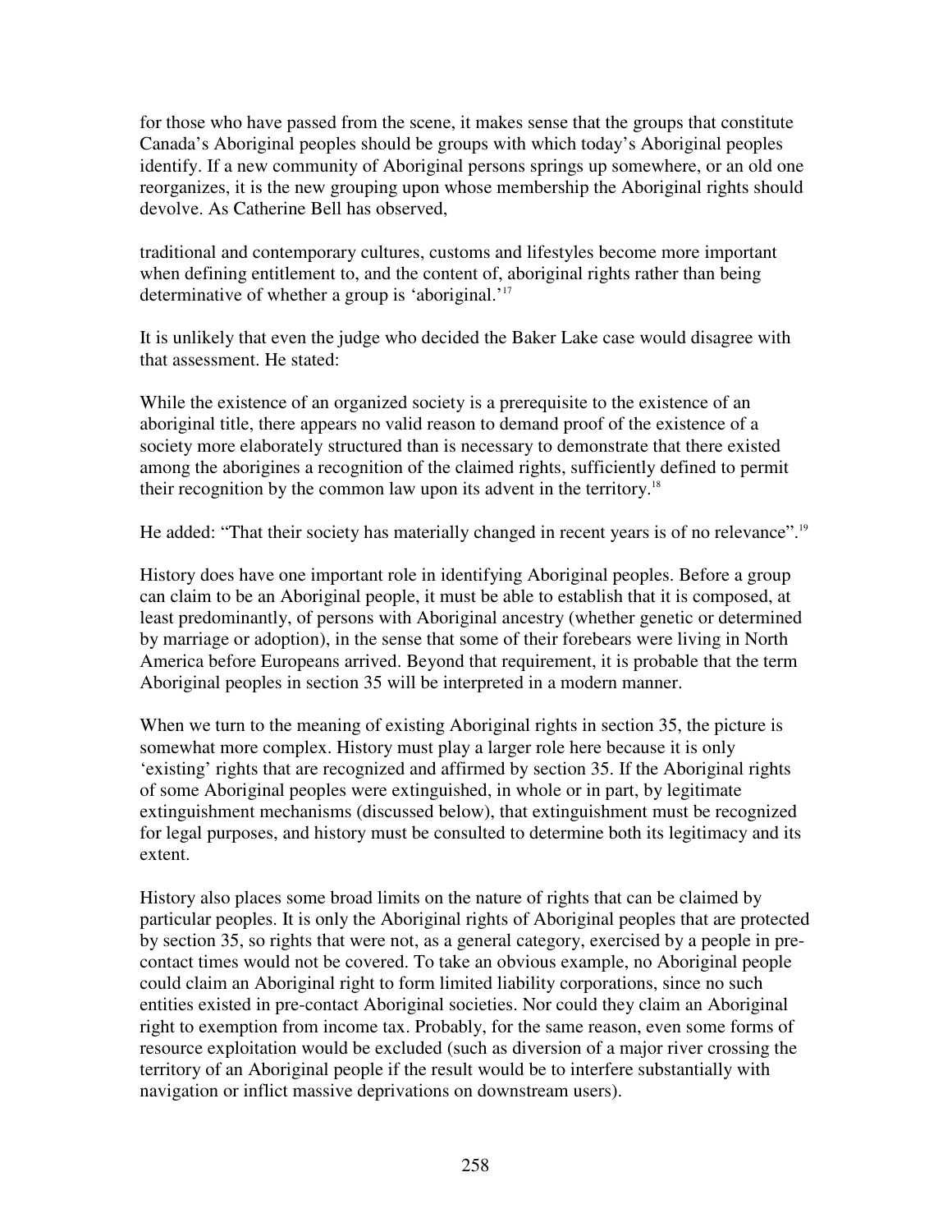for those who have passed from the scene, it makes sense that the groups that constitute Canada's Aboriginal peoples should be groups with which today's Aboriginal peoples identify. If a new community of Aboriginal persons springs up somewhere, or an old one reorganizes, it is the new grouping upon whose membership the Aboriginal rights should devolve. As Catherine Bell has observed,

> traditional and contemporary cultures, customs and lifestyles become more important when defining entitlement to, and the content of, aboriginal rights rather than being determinative of whether a group is 'aboriginal.'[17]

It is unlikely that even the judge who decided the Baker Lake case would disagree with that assessment. He stated:

> While the existence of an organized society is a prerequisite to the existence of an aboriginal title, there appears no valid reason to demand proof of the existence of a society more elaborately structured than is necessary to demonstrate that there existed among the aborigines a recognition of the claimed rights, sufficiently defined to permit their recognition by the common law upon its advent in the territory.[18]

He added: "That their society has materially changed in recent years is of no relevance".[19]

History does have one important role in identifying Aboriginal peoples. Before a group can claim to be an Aboriginal people, it must be able to establish that it is composed, at least predominantly, of persons with Aboriginal ancestry (whether genetic or determined by marriage or adoption), in the sense that some of their forebears were living in North America before Europeans arrived. Beyond that requirement, it is probable that the term Aboriginal peoples in section 35 will be interpreted in a modern manner.

When we turn to the meaning of existing Aboriginal rights in section 35, the picture is somewhat more complex. History must play a larger role here because it is only 'existing' rights that are recognized and affirmed by section 35. If the Aboriginal rights of some Aboriginal peoples were extinguished, in whole or in part, by legitimate extinguishment mechanisms (discussed below), that extinguishment must be recognized for legal purposes, and history must be consulted to determine both its legitimacy and its extent.

History also places some broad limits on the nature of rights that can be claimed by particular peoples. It is only the Aboriginal rights of Aboriginal peoples that are protected by section 35, so rights that were not, as a general category, exercised by a people in pre-contact times would not be covered. To take an obvious example, no Aboriginal people could claim an Aboriginal right to form limited liability corporations, since no such entities existed in pre-contact Aboriginal societies. Nor could they claim an Aboriginal right to exemption from income tax. Probably, for the same reason, even some forms of resource exploitation would be excluded (such as diversion of a major river crossing the territory of an Aboriginal people if the result would be to interfere substantially with navigation or inflict massive deprivations on downstream users).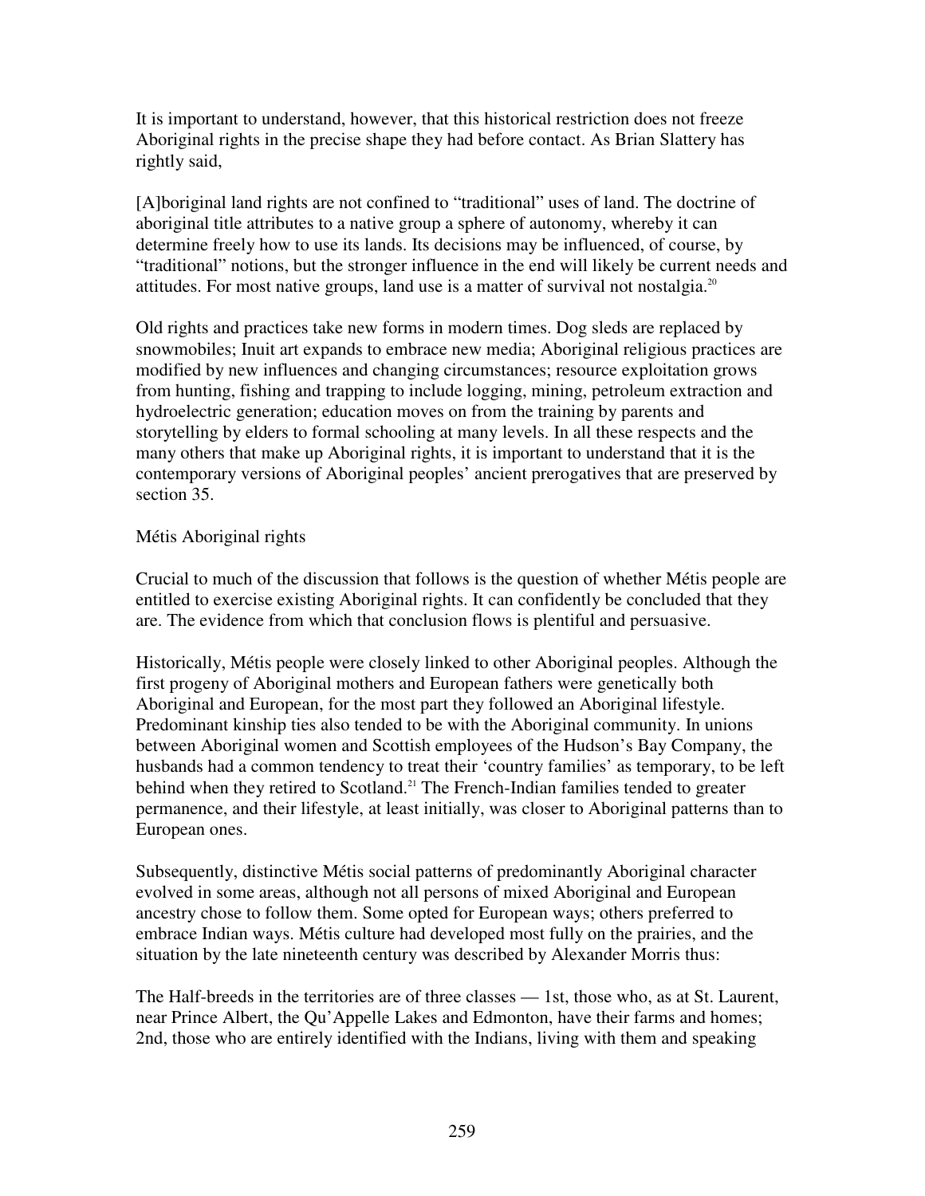It is important to understand, however, that this historical restriction does not freeze Aboriginal rights in the precise shape they had before contact. As Brian Slattery has rightly said,

[A]boriginal land rights are not confined to "traditional" uses of land. The doctrine of aboriginal title attributes to a native group a sphere of autonomy, whereby it can determine freely how to use its lands. Its decisions may be influenced, of course, by "traditional" notions, but the stronger influence in the end will likely be current needs and attitudes. For most native groups, land use is a matter of survival not nostalgia.[20]

Old rights and practices take new forms in modern times. Dog sleds are replaced by snowmobiles; Inuit art expands to embrace new media; Aboriginal religious practices are modified by new influences and changing circumstances; resource exploitation grows from hunting, fishing and trapping to include logging, mining, petroleum extraction and hydroelectric generation; education moves on from the training by parents and storytelling by elders to formal schooling at many levels. In all these respects and the many others that make up Aboriginal rights, it is important to understand that it is the contemporary versions of Aboriginal peoples' ancient prerogatives that are preserved by section 35.

## Métis Aboriginal rights

Crucial to much of the discussion that follows is the question of whether Métis people are entitled to exercise existing Aboriginal rights. It can confidently be concluded that they are. The evidence from which that conclusion flows is plentiful and persuasive.

Historically, Métis people were closely linked to other Aboriginal peoples. Although the first progeny of Aboriginal mothers and European fathers were genetically both Aboriginal and European, for the most part they followed an Aboriginal lifestyle. Predominant kinship ties also tended to be with the Aboriginal community. In unions between Aboriginal women and Scottish employees of the Hudson's Bay Company, the husbands had a common tendency to treat their 'country families' as temporary, to be left behind when they retired to Scotland.[21] The French-Indian families tended to greater permanence, and their lifestyle, at least initially, was closer to Aboriginal patterns than to European ones.

Subsequently, distinctive Métis social patterns of predominantly Aboriginal character evolved in some areas, although not all persons of mixed Aboriginal and European ancestry chose to follow them. Some opted for European ways; others preferred to embrace Indian ways. Métis culture had developed most fully on the prairies, and the situation by the late nineteenth century was described by Alexander Morris thus:

The Half-breeds in the territories are of three classes — 1st, those who, as at St. Laurent, near Prince Albert, the Qu'Appelle Lakes and Edmonton, have their farms and homes; 2nd, those who are entirely identified with the Indians, living with them and speaking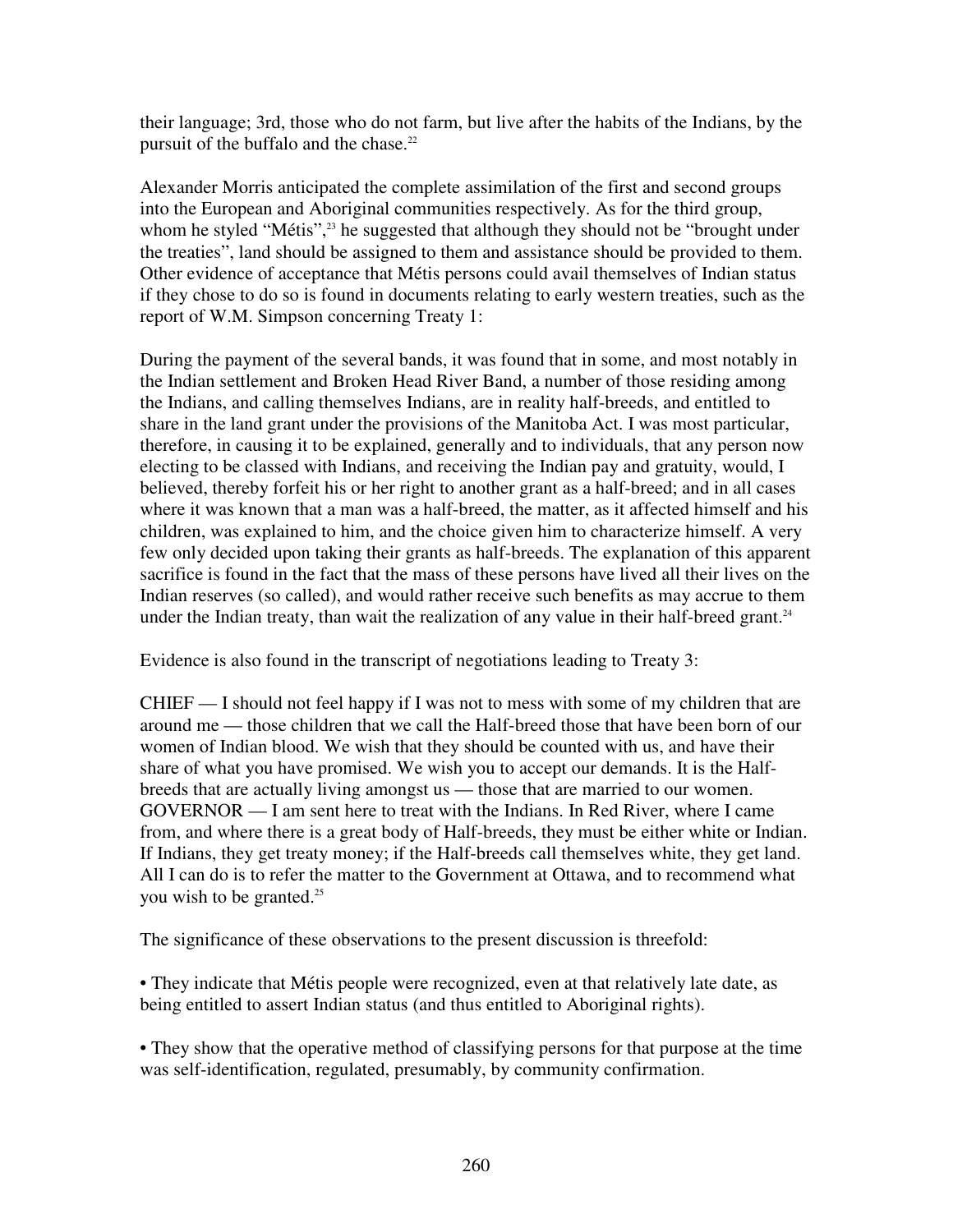their language; 3rd, those who do not farm, but live after the habits of the Indians, by the pursuit of the buffalo and the chase.[22]

Alexander Morris anticipated the complete assimilation of the first and second groups into the European and Aboriginal communities respectively. As for the third group, whom he styled "Métis",[23] he suggested that although they should not be "brought under the treaties", land should be assigned to them and assistance should be provided to them. Other evidence of acceptance that Métis persons could avail themselves of Indian status if they chose to do so is found in documents relating to early western treaties, such as the report of W.M. Simpson concerning Treaty 1:

During the payment of the several bands, it was found that in some, and most notably in the Indian settlement and Broken Head River Band, a number of those residing among the Indians, and calling themselves Indians, are in reality half-breeds, and entitled to share in the land grant under the provisions of the Manitoba Act. I was most particular, therefore, in causing it to be explained, generally and to individuals, that any person now electing to be classed with Indians, and receiving the Indian pay and gratuity, would, I believed, thereby forfeit his or her right to another grant as a half-breed; and in all cases where it was known that a man was a half-breed, the matter, as it affected himself and his children, was explained to him, and the choice given him to characterize himself. A very few only decided upon taking their grants as half-breeds. The explanation of this apparent sacrifice is found in the fact that the mass of these persons have lived all their lives on the Indian reserves (so called), and would rather receive such benefits as may accrue to them under the Indian treaty, than wait the realization of any value in their half-breed grant.[24]

Evidence is also found in the transcript of negotiations leading to Treaty 3:

CHIEF — I should not feel happy if I was not to mess with some of my children that are around me — those children that we call the Half-breed those that have been born of our women of Indian blood. We wish that they should be counted with us, and have their share of what you have promised. We wish you to accept our demands. It is the Half-breeds that are actually living amongst us — those that are married to our women.
GOVERNOR — I am sent here to treat with the Indians. In Red River, where I came from, and where there is a great body of Half-breeds, they must be either white or Indian. If Indians, they get treaty money; if the Half-breeds call themselves white, they get land. All I can do is to refer the matter to the Government at Ottawa, and to recommend what you wish to be granted.[25]

The significance of these observations to the present discussion is threefold:

- They indicate that Métis people were recognized, even at that relatively late date, as being entitled to assert Indian status (and thus entitled to Aboriginal rights).

- They show that the operative method of classifying persons for that purpose at the time was self-identification, regulated, presumably, by community confirmation.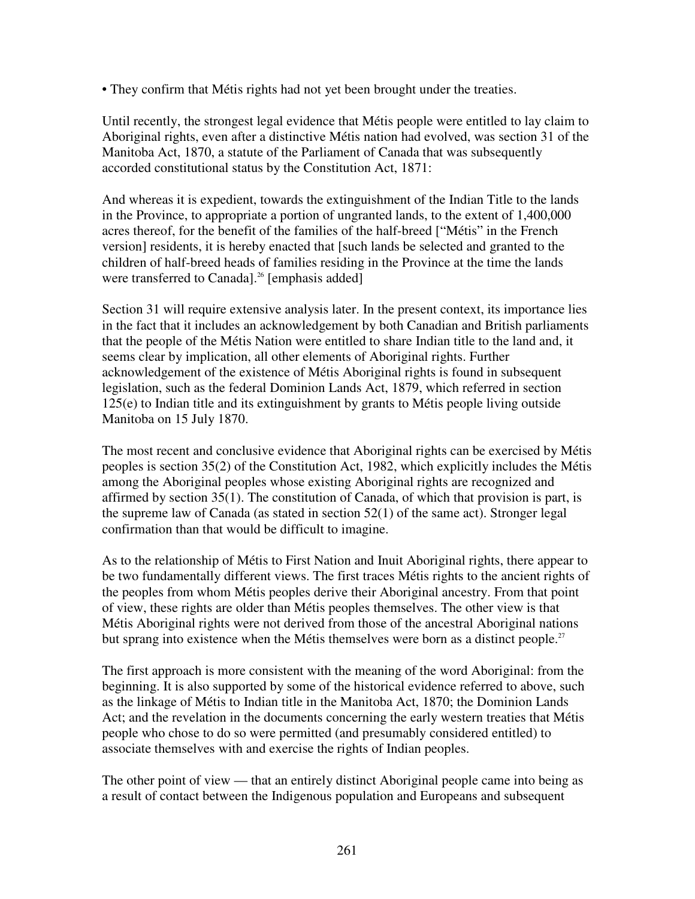- They confirm that Métis rights had not yet been brought under the treaties.

Until recently, the strongest legal evidence that Métis people were entitled to lay claim to Aboriginal rights, even after a distinctive Métis nation had evolved, was section 31 of the Manitoba Act, 1870, a statute of the Parliament of Canada that was subsequently accorded constitutional status by the Constitution Act, 1871:

And whereas it is expedient, towards the extinguishment of the Indian Title to the lands in the Province, to appropriate a portion of ungranted lands, to the extent of 1,400,000 acres thereof, for the benefit of the families of the half-breed ["Métis" in the French version] residents, it is hereby enacted that [such lands be selected and granted to the children of half-breed heads of families residing in the Province at the time the lands were transferred to Canada].[26] [emphasis added]

Section 31 will require extensive analysis later. In the present context, its importance lies in the fact that it includes an acknowledgement by both Canadian and British parliaments that the people of the Métis Nation were entitled to share Indian title to the land and, it seems clear by implication, all other elements of Aboriginal rights. Further acknowledgement of the existence of Métis Aboriginal rights is found in subsequent legislation, such as the federal Dominion Lands Act, 1879, which referred in section 125(e) to Indian title and its extinguishment by grants to Métis people living outside Manitoba on 15 July 1870.

The most recent and conclusive evidence that Aboriginal rights can be exercised by Métis peoples is section 35(2) of the Constitution Act, 1982, which explicitly includes the Métis among the Aboriginal peoples whose existing Aboriginal rights are recognized and affirmed by section 35(1). The constitution of Canada, of which that provision is part, is the supreme law of Canada (as stated in section 52(1) of the same act). Stronger legal confirmation than that would be difficult to imagine.

As to the relationship of Métis to First Nation and Inuit Aboriginal rights, there appear to be two fundamentally different views. The first traces Métis rights to the ancient rights of the peoples from whom Métis peoples derive their Aboriginal ancestry. From that point of view, these rights are older than Métis peoples themselves. The other view is that Métis Aboriginal rights were not derived from those of the ancestral Aboriginal nations but sprang into existence when the Métis themselves were born as a distinct people.[27]

The first approach is more consistent with the meaning of the word Aboriginal: from the beginning. It is also supported by some of the historical evidence referred to above, such as the linkage of Métis to Indian title in the Manitoba Act, 1870; the Dominion Lands Act; and the revelation in the documents concerning the early western treaties that Métis people who chose to do so were permitted (and presumably considered entitled) to associate themselves with and exercise the rights of Indian peoples.

The other point of view — that an entirely distinct Aboriginal people came into being as a result of contact between the Indigenous population and Europeans and subsequent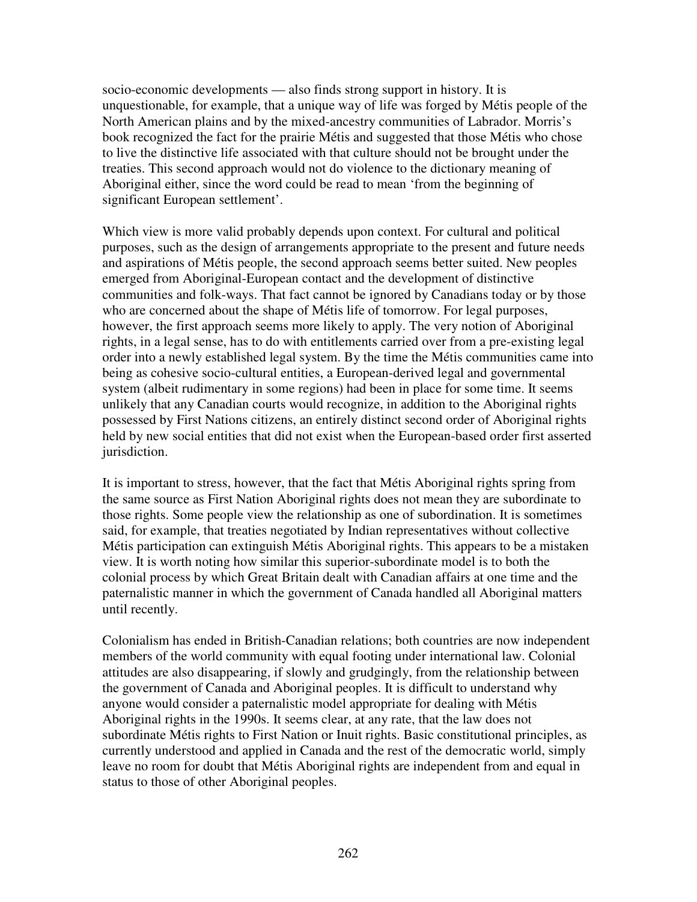socio-economic developments — also finds strong support in history. It is unquestionable, for example, that a unique way of life was forged by Métis people of the North American plains and by the mixed-ancestry communities of Labrador. Morris's book recognized the fact for the prairie Métis and suggested that those Métis who chose to live the distinctive life associated with that culture should not be brought under the treaties. This second approach would not do violence to the dictionary meaning of Aboriginal either, since the word could be read to mean 'from the beginning of significant European settlement'.

Which view is more valid probably depends upon context. For cultural and political purposes, such as the design of arrangements appropriate to the present and future needs and aspirations of Métis people, the second approach seems better suited. New peoples emerged from Aboriginal-European contact and the development of distinctive communities and folk-ways. That fact cannot be ignored by Canadians today or by those who are concerned about the shape of Métis life of tomorrow. For legal purposes, however, the first approach seems more likely to apply. The very notion of Aboriginal rights, in a legal sense, has to do with entitlements carried over from a pre-existing legal order into a newly established legal system. By the time the Métis communities came into being as cohesive socio-cultural entities, a European-derived legal and governmental system (albeit rudimentary in some regions) had been in place for some time. It seems unlikely that any Canadian courts would recognize, in addition to the Aboriginal rights possessed by First Nations citizens, an entirely distinct second order of Aboriginal rights held by new social entities that did not exist when the European-based order first asserted jurisdiction.

It is important to stress, however, that the fact that Métis Aboriginal rights spring from the same source as First Nation Aboriginal rights does not mean they are subordinate to those rights. Some people view the relationship as one of subordination. It is sometimes said, for example, that treaties negotiated by Indian representatives without collective Métis participation can extinguish Métis Aboriginal rights. This appears to be a mistaken view. It is worth noting how similar this superior-subordinate model is to both the colonial process by which Great Britain dealt with Canadian affairs at one time and the paternalistic manner in which the government of Canada handled all Aboriginal matters until recently.

Colonialism has ended in British-Canadian relations; both countries are now independent members of the world community with equal footing under international law. Colonial attitudes are also disappearing, if slowly and grudgingly, from the relationship between the government of Canada and Aboriginal peoples. It is difficult to understand why anyone would consider a paternalistic model appropriate for dealing with Métis Aboriginal rights in the 1990s. It seems clear, at any rate, that the law does not subordinate Métis rights to First Nation or Inuit rights. Basic constitutional principles, as currently understood and applied in Canada and the rest of the democratic world, simply leave no room for doubt that Métis Aboriginal rights are independent from and equal in status to those of other Aboriginal peoples.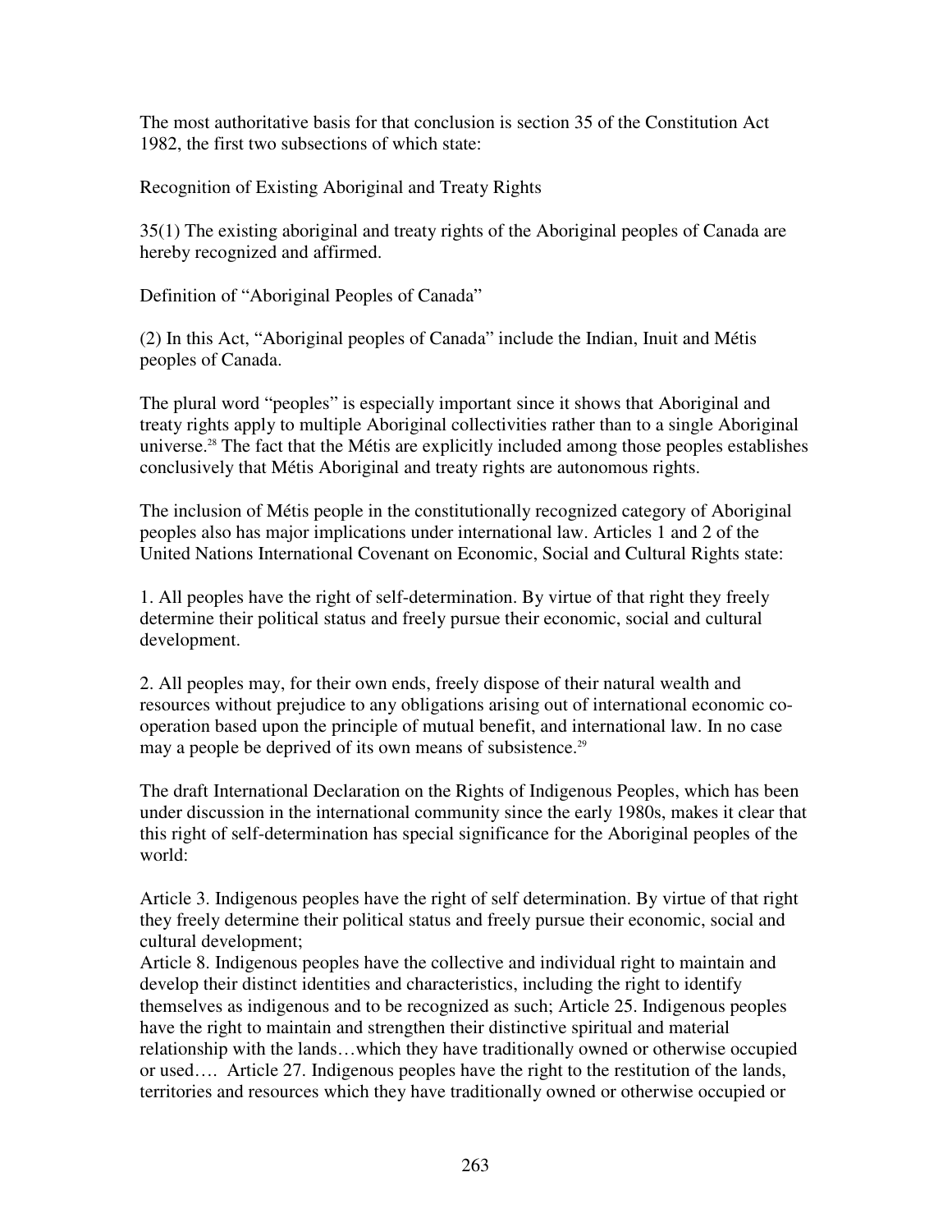The most authoritative basis for that conclusion is section 35 of the Constitution Act 1982, the first two subsections of which state:

Recognition of Existing Aboriginal and Treaty Rights

35(1) The existing aboriginal and treaty rights of the Aboriginal peoples of Canada are hereby recognized and affirmed.

Definition of "Aboriginal Peoples of Canada"

(2) In this Act, "Aboriginal peoples of Canada" include the Indian, Inuit and Métis peoples of Canada.

The plural word "peoples" is especially important since it shows that Aboriginal and treaty rights apply to multiple Aboriginal collectivities rather than to a single Aboriginal universe.[28] The fact that the Métis are explicitly included among those peoples establishes conclusively that Métis Aboriginal and treaty rights are autonomous rights.

The inclusion of Métis people in the constitutionally recognized category of Aboriginal peoples also has major implications under international law. Articles 1 and 2 of the United Nations International Covenant on Economic, Social and Cultural Rights state:

1. All peoples have the right of self-determination. By virtue of that right they freely determine their political status and freely pursue their economic, social and cultural development.

2. All peoples may, for their own ends, freely dispose of their natural wealth and resources without prejudice to any obligations arising out of international economic co-operation based upon the principle of mutual benefit, and international law. In no case may a people be deprived of its own means of subsistence.[29]

The draft International Declaration on the Rights of Indigenous Peoples, which has been under discussion in the international community since the early 1980s, makes it clear that this right of self-determination has special significance for the Aboriginal peoples of the world:

Article 3. Indigenous peoples have the right of self determination. By virtue of that right they freely determine their political status and freely pursue their economic, social and cultural development;
Article 8. Indigenous peoples have the collective and individual right to maintain and develop their distinct identities and characteristics, including the right to identify themselves as indigenous and to be recognized as such; Article 25. Indigenous peoples have the right to maintain and strengthen their distinctive spiritual and material relationship with the lands…which they have traditionally owned or otherwise occupied or used…. Article 27. Indigenous peoples have the right to the restitution of the lands, territories and resources which they have traditionally owned or otherwise occupied or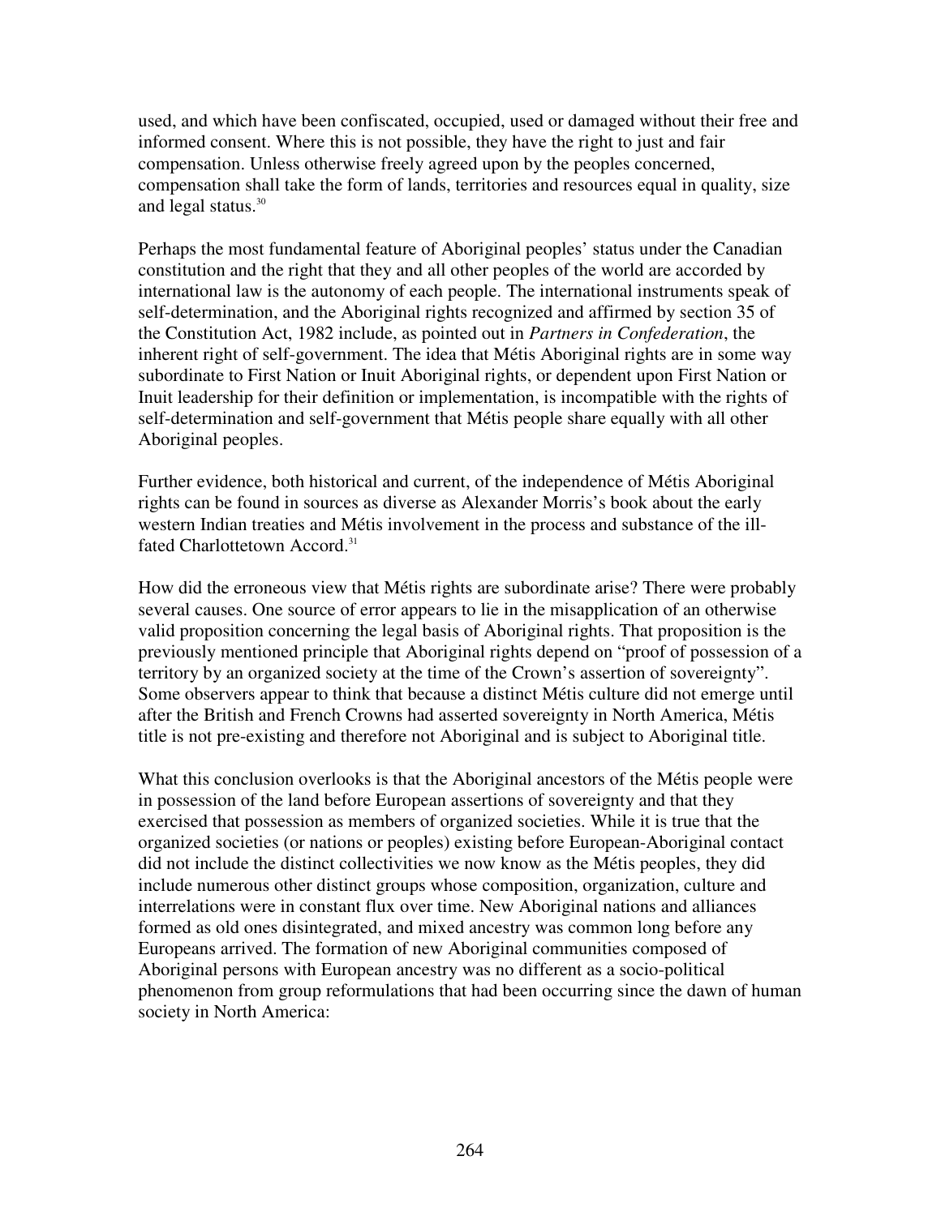used, and which have been confiscated, occupied, used or damaged without their free and informed consent. Where this is not possible, they have the right to just and fair compensation. Unless otherwise freely agreed upon by the peoples concerned, compensation shall take the form of lands, territories and resources equal in quality, size and legal status.[30]

Perhaps the most fundamental feature of Aboriginal peoples' status under the Canadian constitution and the right that they and all other peoples of the world are accorded by international law is the autonomy of each people. The international instruments speak of self-determination, and the Aboriginal rights recognized and affirmed by section 35 of the Constitution Act, 1982 include, as pointed out in *Partners in Confederation*, the inherent right of self-government. The idea that Métis Aboriginal rights are in some way subordinate to First Nation or Inuit Aboriginal rights, or dependent upon First Nation or Inuit leadership for their definition or implementation, is incompatible with the rights of self-determination and self-government that Métis people share equally with all other Aboriginal peoples.

Further evidence, both historical and current, of the independence of Métis Aboriginal rights can be found in sources as diverse as Alexander Morris's book about the early western Indian treaties and Métis involvement in the process and substance of the ill-fated Charlottetown Accord.[31]

How did the erroneous view that Métis rights are subordinate arise? There were probably several causes. One source of error appears to lie in the misapplication of an otherwise valid proposition concerning the legal basis of Aboriginal rights. That proposition is the previously mentioned principle that Aboriginal rights depend on "proof of possession of a territory by an organized society at the time of the Crown's assertion of sovereignty". Some observers appear to think that because a distinct Métis culture did not emerge until after the British and French Crowns had asserted sovereignty in North America, Métis title is not pre-existing and therefore not Aboriginal and is subject to Aboriginal title.

What this conclusion overlooks is that the Aboriginal ancestors of the Métis people were in possession of the land before European assertions of sovereignty and that they exercised that possession as members of organized societies. While it is true that the organized societies (or nations or peoples) existing before European-Aboriginal contact did not include the distinct collectivities we now know as the Métis peoples, they did include numerous other distinct groups whose composition, organization, culture and interrelations were in constant flux over time. New Aboriginal nations and alliances formed as old ones disintegrated, and mixed ancestry was common long before any Europeans arrived. The formation of new Aboriginal communities composed of Aboriginal persons with European ancestry was no different as a socio-political phenomenon from group reformulations that had been occurring since the dawn of human society in North America: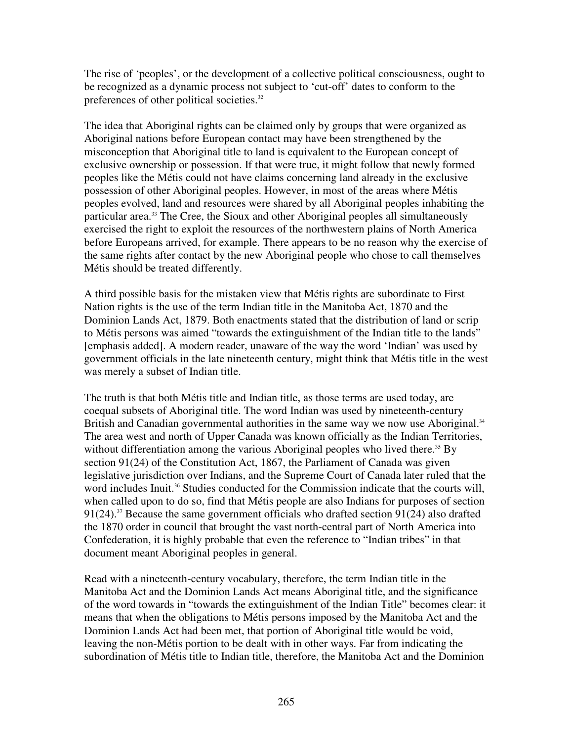The rise of 'peoples', or the development of a collective political consciousness, ought to be recognized as a dynamic process not subject to 'cut-off' dates to conform to the preferences of other political societies.[32]

The idea that Aboriginal rights can be claimed only by groups that were organized as Aboriginal nations before European contact may have been strengthened by the misconception that Aboriginal title to land is equivalent to the European concept of exclusive ownership or possession. If that were true, it might follow that newly formed peoples like the Métis could not have claims concerning land already in the exclusive possession of other Aboriginal peoples. However, in most of the areas where Métis peoples evolved, land and resources were shared by all Aboriginal peoples inhabiting the particular area.[33] The Cree, the Sioux and other Aboriginal peoples all simultaneously exercised the right to exploit the resources of the northwestern plains of North America before Europeans arrived, for example. There appears to be no reason why the exercise of the same rights after contact by the new Aboriginal people who chose to call themselves Métis should be treated differently.

A third possible basis for the mistaken view that Métis rights are subordinate to First Nation rights is the use of the term Indian title in the Manitoba Act, 1870 and the Dominion Lands Act, 1879. Both enactments stated that the distribution of land or scrip to Métis persons was aimed "towards the extinguishment of the Indian title to the lands" [emphasis added]. A modern reader, unaware of the way the word 'Indian' was used by government officials in the late nineteenth century, might think that Métis title in the west was merely a subset of Indian title.

The truth is that both Métis title and Indian title, as those terms are used today, are coequal subsets of Aboriginal title. The word Indian was used by nineteenth-century British and Canadian governmental authorities in the same way we now use Aboriginal.[34] The area west and north of Upper Canada was known officially as the Indian Territories, without differentiation among the various Aboriginal peoples who lived there.[35] By section 91(24) of the Constitution Act, 1867, the Parliament of Canada was given legislative jurisdiction over Indians, and the Supreme Court of Canada later ruled that the word includes Inuit.[36] Studies conducted for the Commission indicate that the courts will, when called upon to do so, find that Métis people are also Indians for purposes of section 91(24).[37] Because the same government officials who drafted section 91(24) also drafted the 1870 order in council that brought the vast north-central part of North America into Confederation, it is highly probable that even the reference to "Indian tribes" in that document meant Aboriginal peoples in general.

Read with a nineteenth-century vocabulary, therefore, the term Indian title in the Manitoba Act and the Dominion Lands Act means Aboriginal title, and the significance of the word towards in "towards the extinguishment of the Indian Title" becomes clear: it means that when the obligations to Métis persons imposed by the Manitoba Act and the Dominion Lands Act had been met, that portion of Aboriginal title would be void, leaving the non-Métis portion to be dealt with in other ways. Far from indicating the subordination of Métis title to Indian title, therefore, the Manitoba Act and the Dominion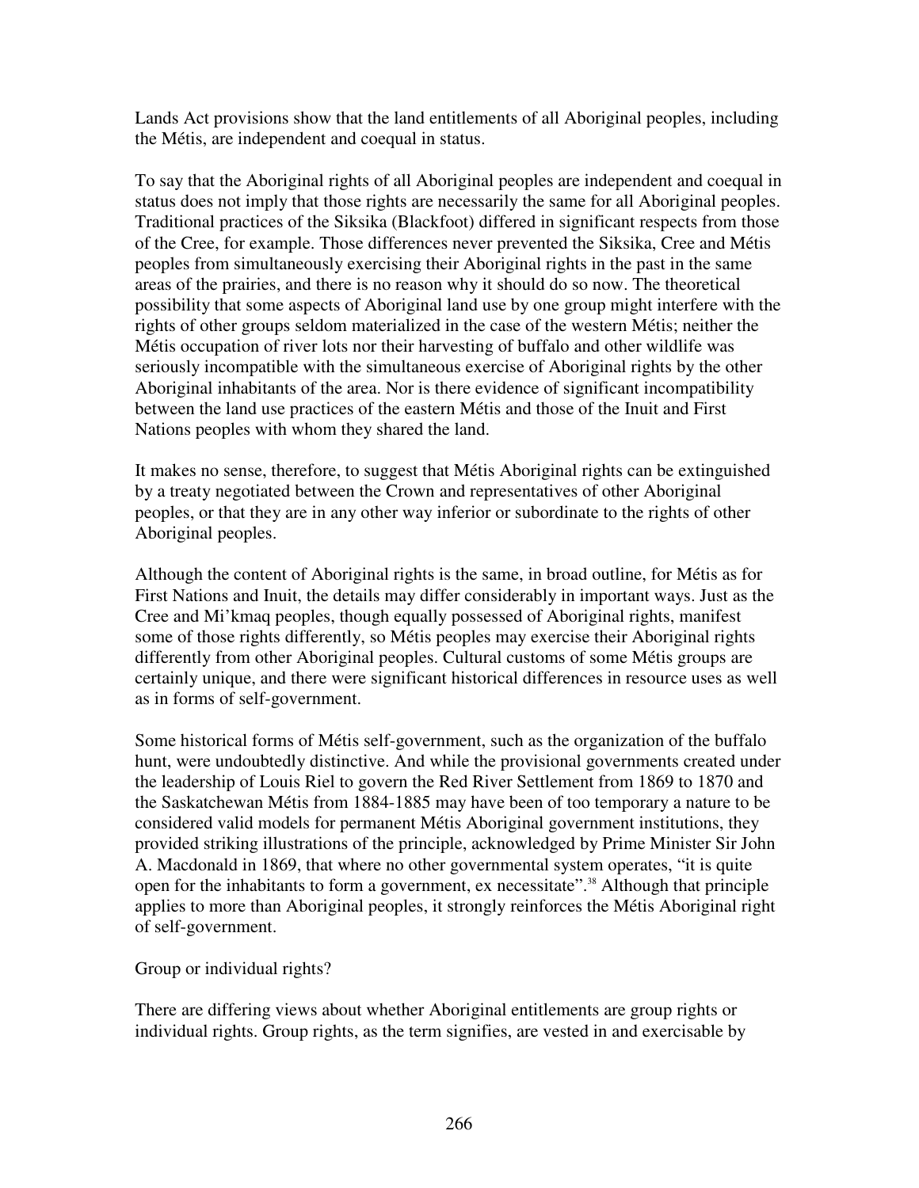Lands Act provisions show that the land entitlements of all Aboriginal peoples, including the Métis, are independent and coequal in status.

To say that the Aboriginal rights of all Aboriginal peoples are independent and coequal in status does not imply that those rights are necessarily the same for all Aboriginal peoples. Traditional practices of the Siksika (Blackfoot) differed in significant respects from those of the Cree, for example. Those differences never prevented the Siksika, Cree and Métis peoples from simultaneously exercising their Aboriginal rights in the past in the same areas of the prairies, and there is no reason why it should do so now. The theoretical possibility that some aspects of Aboriginal land use by one group might interfere with the rights of other groups seldom materialized in the case of the western Métis; neither the Métis occupation of river lots nor their harvesting of buffalo and other wildlife was seriously incompatible with the simultaneous exercise of Aboriginal rights by the other Aboriginal inhabitants of the area. Nor is there evidence of significant incompatibility between the land use practices of the eastern Métis and those of the Inuit and First Nations peoples with whom they shared the land.

It makes no sense, therefore, to suggest that Métis Aboriginal rights can be extinguished by a treaty negotiated between the Crown and representatives of other Aboriginal peoples, or that they are in any other way inferior or subordinate to the rights of other Aboriginal peoples.

Although the content of Aboriginal rights is the same, in broad outline, for Métis as for First Nations and Inuit, the details may differ considerably in important ways. Just as the Cree and Mi'kmaq peoples, though equally possessed of Aboriginal rights, manifest some of those rights differently, so Métis peoples may exercise their Aboriginal rights differently from other Aboriginal peoples. Cultural customs of some Métis groups are certainly unique, and there were significant historical differences in resource uses as well as in forms of self-government.

Some historical forms of Métis self-government, such as the organization of the buffalo hunt, were undoubtedly distinctive. And while the provisional governments created under the leadership of Louis Riel to govern the Red River Settlement from 1869 to 1870 and the Saskatchewan Métis from 1884-1885 may have been of too temporary a nature to be considered valid models for permanent Métis Aboriginal government institutions, they provided striking illustrations of the principle, acknowledged by Prime Minister Sir John A. Macdonald in 1869, that where no other governmental system operates, "it is quite open for the inhabitants to form a government, ex necessitate".[38] Although that principle applies to more than Aboriginal peoples, it strongly reinforces the Métis Aboriginal right of self-government.

## Group or individual rights?

There are differing views about whether Aboriginal entitlements are group rights or individual rights. Group rights, as the term signifies, are vested in and exercisable by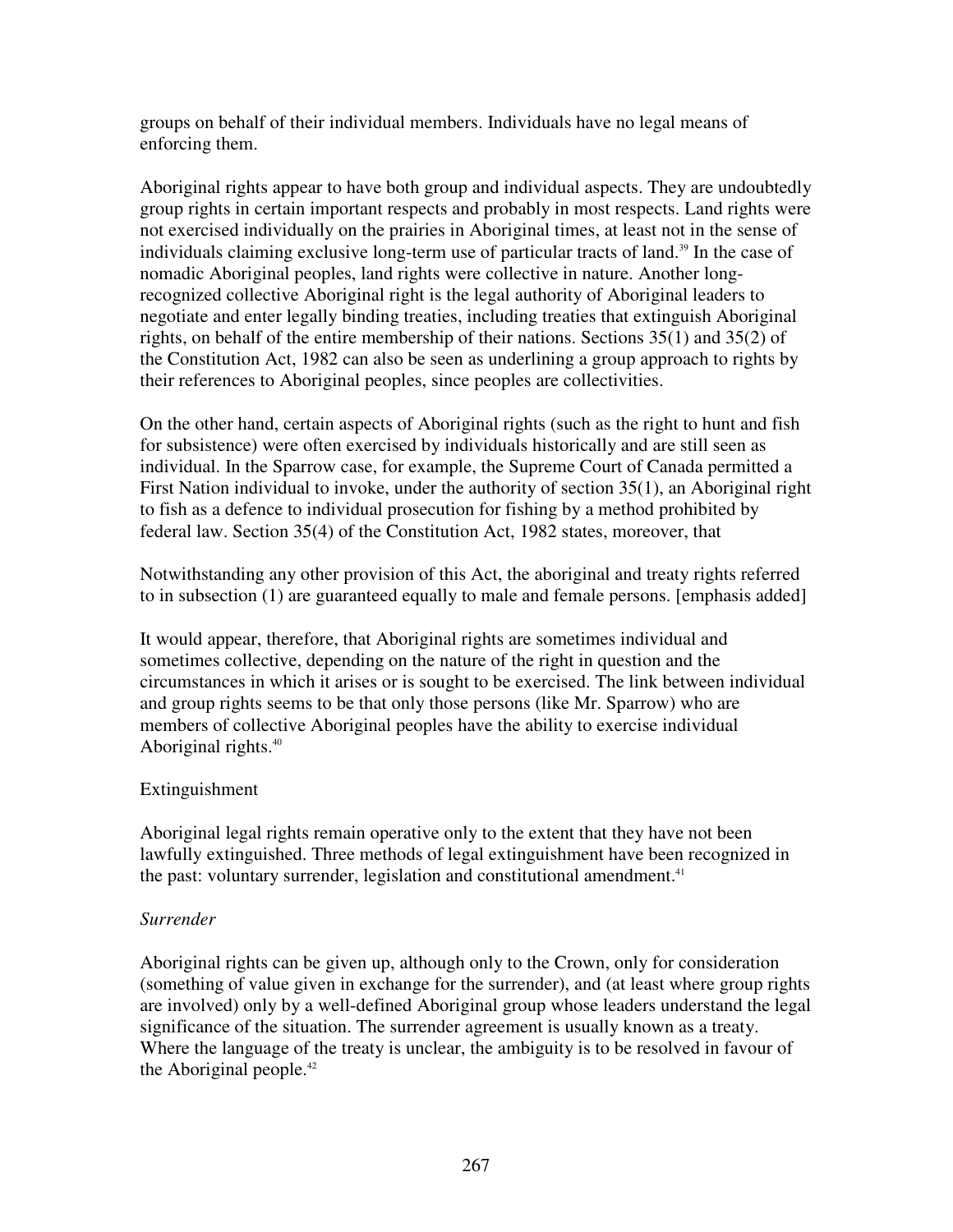groups on behalf of their individual members. Individuals have no legal means of enforcing them.

Aboriginal rights appear to have both group and individual aspects. They are undoubtedly group rights in certain important respects and probably in most respects. Land rights were not exercised individually on the prairies in Aboriginal times, at least not in the sense of individuals claiming exclusive long-term use of particular tracts of land.[39] In the case of nomadic Aboriginal peoples, land rights were collective in nature. Another long-recognized collective Aboriginal right is the legal authority of Aboriginal leaders to negotiate and enter legally binding treaties, including treaties that extinguish Aboriginal rights, on behalf of the entire membership of their nations. Sections 35(1) and 35(2) of the Constitution Act, 1982 can also be seen as underlining a group approach to rights by their references to Aboriginal peoples, since peoples are collectivities.

On the other hand, certain aspects of Aboriginal rights (such as the right to hunt and fish for subsistence) were often exercised by individuals historically and are still seen as individual. In the Sparrow case, for example, the Supreme Court of Canada permitted a First Nation individual to invoke, under the authority of section 35(1), an Aboriginal right to fish as a defence to individual prosecution for fishing by a method prohibited by federal law. Section 35(4) of the Constitution Act, 1982 states, moreover, that

Notwithstanding any other provision of this Act, the aboriginal and treaty rights referred to in subsection (1) are guaranteed equally to male and female persons. [emphasis added]

It would appear, therefore, that Aboriginal rights are sometimes individual and sometimes collective, depending on the nature of the right in question and the circumstances in which it arises or is sought to be exercised. The link between individual and group rights seems to be that only those persons (like Mr. Sparrow) who are members of collective Aboriginal peoples have the ability to exercise individual Aboriginal rights.[40]

## Extinguishment

Aboriginal legal rights remain operative only to the extent that they have not been lawfully extinguished. Three methods of legal extinguishment have been recognized in the past: voluntary surrender, legislation and constitutional amendment.[41]

### *Surrender*

Aboriginal rights can be given up, although only to the Crown, only for consideration (something of value given in exchange for the surrender), and (at least where group rights are involved) only by a well-defined Aboriginal group whose leaders understand the legal significance of the situation. The surrender agreement is usually known as a treaty. Where the language of the treaty is unclear, the ambiguity is to be resolved in favour of the Aboriginal people.[42]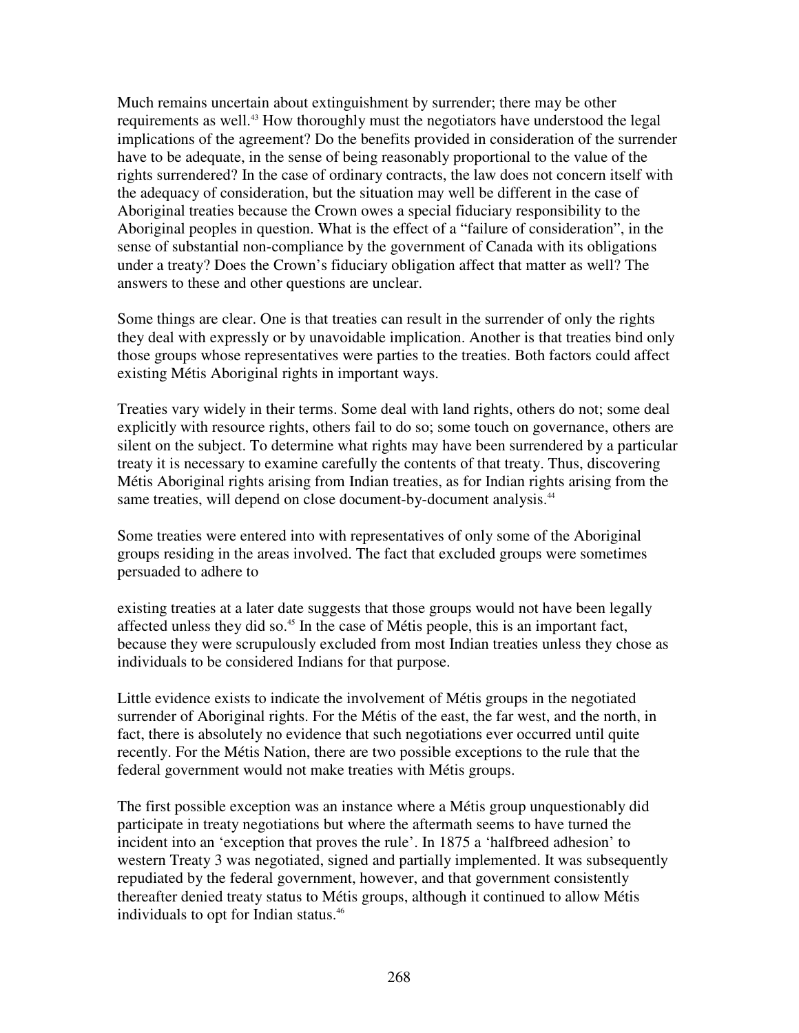Much remains uncertain about extinguishment by surrender; there may be other requirements as well.[43] How thoroughly must the negotiators have understood the legal implications of the agreement? Do the benefits provided in consideration of the surrender have to be adequate, in the sense of being reasonably proportional to the value of the rights surrendered? In the case of ordinary contracts, the law does not concern itself with the adequacy of consideration, but the situation may well be different in the case of Aboriginal treaties because the Crown owes a special fiduciary responsibility to the Aboriginal peoples in question. What is the effect of a "failure of consideration", in the sense of substantial non-compliance by the government of Canada with its obligations under a treaty? Does the Crown's fiduciary obligation affect that matter as well? The answers to these and other questions are unclear.

Some things are clear. One is that treaties can result in the surrender of only the rights they deal with expressly or by unavoidable implication. Another is that treaties bind only those groups whose representatives were parties to the treaties. Both factors could affect existing Métis Aboriginal rights in important ways.

Treaties vary widely in their terms. Some deal with land rights, others do not; some deal explicitly with resource rights, others fail to do so; some touch on governance, others are silent on the subject. To determine what rights may have been surrendered by a particular treaty it is necessary to examine carefully the contents of that treaty. Thus, discovering Métis Aboriginal rights arising from Indian treaties, as for Indian rights arising from the same treaties, will depend on close document-by-document analysis.[44]

Some treaties were entered into with representatives of only some of the Aboriginal groups residing in the areas involved. The fact that excluded groups were sometimes persuaded to adhere to existing treaties at a later date suggests that those groups would not have been legally affected unless they did so.[45] In the case of Métis people, this is an important fact, because they were scrupulously excluded from most Indian treaties unless they chose as individuals to be considered Indians for that purpose.

Little evidence exists to indicate the involvement of Métis groups in the negotiated surrender of Aboriginal rights. For the Métis of the east, the far west, and the north, in fact, there is absolutely no evidence that such negotiations ever occurred until quite recently. For the Métis Nation, there are two possible exceptions to the rule that the federal government would not make treaties with Métis groups.

The first possible exception was an instance where a Métis group unquestionably did participate in treaty negotiations but where the aftermath seems to have turned the incident into an 'exception that proves the rule'. In 1875 a 'halfbreed adhesion' to western Treaty 3 was negotiated, signed and partially implemented. It was subsequently repudiated by the federal government, however, and that government consistently thereafter denied treaty status to Métis groups, although it continued to allow Métis individuals to opt for Indian status.[46]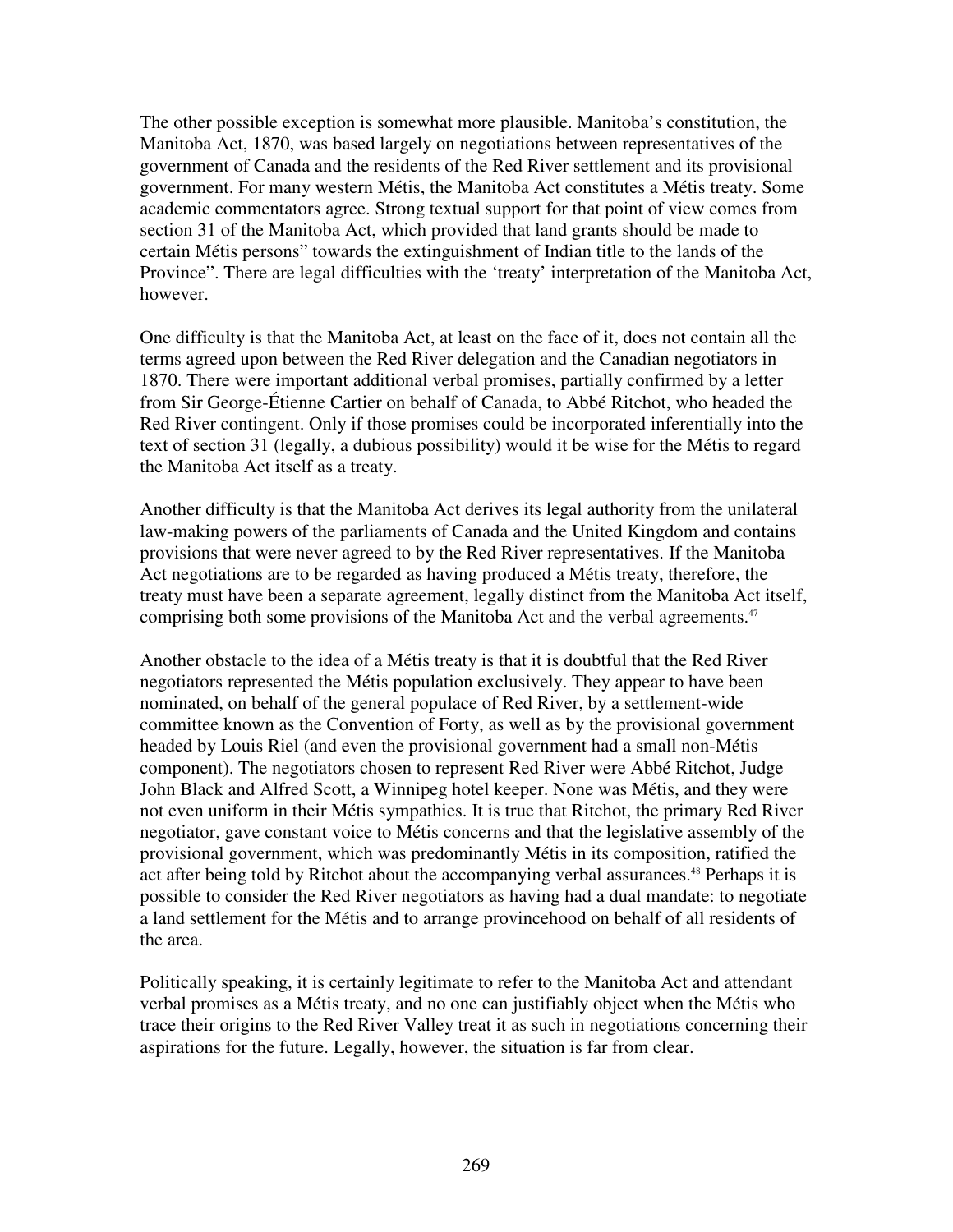The other possible exception is somewhat more plausible. Manitoba's constitution, the Manitoba Act, 1870, was based largely on negotiations between representatives of the government of Canada and the residents of the Red River settlement and its provisional government. For many western Métis, the Manitoba Act constitutes a Métis treaty. Some academic commentators agree. Strong textual support for that point of view comes from section 31 of the Manitoba Act, which provided that land grants should be made to certain Métis persons" towards the extinguishment of Indian title to the lands of the Province". There are legal difficulties with the 'treaty' interpretation of the Manitoba Act, however.

One difficulty is that the Manitoba Act, at least on the face of it, does not contain all the terms agreed upon between the Red River delegation and the Canadian negotiators in 1870. There were important additional verbal promises, partially confirmed by a letter from Sir George-Étienne Cartier on behalf of Canada, to Abbé Ritchot, who headed the Red River contingent. Only if those promises could be incorporated inferentially into the text of section 31 (legally, a dubious possibility) would it be wise for the Métis to regard the Manitoba Act itself as a treaty.

Another difficulty is that the Manitoba Act derives its legal authority from the unilateral law-making powers of the parliaments of Canada and the United Kingdom and contains provisions that were never agreed to by the Red River representatives. If the Manitoba Act negotiations are to be regarded as having produced a Métis treaty, therefore, the treaty must have been a separate agreement, legally distinct from the Manitoba Act itself, comprising both some provisions of the Manitoba Act and the verbal agreements.[47]

Another obstacle to the idea of a Métis treaty is that it is doubtful that the Red River negotiators represented the Métis population exclusively. They appear to have been nominated, on behalf of the general populace of Red River, by a settlement-wide committee known as the Convention of Forty, as well as by the provisional government headed by Louis Riel (and even the provisional government had a small non-Métis component). The negotiators chosen to represent Red River were Abbé Ritchot, Judge John Black and Alfred Scott, a Winnipeg hotel keeper. None was Métis, and they were not even uniform in their Métis sympathies. It is true that Ritchot, the primary Red River negotiator, gave constant voice to Métis concerns and that the legislative assembly of the provisional government, which was predominantly Métis in its composition, ratified the act after being told by Ritchot about the accompanying verbal assurances.[48] Perhaps it is possible to consider the Red River negotiators as having had a dual mandate: to negotiate a land settlement for the Métis and to arrange provincehood on behalf of all residents of the area.

Politically speaking, it is certainly legitimate to refer to the Manitoba Act and attendant verbal promises as a Métis treaty, and no one can justifiably object when the Métis who trace their origins to the Red River Valley treat it as such in negotiations concerning their aspirations for the future. Legally, however, the situation is far from clear.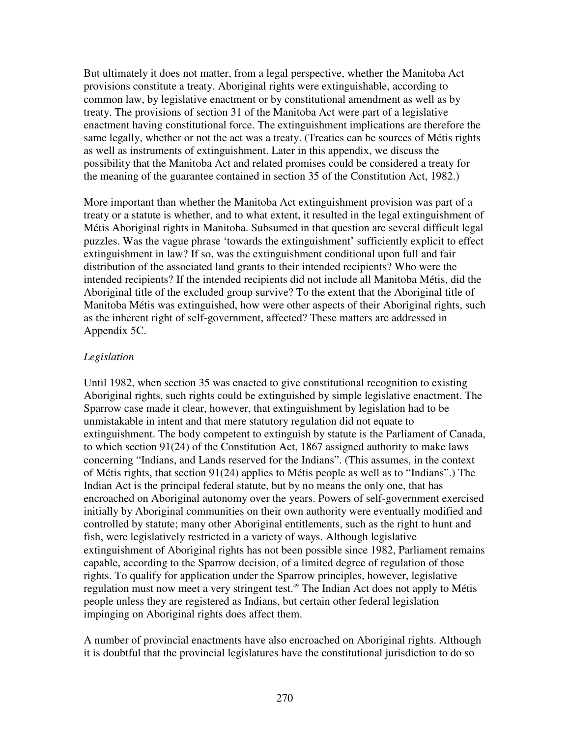But ultimately it does not matter, from a legal perspective, whether the Manitoba Act provisions constitute a treaty. Aboriginal rights were extinguishable, according to common law, by legislative enactment or by constitutional amendment as well as by treaty. The provisions of section 31 of the Manitoba Act were part of a legislative enactment having constitutional force. The extinguishment implications are therefore the same legally, whether or not the act was a treaty. (Treaties can be sources of Métis rights as well as instruments of extinguishment. Later in this appendix, we discuss the possibility that the Manitoba Act and related promises could be considered a treaty for the meaning of the guarantee contained in section 35 of the Constitution Act, 1982.)

More important than whether the Manitoba Act extinguishment provision was part of a treaty or a statute is whether, and to what extent, it resulted in the legal extinguishment of Métis Aboriginal rights in Manitoba. Subsumed in that question are several difficult legal puzzles. Was the vague phrase 'towards the extinguishment' sufficiently explicit to effect extinguishment in law? If so, was the extinguishment conditional upon full and fair distribution of the associated land grants to their intended recipients? Who were the intended recipients? If the intended recipients did not include all Manitoba Métis, did the Aboriginal title of the excluded group survive? To the extent that the Aboriginal title of Manitoba Métis was extinguished, how were other aspects of their Aboriginal rights, such as the inherent right of self-government, affected? These matters are addressed in Appendix 5C.

*Legislation*

Until 1982, when section 35 was enacted to give constitutional recognition to existing Aboriginal rights, such rights could be extinguished by simple legislative enactment. The Sparrow case made it clear, however, that extinguishment by legislation had to be unmistakable in intent and that mere statutory regulation did not equate to extinguishment. The body competent to extinguish by statute is the Parliament of Canada, to which section 91(24) of the Constitution Act, 1867 assigned authority to make laws concerning "Indians, and Lands reserved for the Indians". (This assumes, in the context of Métis rights, that section 91(24) applies to Métis people as well as to "Indians".) The Indian Act is the principal federal statute, but by no means the only one, that has encroached on Aboriginal autonomy over the years. Powers of self-government exercised initially by Aboriginal communities on their own authority were eventually modified and controlled by statute; many other Aboriginal entitlements, such as the right to hunt and fish, were legislatively restricted in a variety of ways. Although legislative extinguishment of Aboriginal rights has not been possible since 1982, Parliament remains capable, according to the Sparrow decision, of a limited degree of regulation of those rights. To qualify for application under the Sparrow principles, however, legislative regulation must now meet a very stringent test.[49] The Indian Act does not apply to Métis people unless they are registered as Indians, but certain other federal legislation impinging on Aboriginal rights does affect them.

A number of provincial enactments have also encroached on Aboriginal rights. Although it is doubtful that the provincial legislatures have the constitutional jurisdiction to do so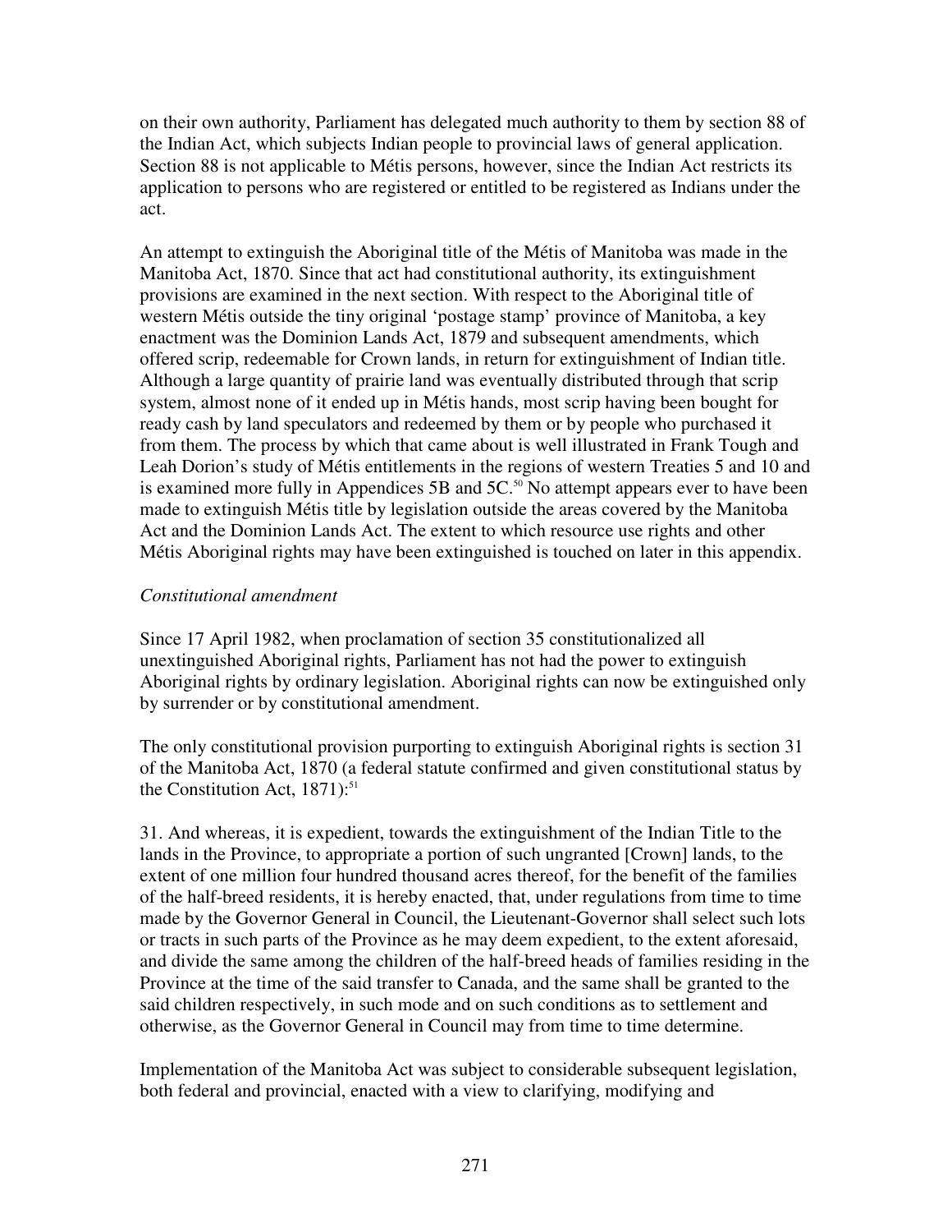on their own authority, Parliament has delegated much authority to them by section 88 of the Indian Act, which subjects Indian people to provincial laws of general application. Section 88 is not applicable to Métis persons, however, since the Indian Act restricts its application to persons who are registered or entitled to be registered as Indians under the act.

An attempt to extinguish the Aboriginal title of the Métis of Manitoba was made in the Manitoba Act, 1870. Since that act had constitutional authority, its extinguishment provisions are examined in the next section. With respect to the Aboriginal title of western Métis outside the tiny original 'postage stamp' province of Manitoba, a key enactment was the Dominion Lands Act, 1879 and subsequent amendments, which offered scrip, redeemable for Crown lands, in return for extinguishment of Indian title. Although a large quantity of prairie land was eventually distributed through that scrip system, almost none of it ended up in Métis hands, most scrip having been bought for ready cash by land speculators and redeemed by them or by people who purchased it from them. The process by which that came about is well illustrated in Frank Tough and Leah Dorion's study of Métis entitlements in the regions of western Treaties 5 and 10 and is examined more fully in Appendices 5B and 5C.[50] No attempt appears ever to have been made to extinguish Métis title by legislation outside the areas covered by the Manitoba Act and the Dominion Lands Act. The extent to which resource use rights and other Métis Aboriginal rights may have been extinguished is touched on later in this appendix.

*Constitutional amendment*

Since 17 April 1982, when proclamation of section 35 constitutionalized all unextinguished Aboriginal rights, Parliament has not had the power to extinguish Aboriginal rights by ordinary legislation. Aboriginal rights can now be extinguished only by surrender or by constitutional amendment.

The only constitutional provision purporting to extinguish Aboriginal rights is section 31 of the Manitoba Act, 1870 (a federal statute confirmed and given constitutional status by the Constitution Act, 1871):[51]

31. And whereas, it is expedient, towards the extinguishment of the Indian Title to the lands in the Province, to appropriate a portion of such ungranted [Crown] lands, to the extent of one million four hundred thousand acres thereof, for the benefit of the families of the half-breed residents, it is hereby enacted, that, under regulations from time to time made by the Governor General in Council, the Lieutenant-Governor shall select such lots or tracts in such parts of the Province as he may deem expedient, to the extent aforesaid, and divide the same among the children of the half-breed heads of families residing in the Province at the time of the said transfer to Canada, and the same shall be granted to the said children respectively, in such mode and on such conditions as to settlement and otherwise, as the Governor General in Council may from time to time determine.

Implementation of the Manitoba Act was subject to considerable subsequent legislation, both federal and provincial, enacted with a view to clarifying, modifying and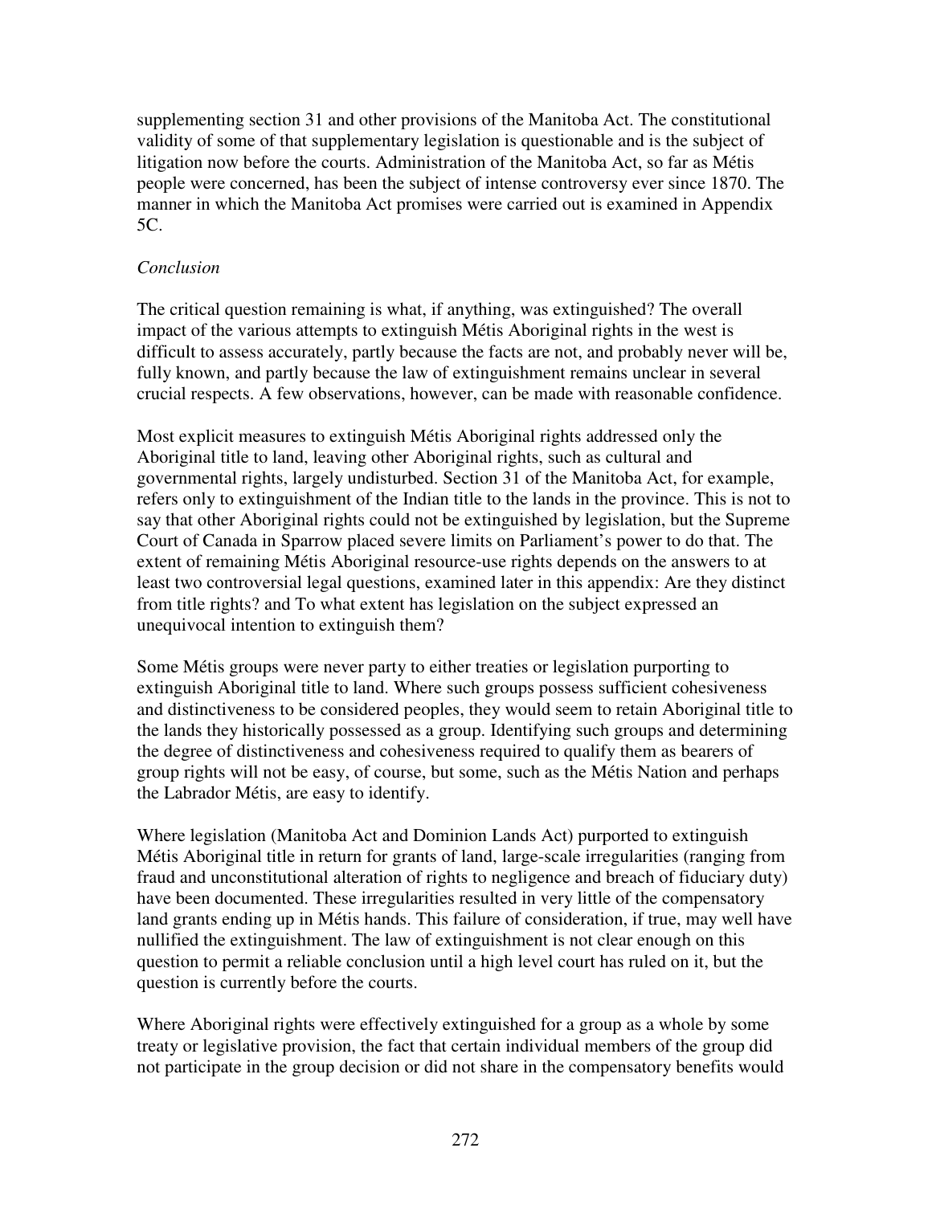supplementing section 31 and other provisions of the Manitoba Act. The constitutional validity of some of that supplementary legislation is questionable and is the subject of litigation now before the courts. Administration of the Manitoba Act, so far as Métis people were concerned, has been the subject of intense controversy ever since 1870. The manner in which the Manitoba Act promises were carried out is examined in Appendix 5C.

*Conclusion*

The critical question remaining is what, if anything, was extinguished? The overall impact of the various attempts to extinguish Métis Aboriginal rights in the west is difficult to assess accurately, partly because the facts are not, and probably never will be, fully known, and partly because the law of extinguishment remains unclear in several crucial respects. A few observations, however, can be made with reasonable confidence.

Most explicit measures to extinguish Métis Aboriginal rights addressed only the Aboriginal title to land, leaving other Aboriginal rights, such as cultural and governmental rights, largely undisturbed. Section 31 of the Manitoba Act, for example, refers only to extinguishment of the Indian title to the lands in the province. This is not to say that other Aboriginal rights could not be extinguished by legislation, but the Supreme Court of Canada in Sparrow placed severe limits on Parliament's power to do that. The extent of remaining Métis Aboriginal resource-use rights depends on the answers to at least two controversial legal questions, examined later in this appendix: Are they distinct from title rights? and To what extent has legislation on the subject expressed an unequivocal intention to extinguish them?

Some Métis groups were never party to either treaties or legislation purporting to extinguish Aboriginal title to land. Where such groups possess sufficient cohesiveness and distinctiveness to be considered peoples, they would seem to retain Aboriginal title to the lands they historically possessed as a group. Identifying such groups and determining the degree of distinctiveness and cohesiveness required to qualify them as bearers of group rights will not be easy, of course, but some, such as the Métis Nation and perhaps the Labrador Métis, are easy to identify.

Where legislation (Manitoba Act and Dominion Lands Act) purported to extinguish Métis Aboriginal title in return for grants of land, large-scale irregularities (ranging from fraud and unconstitutional alteration of rights to negligence and breach of fiduciary duty) have been documented. These irregularities resulted in very little of the compensatory land grants ending up in Métis hands. This failure of consideration, if true, may well have nullified the extinguishment. The law of extinguishment is not clear enough on this question to permit a reliable conclusion until a high level court has ruled on it, but the question is currently before the courts.

Where Aboriginal rights were effectively extinguished for a group as a whole by some treaty or legislative provision, the fact that certain individual members of the group did not participate in the group decision or did not share in the compensatory benefits would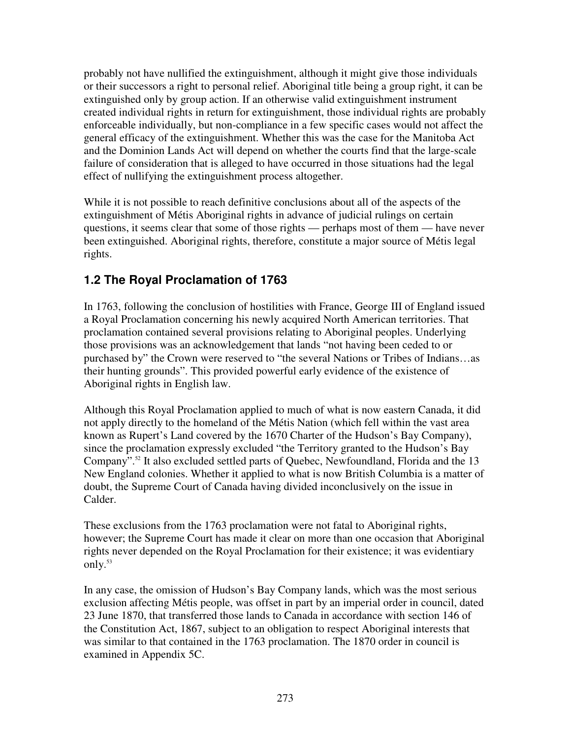probably not have nullified the extinguishment, although it might give those individuals or their successors a right to personal relief. Aboriginal title being a group right, it can be extinguished only by group action. If an otherwise valid extinguishment instrument created individual rights in return for extinguishment, those individual rights are probably enforceable individually, but non-compliance in a few specific cases would not affect the general efficacy of the extinguishment. Whether this was the case for the Manitoba Act and the Dominion Lands Act will depend on whether the courts find that the large-scale failure of consideration that is alleged to have occurred in those situations had the legal effect of nullifying the extinguishment process altogether.

While it is not possible to reach definitive conclusions about all of the aspects of the extinguishment of Métis Aboriginal rights in advance of judicial rulings on certain questions, it seems clear that some of those rights — perhaps most of them — have never been extinguished. Aboriginal rights, therefore, constitute a major source of Métis legal rights.

## 1.2 The Royal Proclamation of 1763

In 1763, following the conclusion of hostilities with France, George III of England issued a Royal Proclamation concerning his newly acquired North American territories. That proclamation contained several provisions relating to Aboriginal peoples. Underlying those provisions was an acknowledgement that lands "not having been ceded to or purchased by" the Crown were reserved to "the several Nations or Tribes of Indians…as their hunting grounds". This provided powerful early evidence of the existence of Aboriginal rights in English law.

Although this Royal Proclamation applied to much of what is now eastern Canada, it did not apply directly to the homeland of the Métis Nation (which fell within the vast area known as Rupert's Land covered by the 1670 Charter of the Hudson's Bay Company), since the proclamation expressly excluded "the Territory granted to the Hudson's Bay Company".[52] It also excluded settled parts of Quebec, Newfoundland, Florida and the 13 New England colonies. Whether it applied to what is now British Columbia is a matter of doubt, the Supreme Court of Canada having divided inconclusively on the issue in Calder.

These exclusions from the 1763 proclamation were not fatal to Aboriginal rights, however; the Supreme Court has made it clear on more than one occasion that Aboriginal rights never depended on the Royal Proclamation for their existence; it was evidentiary only.[53]

In any case, the omission of Hudson's Bay Company lands, which was the most serious exclusion affecting Métis people, was offset in part by an imperial order in council, dated 23 June 1870, that transferred those lands to Canada in accordance with section 146 of the Constitution Act, 1867, subject to an obligation to respect Aboriginal interests that was similar to that contained in the 1763 proclamation. The 1870 order in council is examined in Appendix 5C.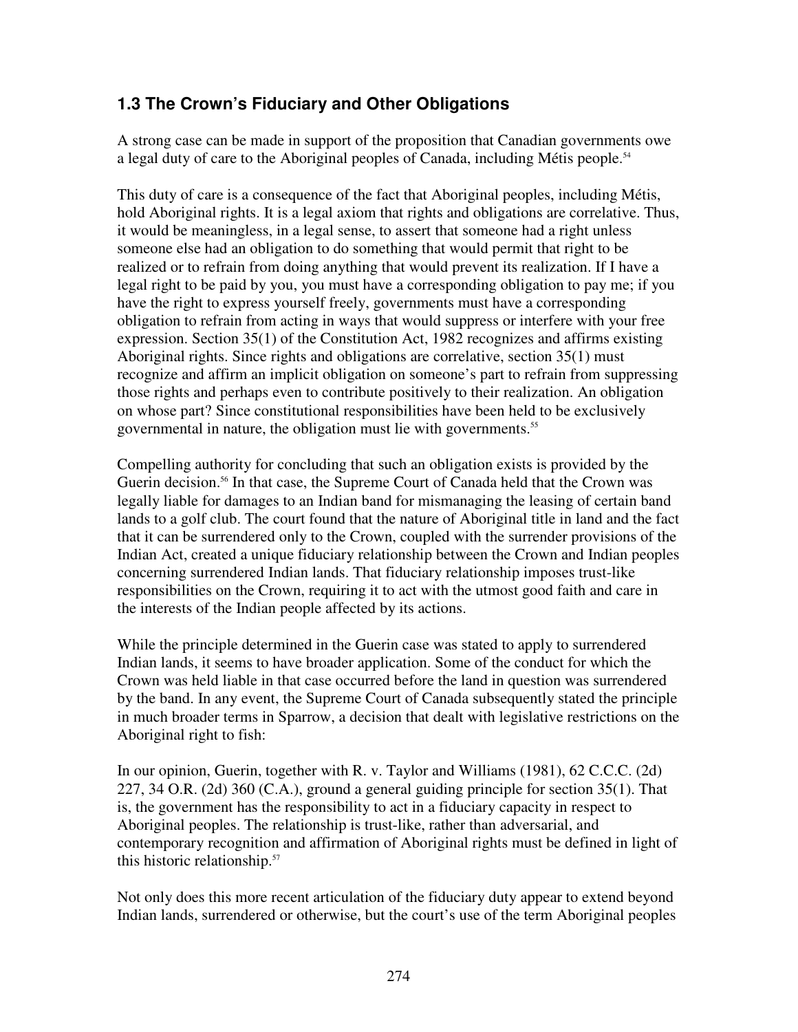## 1.3 The Crown's Fiduciary and Other Obligations

A strong case can be made in support of the proposition that Canadian governments owe a legal duty of care to the Aboriginal peoples of Canada, including Métis people.[54]

This duty of care is a consequence of the fact that Aboriginal peoples, including Métis, hold Aboriginal rights. It is a legal axiom that rights and obligations are correlative. Thus, it would be meaningless, in a legal sense, to assert that someone had a right unless someone else had an obligation to do something that would permit that right to be realized or to refrain from doing anything that would prevent its realization. If I have a legal right to be paid by you, you must have a corresponding obligation to pay me; if you have the right to express yourself freely, governments must have a corresponding obligation to refrain from acting in ways that would suppress or interfere with your free expression. Section 35(1) of the Constitution Act, 1982 recognizes and affirms existing Aboriginal rights. Since rights and obligations are correlative, section 35(1) must recognize and affirm an implicit obligation on someone's part to refrain from suppressing those rights and perhaps even to contribute positively to their realization. An obligation on whose part? Since constitutional responsibilities have been held to be exclusively governmental in nature, the obligation must lie with governments.[55]

Compelling authority for concluding that such an obligation exists is provided by the Guerin decision.[56] In that case, the Supreme Court of Canada held that the Crown was legally liable for damages to an Indian band for mismanaging the leasing of certain band lands to a golf club. The court found that the nature of Aboriginal title in land and the fact that it can be surrendered only to the Crown, coupled with the surrender provisions of the Indian Act, created a unique fiduciary relationship between the Crown and Indian peoples concerning surrendered Indian lands. That fiduciary relationship imposes trust-like responsibilities on the Crown, requiring it to act with the utmost good faith and care in the interests of the Indian people affected by its actions.

While the principle determined in the Guerin case was stated to apply to surrendered Indian lands, it seems to have broader application. Some of the conduct for which the Crown was held liable in that case occurred before the land in question was surrendered by the band. In any event, the Supreme Court of Canada subsequently stated the principle in much broader terms in Sparrow, a decision that dealt with legislative restrictions on the Aboriginal right to fish:

In our opinion, Guerin, together with R. v. Taylor and Williams (1981), 62 C.C.C. (2d) 227, 34 O.R. (2d) 360 (C.A.), ground a general guiding principle for section 35(1). That is, the government has the responsibility to act in a fiduciary capacity in respect to Aboriginal peoples. The relationship is trust-like, rather than adversarial, and contemporary recognition and affirmation of Aboriginal rights must be defined in light of this historic relationship.[57]

Not only does this more recent articulation of the fiduciary duty appear to extend beyond Indian lands, surrendered or otherwise, but the court's use of the term Aboriginal peoples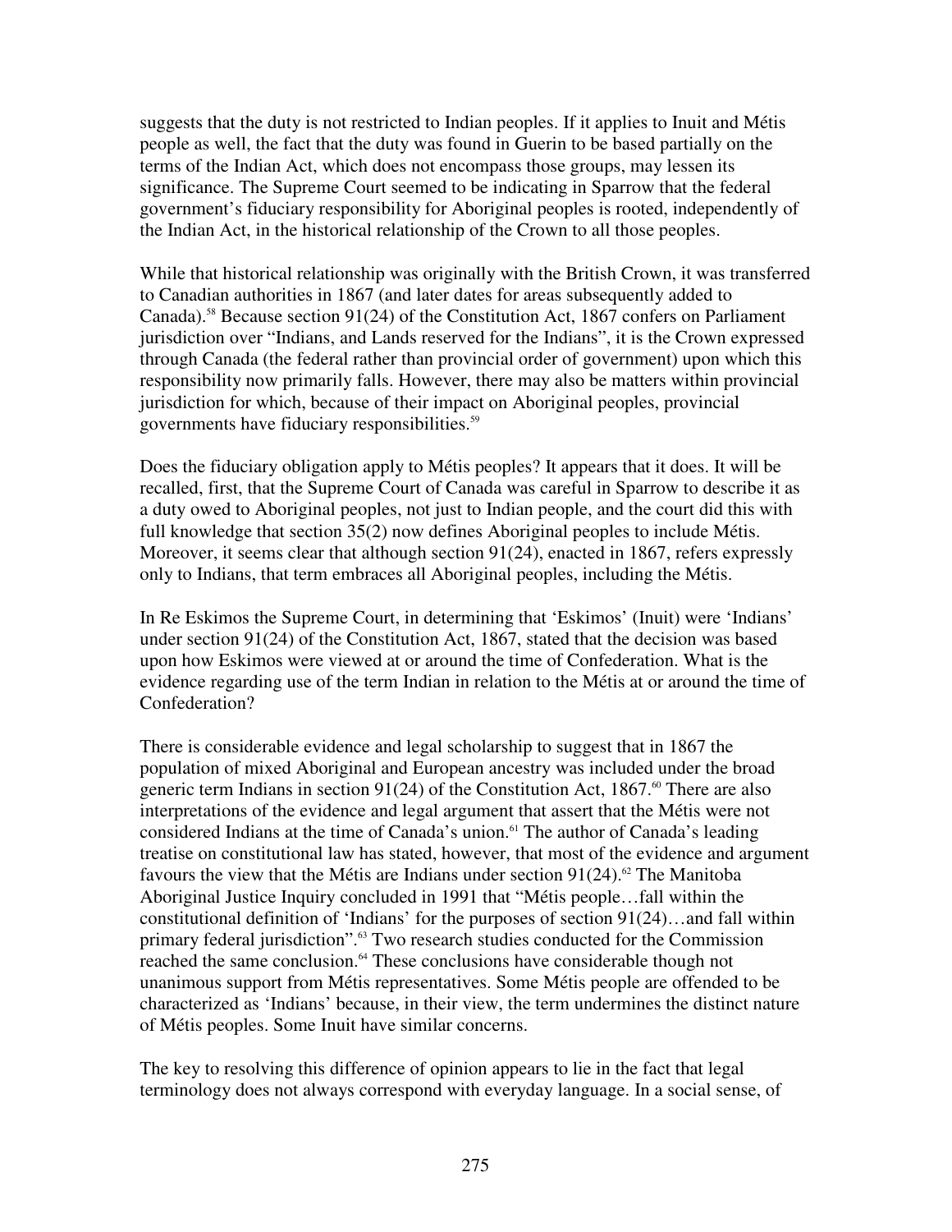suggests that the duty is not restricted to Indian peoples. If it applies to Inuit and Métis people as well, the fact that the duty was found in Guerin to be based partially on the terms of the Indian Act, which does not encompass those groups, may lessen its significance. The Supreme Court seemed to be indicating in Sparrow that the federal government's fiduciary responsibility for Aboriginal peoples is rooted, independently of the Indian Act, in the historical relationship of the Crown to all those peoples.

While that historical relationship was originally with the British Crown, it was transferred to Canadian authorities in 1867 (and later dates for areas subsequently added to Canada).[58] Because section 91(24) of the Constitution Act, 1867 confers on Parliament jurisdiction over "Indians, and Lands reserved for the Indians", it is the Crown expressed through Canada (the federal rather than provincial order of government) upon which this responsibility now primarily falls. However, there may also be matters within provincial jurisdiction for which, because of their impact on Aboriginal peoples, provincial governments have fiduciary responsibilities.[59]

Does the fiduciary obligation apply to Métis peoples? It appears that it does. It will be recalled, first, that the Supreme Court of Canada was careful in Sparrow to describe it as a duty owed to Aboriginal peoples, not just to Indian people, and the court did this with full knowledge that section 35(2) now defines Aboriginal peoples to include Métis. Moreover, it seems clear that although section 91(24), enacted in 1867, refers expressly only to Indians, that term embraces all Aboriginal peoples, including the Métis.

In Re Eskimos the Supreme Court, in determining that 'Eskimos' (Inuit) were 'Indians' under section 91(24) of the Constitution Act, 1867, stated that the decision was based upon how Eskimos were viewed at or around the time of Confederation. What is the evidence regarding use of the term Indian in relation to the Métis at or around the time of Confederation?

There is considerable evidence and legal scholarship to suggest that in 1867 the population of mixed Aboriginal and European ancestry was included under the broad generic term Indians in section 91(24) of the Constitution Act, 1867.[60] There are also interpretations of the evidence and legal argument that assert that the Métis were not considered Indians at the time of Canada's union.[61] The author of Canada's leading treatise on constitutional law has stated, however, that most of the evidence and argument favours the view that the Métis are Indians under section 91(24).[62] The Manitoba Aboriginal Justice Inquiry concluded in 1991 that "Métis people…fall within the constitutional definition of 'Indians' for the purposes of section 91(24)…and fall within primary federal jurisdiction".[63] Two research studies conducted for the Commission reached the same conclusion.[64] These conclusions have considerable though not unanimous support from Métis representatives. Some Métis people are offended to be characterized as 'Indians' because, in their view, the term undermines the distinct nature of Métis peoples. Some Inuit have similar concerns.

The key to resolving this difference of opinion appears to lie in the fact that legal terminology does not always correspond with everyday language. In a social sense, of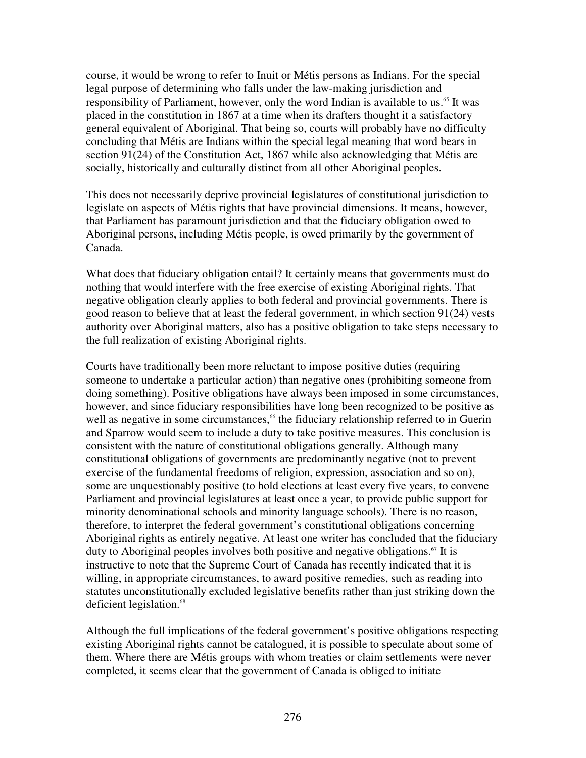course, it would be wrong to refer to Inuit or Métis persons as Indians. For the special legal purpose of determining who falls under the law-making jurisdiction and responsibility of Parliament, however, only the word Indian is available to us.[65] It was placed in the constitution in 1867 at a time when its drafters thought it a satisfactory general equivalent of Aboriginal. That being so, courts will probably have no difficulty concluding that Métis are Indians within the special legal meaning that word bears in section 91(24) of the Constitution Act, 1867 while also acknowledging that Métis are socially, historically and culturally distinct from all other Aboriginal peoples.

This does not necessarily deprive provincial legislatures of constitutional jurisdiction to legislate on aspects of Métis rights that have provincial dimensions. It means, however, that Parliament has paramount jurisdiction and that the fiduciary obligation owed to Aboriginal persons, including Métis people, is owed primarily by the government of Canada.

What does that fiduciary obligation entail? It certainly means that governments must do nothing that would interfere with the free exercise of existing Aboriginal rights. That negative obligation clearly applies to both federal and provincial governments. There is good reason to believe that at least the federal government, in which section 91(24) vests authority over Aboriginal matters, also has a positive obligation to take steps necessary to the full realization of existing Aboriginal rights.

Courts have traditionally been more reluctant to impose positive duties (requiring someone to undertake a particular action) than negative ones (prohibiting someone from doing something). Positive obligations have always been imposed in some circumstances, however, and since fiduciary responsibilities have long been recognized to be positive as well as negative in some circumstances,[66] the fiduciary relationship referred to in Guerin and Sparrow would seem to include a duty to take positive measures. This conclusion is consistent with the nature of constitutional obligations generally. Although many constitutional obligations of governments are predominantly negative (not to prevent exercise of the fundamental freedoms of religion, expression, association and so on), some are unquestionably positive (to hold elections at least every five years, to convene Parliament and provincial legislatures at least once a year, to provide public support for minority denominational schools and minority language schools). There is no reason, therefore, to interpret the federal government's constitutional obligations concerning Aboriginal rights as entirely negative. At least one writer has concluded that the fiduciary duty to Aboriginal peoples involves both positive and negative obligations.[67] It is instructive to note that the Supreme Court of Canada has recently indicated that it is willing, in appropriate circumstances, to award positive remedies, such as reading into statutes unconstitutionally excluded legislative benefits rather than just striking down the deficient legislation.[68]

Although the full implications of the federal government's positive obligations respecting existing Aboriginal rights cannot be catalogued, it is possible to speculate about some of them. Where there are Métis groups with whom treaties or claim settlements were never completed, it seems clear that the government of Canada is obliged to initiate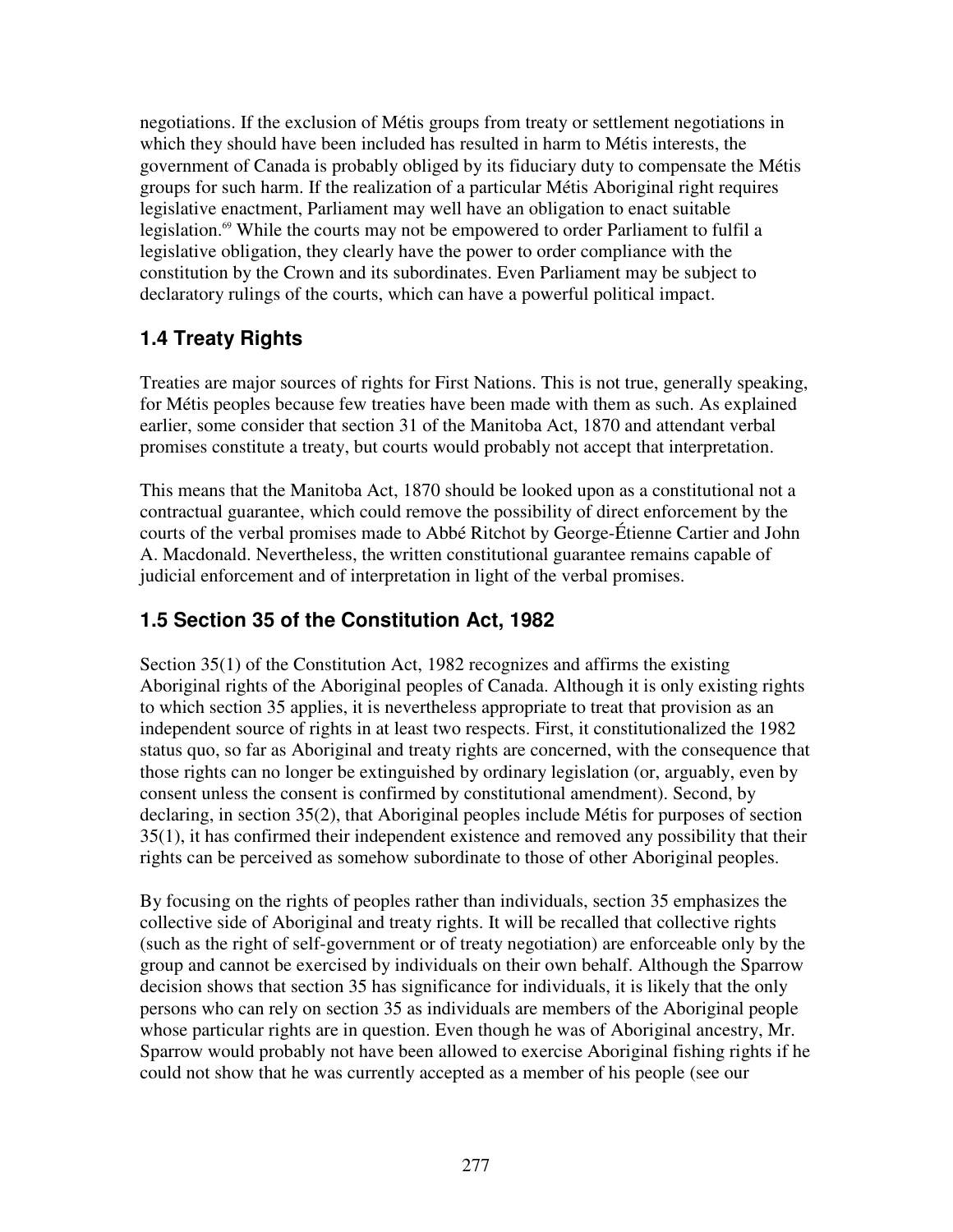negotiations. If the exclusion of Métis groups from treaty or settlement negotiations in which they should have been included has resulted in harm to Métis interests, the government of Canada is probably obliged by its fiduciary duty to compensate the Métis groups for such harm. If the realization of a particular Métis Aboriginal right requires legislative enactment, Parliament may well have an obligation to enact suitable legislation.[69] While the courts may not be empowered to order Parliament to fulfil a legislative obligation, they clearly have the power to order compliance with the constitution by the Crown and its subordinates. Even Parliament may be subject to declaratory rulings of the courts, which can have a powerful political impact.

## 1.4 Treaty Rights

Treaties are major sources of rights for First Nations. This is not true, generally speaking, for Métis peoples because few treaties have been made with them as such. As explained earlier, some consider that section 31 of the Manitoba Act, 1870 and attendant verbal promises constitute a treaty, but courts would probably not accept that interpretation.

This means that the Manitoba Act, 1870 should be looked upon as a constitutional not a contractual guarantee, which could remove the possibility of direct enforcement by the courts of the verbal promises made to Abbé Ritchot by George-Étienne Cartier and John A. Macdonald. Nevertheless, the written constitutional guarantee remains capable of judicial enforcement and of interpretation in light of the verbal promises.

## 1.5 Section 35 of the Constitution Act, 1982

Section 35(1) of the Constitution Act, 1982 recognizes and affirms the existing Aboriginal rights of the Aboriginal peoples of Canada. Although it is only existing rights to which section 35 applies, it is nevertheless appropriate to treat that provision as an independent source of rights in at least two respects. First, it constitutionalized the 1982 status quo, so far as Aboriginal and treaty rights are concerned, with the consequence that those rights can no longer be extinguished by ordinary legislation (or, arguably, even by consent unless the consent is confirmed by constitutional amendment). Second, by declaring, in section 35(2), that Aboriginal peoples include Métis for purposes of section 35(1), it has confirmed their independent existence and removed any possibility that their rights can be perceived as somehow subordinate to those of other Aboriginal peoples.

By focusing on the rights of peoples rather than individuals, section 35 emphasizes the collective side of Aboriginal and treaty rights. It will be recalled that collective rights (such as the right of self-government or of treaty negotiation) are enforceable only by the group and cannot be exercised by individuals on their own behalf. Although the Sparrow decision shows that section 35 has significance for individuals, it is likely that the only persons who can rely on section 35 as individuals are members of the Aboriginal people whose particular rights are in question. Even though he was of Aboriginal ancestry, Mr. Sparrow would probably not have been allowed to exercise Aboriginal fishing rights if he could not show that he was currently accepted as a member of his people (see our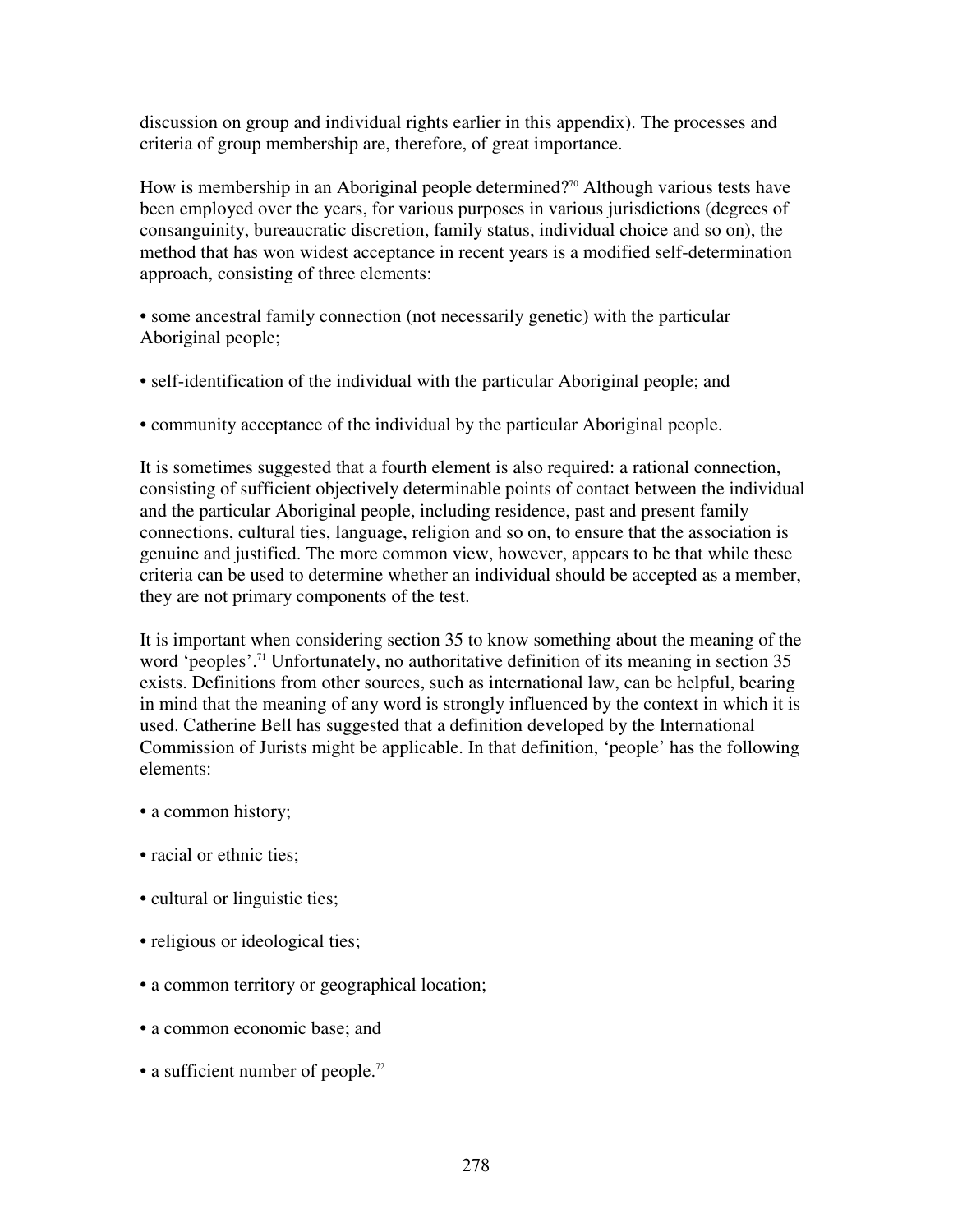discussion on group and individual rights earlier in this appendix). The processes and criteria of group membership are, therefore, of great importance.

How is membership in an Aboriginal people determined?[70] Although various tests have been employed over the years, for various purposes in various jurisdictions (degrees of consanguinity, bureaucratic discretion, family status, individual choice and so on), the method that has won widest acceptance in recent years is a modified self-determination approach, consisting of three elements:

- some ancestral family connection (not necessarily genetic) with the particular Aboriginal people;
- self-identification of the individual with the particular Aboriginal people; and
- community acceptance of the individual by the particular Aboriginal people.

It is sometimes suggested that a fourth element is also required: a rational connection, consisting of sufficient objectively determinable points of contact between the individual and the particular Aboriginal people, including residence, past and present family connections, cultural ties, language, religion and so on, to ensure that the association is genuine and justified. The more common view, however, appears to be that while these criteria can be used to determine whether an individual should be accepted as a member, they are not primary components of the test.

It is important when considering section 35 to know something about the meaning of the word 'peoples'.[71] Unfortunately, no authoritative definition of its meaning in section 35 exists. Definitions from other sources, such as international law, can be helpful, bearing in mind that the meaning of any word is strongly influenced by the context in which it is used. Catherine Bell has suggested that a definition developed by the International Commission of Jurists might be applicable. In that definition, 'people' has the following elements:

- a common history;
- racial or ethnic ties;
- cultural or linguistic ties;
- religious or ideological ties;
- a common territory or geographical location;
- a common economic base; and
- a sufficient number of people.[72]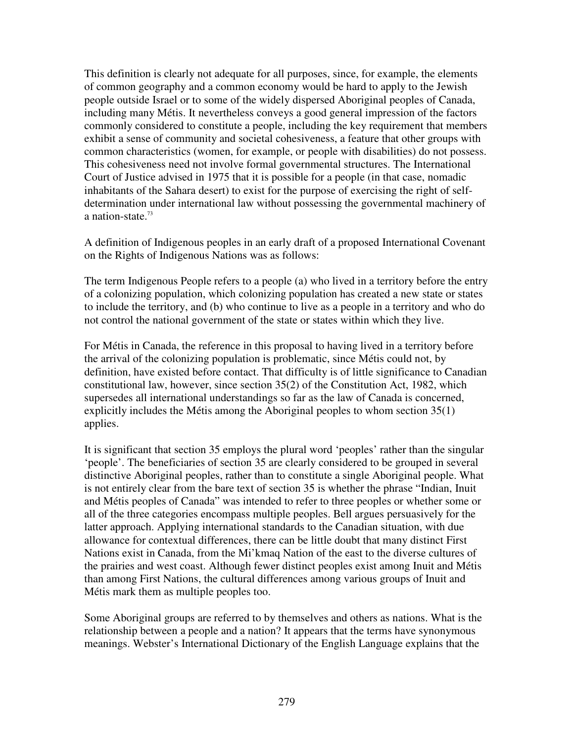This definition is clearly not adequate for all purposes, since, for example, the elements of common geography and a common economy would be hard to apply to the Jewish people outside Israel or to some of the widely dispersed Aboriginal peoples of Canada, including many Métis. It nevertheless conveys a good general impression of the factors commonly considered to constitute a people, including the key requirement that members exhibit a sense of community and societal cohesiveness, a feature that other groups with common characteristics (women, for example, or people with disabilities) do not possess. This cohesiveness need not involve formal governmental structures. The International Court of Justice advised in 1975 that it is possible for a people (in that case, nomadic inhabitants of the Sahara desert) to exist for the purpose of exercising the right of self-determination under international law without possessing the governmental machinery of a nation-state.[73]

A definition of Indigenous peoples in an early draft of a proposed International Covenant on the Rights of Indigenous Nations was as follows:

The term Indigenous People refers to a people (a) who lived in a territory before the entry of a colonizing population, which colonizing population has created a new state or states to include the territory, and (b) who continue to live as a people in a territory and who do not control the national government of the state or states within which they live.

For Métis in Canada, the reference in this proposal to having lived in a territory before the arrival of the colonizing population is problematic, since Métis could not, by definition, have existed before contact. That difficulty is of little significance to Canadian constitutional law, however, since section 35(2) of the Constitution Act, 1982, which supersedes all international understandings so far as the law of Canada is concerned, explicitly includes the Métis among the Aboriginal peoples to whom section 35(1) applies.

It is significant that section 35 employs the plural word 'peoples' rather than the singular 'people'. The beneficiaries of section 35 are clearly considered to be grouped in several distinctive Aboriginal peoples, rather than to constitute a single Aboriginal people. What is not entirely clear from the bare text of section 35 is whether the phrase "Indian, Inuit and Métis peoples of Canada" was intended to refer to three peoples or whether some or all of the three categories encompass multiple peoples. Bell argues persuasively for the latter approach. Applying international standards to the Canadian situation, with due allowance for contextual differences, there can be little doubt that many distinct First Nations exist in Canada, from the Mi'kmaq Nation of the east to the diverse cultures of the prairies and west coast. Although fewer distinct peoples exist among Inuit and Métis than among First Nations, the cultural differences among various groups of Inuit and Métis mark them as multiple peoples too.

Some Aboriginal groups are referred to by themselves and others as nations. What is the relationship between a people and a nation? It appears that the terms have synonymous meanings. Webster's International Dictionary of the English Language explains that the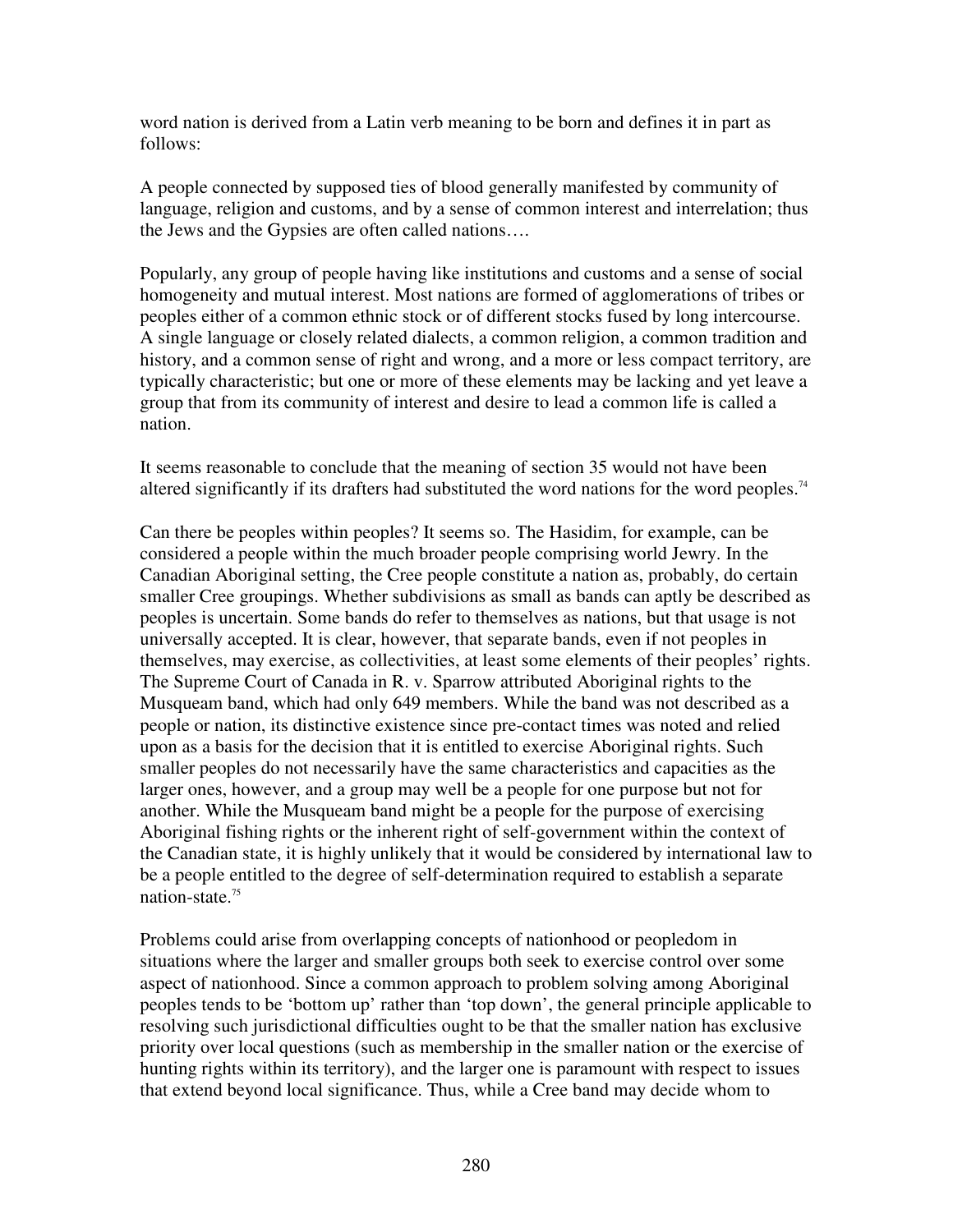word nation is derived from a Latin verb meaning to be born and defines it in part as follows:

A people connected by supposed ties of blood generally manifested by community of language, religion and customs, and by a sense of common interest and interrelation; thus the Jews and the Gypsies are often called nations….

Popularly, any group of people having like institutions and customs and a sense of social homogeneity and mutual interest. Most nations are formed of agglomerations of tribes or peoples either of a common ethnic stock or of different stocks fused by long intercourse. A single language or closely related dialects, a common religion, a common tradition and history, and a common sense of right and wrong, and a more or less compact territory, are typically characteristic; but one or more of these elements may be lacking and yet leave a group that from its community of interest and desire to lead a common life is called a nation.

It seems reasonable to conclude that the meaning of section 35 would not have been altered significantly if its drafters had substituted the word nations for the word peoples.[74]

Can there be peoples within peoples? It seems so. The Hasidim, for example, can be considered a people within the much broader people comprising world Jewry. In the Canadian Aboriginal setting, the Cree people constitute a nation as, probably, do certain smaller Cree groupings. Whether subdivisions as small as bands can aptly be described as peoples is uncertain. Some bands do refer to themselves as nations, but that usage is not universally accepted. It is clear, however, that separate bands, even if not peoples in themselves, may exercise, as collectivities, at least some elements of their peoples' rights. The Supreme Court of Canada in R. v. Sparrow attributed Aboriginal rights to the Musqueam band, which had only 649 members. While the band was not described as a people or nation, its distinctive existence since pre-contact times was noted and relied upon as a basis for the decision that it is entitled to exercise Aboriginal rights. Such smaller peoples do not necessarily have the same characteristics and capacities as the larger ones, however, and a group may well be a people for one purpose but not for another. While the Musqueam band might be a people for the purpose of exercising Aboriginal fishing rights or the inherent right of self-government within the context of the Canadian state, it is highly unlikely that it would be considered by international law to be a people entitled to the degree of self-determination required to establish a separate nation-state.[75]

Problems could arise from overlapping concepts of nationhood or peopledom in situations where the larger and smaller groups both seek to exercise control over some aspect of nationhood. Since a common approach to problem solving among Aboriginal peoples tends to be 'bottom up' rather than 'top down', the general principle applicable to resolving such jurisdictional difficulties ought to be that the smaller nation has exclusive priority over local questions (such as membership in the smaller nation or the exercise of hunting rights within its territory), and the larger one is paramount with respect to issues that extend beyond local significance. Thus, while a Cree band may decide whom to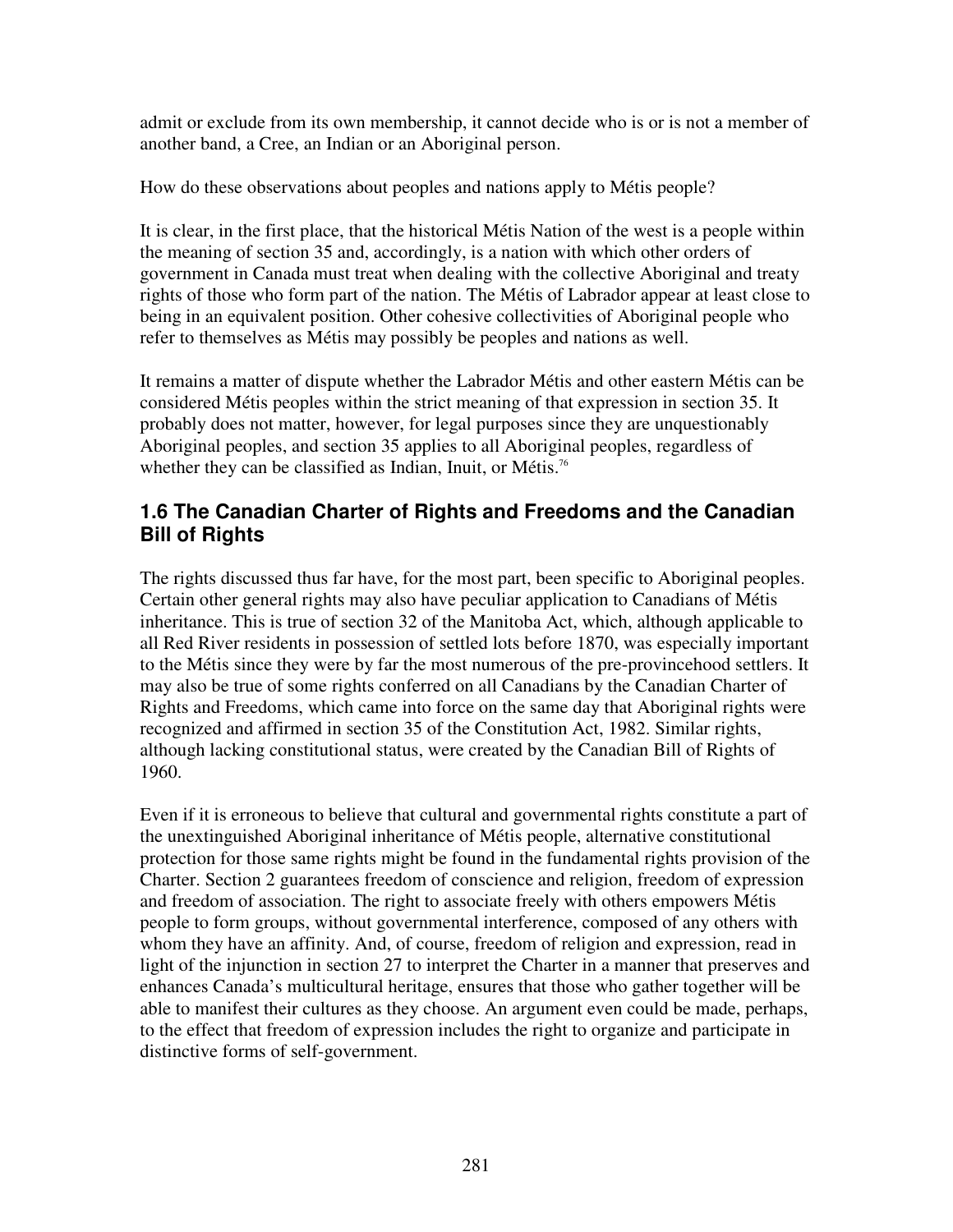admit or exclude from its own membership, it cannot decide who is or is not a member of another band, a Cree, an Indian or an Aboriginal person.

How do these observations about peoples and nations apply to Métis people?

It is clear, in the first place, that the historical Métis Nation of the west is a people within the meaning of section 35 and, accordingly, is a nation with which other orders of government in Canada must treat when dealing with the collective Aboriginal and treaty rights of those who form part of the nation. The Métis of Labrador appear at least close to being in an equivalent position. Other cohesive collectivities of Aboriginal people who refer to themselves as Métis may possibly be peoples and nations as well.

It remains a matter of dispute whether the Labrador Métis and other eastern Métis can be considered Métis peoples within the strict meaning of that expression in section 35. It probably does not matter, however, for legal purposes since they are unquestionably Aboriginal peoples, and section 35 applies to all Aboriginal peoples, regardless of whether they can be classified as Indian, Inuit, or Métis.[76]

## 1.6 The Canadian Charter of Rights and Freedoms and the Canadian Bill of Rights

The rights discussed thus far have, for the most part, been specific to Aboriginal peoples. Certain other general rights may also have peculiar application to Canadians of Métis inheritance. This is true of section 32 of the Manitoba Act, which, although applicable to all Red River residents in possession of settled lots before 1870, was especially important to the Métis since they were by far the most numerous of the pre-provincehood settlers. It may also be true of some rights conferred on all Canadians by the Canadian Charter of Rights and Freedoms, which came into force on the same day that Aboriginal rights were recognized and affirmed in section 35 of the Constitution Act, 1982. Similar rights, although lacking constitutional status, were created by the Canadian Bill of Rights of 1960.

Even if it is erroneous to believe that cultural and governmental rights constitute a part of the unextinguished Aboriginal inheritance of Métis people, alternative constitutional protection for those same rights might be found in the fundamental rights provision of the Charter. Section 2 guarantees freedom of conscience and religion, freedom of expression and freedom of association. The right to associate freely with others empowers Métis people to form groups, without governmental interference, composed of any others with whom they have an affinity. And, of course, freedom of religion and expression, read in light of the injunction in section 27 to interpret the Charter in a manner that preserves and enhances Canada's multicultural heritage, ensures that those who gather together will be able to manifest their cultures as they choose. An argument even could be made, perhaps, to the effect that freedom of expression includes the right to organize and participate in distinctive forms of self-government.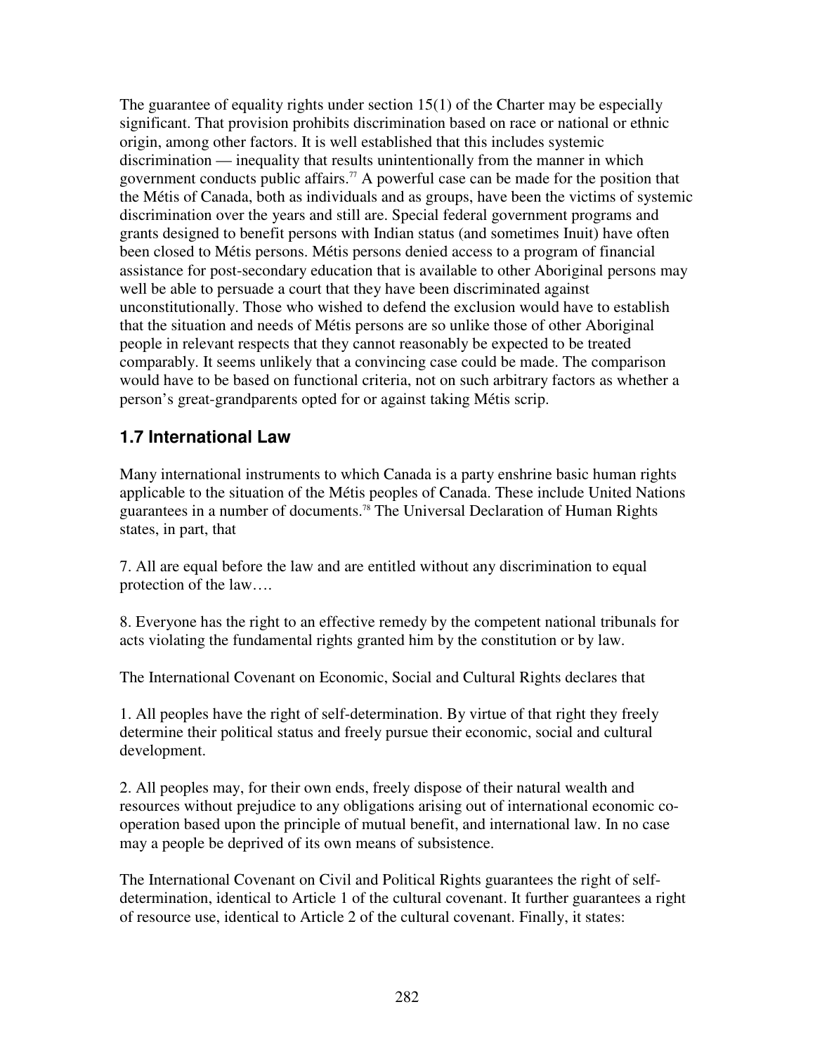The guarantee of equality rights under section 15(1) of the Charter may be especially significant. That provision prohibits discrimination based on race or national or ethnic origin, among other factors. It is well established that this includes systemic discrimination — inequality that results unintentionally from the manner in which government conducts public affairs.[77] A powerful case can be made for the position that the Métis of Canada, both as individuals and as groups, have been the victims of systemic discrimination over the years and still are. Special federal government programs and grants designed to benefit persons with Indian status (and sometimes Inuit) have often been closed to Métis persons. Métis persons denied access to a program of financial assistance for post-secondary education that is available to other Aboriginal persons may well be able to persuade a court that they have been discriminated against unconstitutionally. Those who wished to defend the exclusion would have to establish that the situation and needs of Métis persons are so unlike those of other Aboriginal people in relevant respects that they cannot reasonably be expected to be treated comparably. It seems unlikely that a convincing case could be made. The comparison would have to be based on functional criteria, not on such arbitrary factors as whether a person's great-grandparents opted for or against taking Métis scrip.

## 1.7 International Law

Many international instruments to which Canada is a party enshrine basic human rights applicable to the situation of the Métis peoples of Canada. These include United Nations guarantees in a number of documents.[78] The Universal Declaration of Human Rights states, in part, that

7. All are equal before the law and are entitled without any discrimination to equal protection of the law….

8. Everyone has the right to an effective remedy by the competent national tribunals for acts violating the fundamental rights granted him by the constitution or by law.

The International Covenant on Economic, Social and Cultural Rights declares that

1. All peoples have the right of self-determination. By virtue of that right they freely determine their political status and freely pursue their economic, social and cultural development.

2. All peoples may, for their own ends, freely dispose of their natural wealth and resources without prejudice to any obligations arising out of international economic co-operation based upon the principle of mutual benefit, and international law. In no case may a people be deprived of its own means of subsistence.

The International Covenant on Civil and Political Rights guarantees the right of self-determination, identical to Article 1 of the cultural covenant. It further guarantees a right of resource use, identical to Article 2 of the cultural covenant. Finally, it states: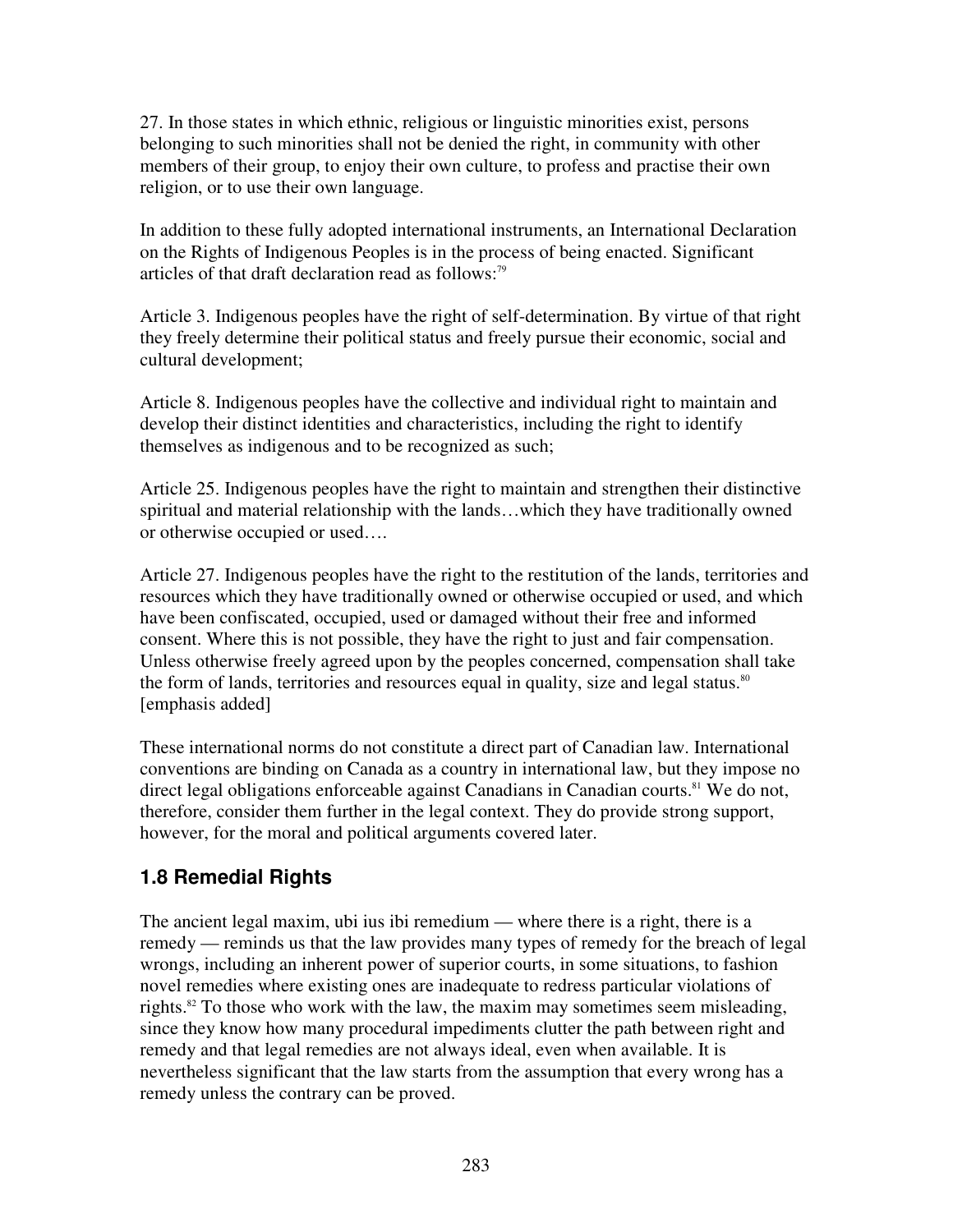27. In those states in which ethnic, religious or linguistic minorities exist, persons belonging to such minorities shall not be denied the right, in community with other members of their group, to enjoy their own culture, to profess and practise their own religion, or to use their own language.

In addition to these fully adopted international instruments, an International Declaration on the Rights of Indigenous Peoples is in the process of being enacted. Significant articles of that draft declaration read as follows:[79]

Article 3. Indigenous peoples have the right of self-determination. By virtue of that right they freely determine their political status and freely pursue their economic, social and cultural development;

Article 8. Indigenous peoples have the collective and individual right to maintain and develop their distinct identities and characteristics, including the right to identify themselves as indigenous and to be recognized as such;

Article 25. Indigenous peoples have the right to maintain and strengthen their distinctive spiritual and material relationship with the lands…which they have traditionally owned or otherwise occupied or used….

Article 27. Indigenous peoples have the right to the restitution of the lands, territories and resources which they have traditionally owned or otherwise occupied or used, and which have been confiscated, occupied, used or damaged without their free and informed consent. Where this is not possible, they have the right to just and fair compensation. Unless otherwise freely agreed upon by the peoples concerned, compensation shall take the form of lands, territories and resources equal in quality, size and legal status.[80] [emphasis added]

These international norms do not constitute a direct part of Canadian law. International conventions are binding on Canada as a country in international law, but they impose no direct legal obligations enforceable against Canadians in Canadian courts.[81] We do not, therefore, consider them further in the legal context. They do provide strong support, however, for the moral and political arguments covered later.

## 1.8 Remedial Rights

The ancient legal maxim, ubi ius ibi remedium — where there is a right, there is a remedy — reminds us that the law provides many types of remedy for the breach of legal wrongs, including an inherent power of superior courts, in some situations, to fashion novel remedies where existing ones are inadequate to redress particular violations of rights.[82] To those who work with the law, the maxim may sometimes seem misleading, since they know how many procedural impediments clutter the path between right and remedy and that legal remedies are not always ideal, even when available. It is nevertheless significant that the law starts from the assumption that every wrong has a remedy unless the contrary can be proved.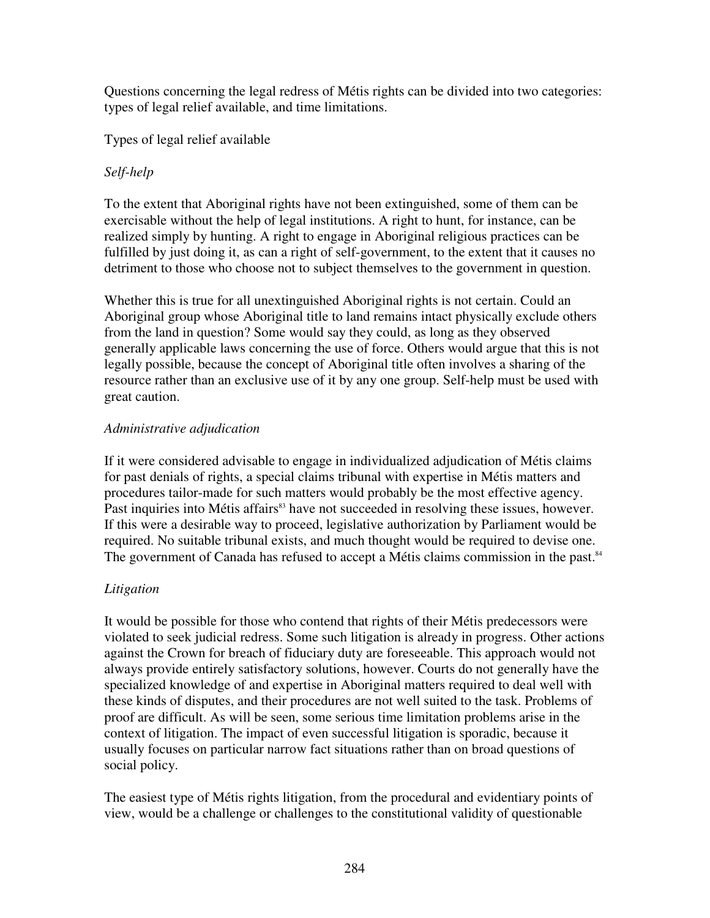Questions concerning the legal redress of Métis rights can be divided into two categories: types of legal relief available, and time limitations.

## Types of legal relief available

### *Self-help*

To the extent that Aboriginal rights have not been extinguished, some of them can be exercisable without the help of legal institutions. A right to hunt, for instance, can be realized simply by hunting. A right to engage in Aboriginal religious practices can be fulfilled by just doing it, as can a right of self-government, to the extent that it causes no detriment to those who choose not to subject themselves to the government in question.

Whether this is true for all unextinguished Aboriginal rights is not certain. Could an Aboriginal group whose Aboriginal title to land remains intact physically exclude others from the land in question? Some would say they could, as long as they observed generally applicable laws concerning the use of force. Others would argue that this is not legally possible, because the concept of Aboriginal title often involves a sharing of the resource rather than an exclusive use of it by any one group. Self-help must be used with great caution.

### *Administrative adjudication*

If it were considered advisable to engage in individualized adjudication of Métis claims for past denials of rights, a special claims tribunal with expertise in Métis matters and procedures tailor-made for such matters would probably be the most effective agency. Past inquiries into Métis affairs[83] have not succeeded in resolving these issues, however. If this were a desirable way to proceed, legislative authorization by Parliament would be required. No suitable tribunal exists, and much thought would be required to devise one. The government of Canada has refused to accept a Métis claims commission in the past.[84]

### *Litigation*

It would be possible for those who contend that rights of their Métis predecessors were violated to seek judicial redress. Some such litigation is already in progress. Other actions against the Crown for breach of fiduciary duty are foreseeable. This approach would not always provide entirely satisfactory solutions, however. Courts do not generally have the specialized knowledge of and expertise in Aboriginal matters required to deal well with these kinds of disputes, and their procedures are not well suited to the task. Problems of proof are difficult. As will be seen, some serious time limitation problems arise in the context of litigation. The impact of even successful litigation is sporadic, because it usually focuses on particular narrow fact situations rather than on broad questions of social policy.

The easiest type of Métis rights litigation, from the procedural and evidentiary points of view, would be a challenge or challenges to the constitutional validity of questionable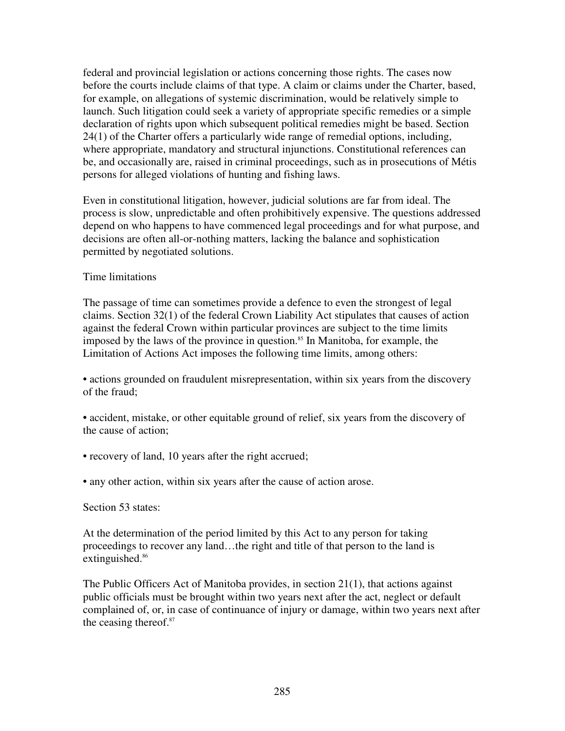federal and provincial legislation or actions concerning those rights. The cases now before the courts include claims of that type. A claim or claims under the Charter, based, for example, on allegations of systemic discrimination, would be relatively simple to launch. Such litigation could seek a variety of appropriate specific remedies or a simple declaration of rights upon which subsequent political remedies might be based. Section 24(1) of the Charter offers a particularly wide range of remedial options, including, where appropriate, mandatory and structural injunctions. Constitutional references can be, and occasionally are, raised in criminal proceedings, such as in prosecutions of Métis persons for alleged violations of hunting and fishing laws.

Even in constitutional litigation, however, judicial solutions are far from ideal. The process is slow, unpredictable and often prohibitively expensive. The questions addressed depend on who happens to have commenced legal proceedings and for what purpose, and decisions are often all-or-nothing matters, lacking the balance and sophistication permitted by negotiated solutions.

### Time limitations

The passage of time can sometimes provide a defence to even the strongest of legal claims. Section 32(1) of the federal Crown Liability Act stipulates that causes of action against the federal Crown within particular provinces are subject to the time limits imposed by the laws of the province in question.[85] In Manitoba, for example, the Limitation of Actions Act imposes the following time limits, among others:

- actions grounded on fraudulent misrepresentation, within six years from the discovery of the fraud;
- accident, mistake, or other equitable ground of relief, six years from the discovery of the cause of action;
- recovery of land, 10 years after the right accrued;
- any other action, within six years after the cause of action arose.

Section 53 states:

At the determination of the period limited by this Act to any person for taking proceedings to recover any land…the right and title of that person to the land is extinguished.[86]

The Public Officers Act of Manitoba provides, in section 21(1), that actions against public officials must be brought within two years next after the act, neglect or default complained of, or, in case of continuance of injury or damage, within two years next after the ceasing thereof.[87]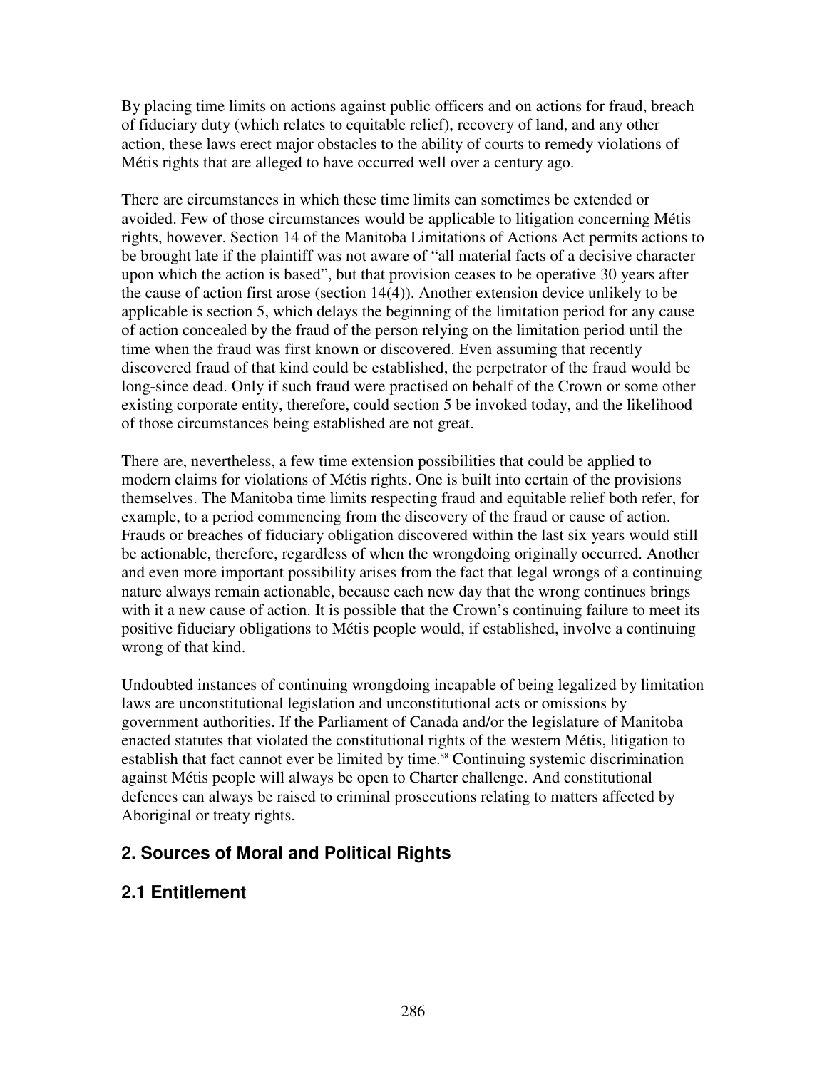By placing time limits on actions against public officers and on actions for fraud, breach of fiduciary duty (which relates to equitable relief), recovery of land, and any other action, these laws erect major obstacles to the ability of courts to remedy violations of Métis rights that are alleged to have occurred well over a century ago.

There are circumstances in which these time limits can sometimes be extended or avoided. Few of those circumstances would be applicable to litigation concerning Métis rights, however. Section 14 of the Manitoba Limitations of Actions Act permits actions to be brought late if the plaintiff was not aware of "all material facts of a decisive character upon which the action is based", but that provision ceases to be operative 30 years after the cause of action first arose (section 14(4)). Another extension device unlikely to be applicable is section 5, which delays the beginning of the limitation period for any cause of action concealed by the fraud of the person relying on the limitation period until the time when the fraud was first known or discovered. Even assuming that recently discovered fraud of that kind could be established, the perpetrator of the fraud would be long-since dead. Only if such fraud were practised on behalf of the Crown or some other existing corporate entity, therefore, could section 5 be invoked today, and the likelihood of those circumstances being established are not great.

There are, nevertheless, a few time extension possibilities that could be applied to modern claims for violations of Métis rights. One is built into certain of the provisions themselves. The Manitoba time limits respecting fraud and equitable relief both refer, for example, to a period commencing from the discovery of the fraud or cause of action. Frauds or breaches of fiduciary obligation discovered within the last six years would still be actionable, therefore, regardless of when the wrongdoing originally occurred. Another and even more important possibility arises from the fact that legal wrongs of a continuing nature always remain actionable, because each new day that the wrong continues brings with it a new cause of action. It is possible that the Crown's continuing failure to meet its positive fiduciary obligations to Métis people would, if established, involve a continuing wrong of that kind.

Undoubted instances of continuing wrongdoing incapable of being legalized by limitation laws are unconstitutional legislation and unconstitutional acts or omissions by government authorities. If the Parliament of Canada and/or the legislature of Manitoba enacted statutes that violated the constitutional rights of the western Métis, litigation to establish that fact cannot ever be limited by time.[88] Continuing systemic discrimination against Métis people will always be open to Charter challenge. And constitutional defences can always be raised to criminal prosecutions relating to matters affected by Aboriginal or treaty rights.

## 2. Sources of Moral and Political Rights

### 2.1 Entitlement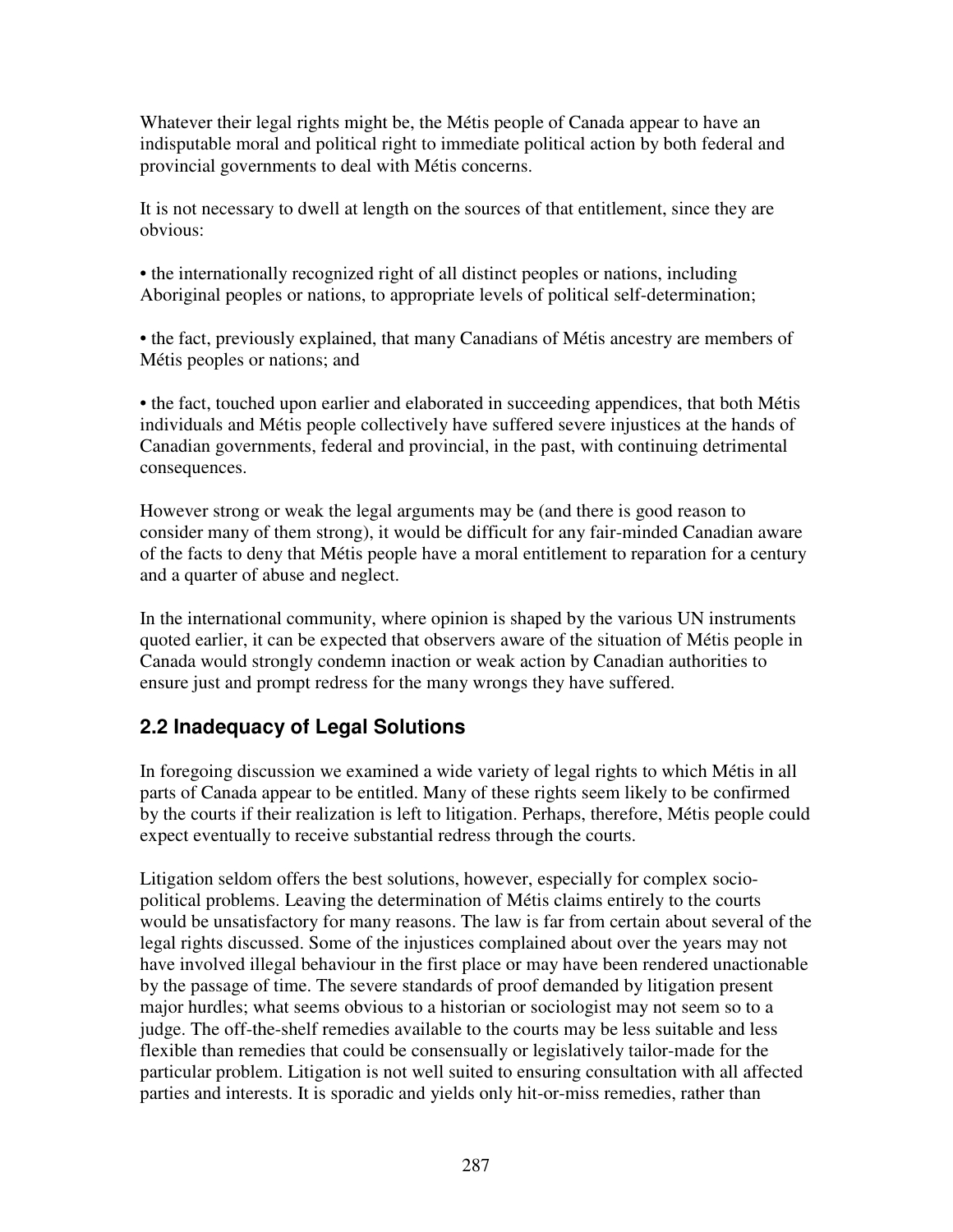Whatever their legal rights might be, the Métis people of Canada appear to have an indisputable moral and political right to immediate political action by both federal and provincial governments to deal with Métis concerns.

It is not necessary to dwell at length on the sources of that entitlement, since they are obvious:

- the internationally recognized right of all distinct peoples or nations, including Aboriginal peoples or nations, to appropriate levels of political self-determination;

- the fact, previously explained, that many Canadians of Métis ancestry are members of Métis peoples or nations; and

- the fact, touched upon earlier and elaborated in succeeding appendices, that both Métis individuals and Métis people collectively have suffered severe injustices at the hands of Canadian governments, federal and provincial, in the past, with continuing detrimental consequences.

However strong or weak the legal arguments may be (and there is good reason to consider many of them strong), it would be difficult for any fair-minded Canadian aware of the facts to deny that Métis people have a moral entitlement to reparation for a century and a quarter of abuse and neglect.

In the international community, where opinion is shaped by the various UN instruments quoted earlier, it can be expected that observers aware of the situation of Métis people in Canada would strongly condemn inaction or weak action by Canadian authorities to ensure just and prompt redress for the many wrongs they have suffered.

## 2.2 Inadequacy of Legal Solutions

In foregoing discussion we examined a wide variety of legal rights to which Métis in all parts of Canada appear to be entitled. Many of these rights seem likely to be confirmed by the courts if their realization is left to litigation. Perhaps, therefore, Métis people could expect eventually to receive substantial redress through the courts.

Litigation seldom offers the best solutions, however, especially for complex socio-political problems. Leaving the determination of Métis claims entirely to the courts would be unsatisfactory for many reasons. The law is far from certain about several of the legal rights discussed. Some of the injustices complained about over the years may not have involved illegal behaviour in the first place or may have been rendered unactionable by the passage of time. The severe standards of proof demanded by litigation present major hurdles; what seems obvious to a historian or sociologist may not seem so to a judge. The off-the-shelf remedies available to the courts may be less suitable and less flexible than remedies that could be consensually or legislatively tailor-made for the particular problem. Litigation is not well suited to ensuring consultation with all affected parties and interests. It is sporadic and yields only hit-or-miss remedies, rather than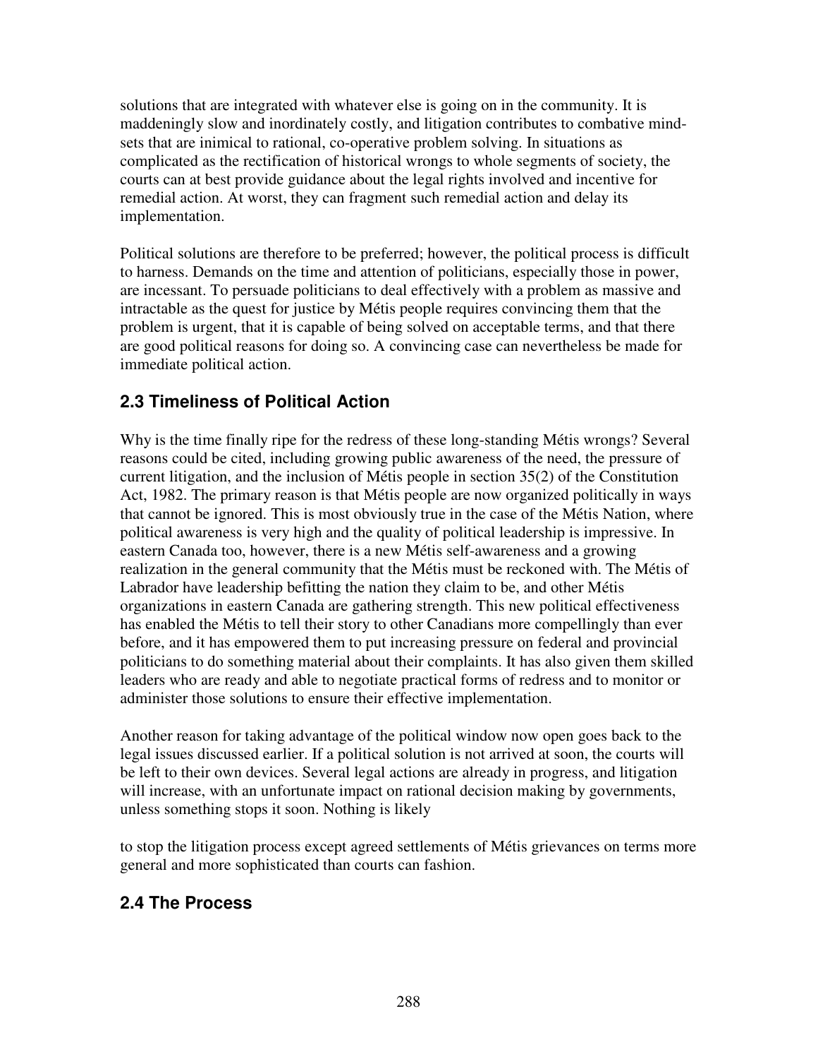solutions that are integrated with whatever else is going on in the community. It is maddeningly slow and inordinately costly, and litigation contributes to combative mind-sets that are inimical to rational, co-operative problem solving. In situations as complicated as the rectification of historical wrongs to whole segments of society, the courts can at best provide guidance about the legal rights involved and incentive for remedial action. At worst, they can fragment such remedial action and delay its implementation.

Political solutions are therefore to be preferred; however, the political process is difficult to harness. Demands on the time and attention of politicians, especially those in power, are incessant. To persuade politicians to deal effectively with a problem as massive and intractable as the quest for justice by Métis people requires convincing them that the problem is urgent, that it is capable of being solved on acceptable terms, and that there are good political reasons for doing so. A convincing case can nevertheless be made for immediate political action.

## 2.3 Timeliness of Political Action

Why is the time finally ripe for the redress of these long-standing Métis wrongs? Several reasons could be cited, including growing public awareness of the need, the pressure of current litigation, and the inclusion of Métis people in section 35(2) of the Constitution Act, 1982. The primary reason is that Métis people are now organized politically in ways that cannot be ignored. This is most obviously true in the case of the Métis Nation, where political awareness is very high and the quality of political leadership is impressive. In eastern Canada too, however, there is a new Métis self-awareness and a growing realization in the general community that the Métis must be reckoned with. The Métis of Labrador have leadership befitting the nation they claim to be, and other Métis organizations in eastern Canada are gathering strength. This new political effectiveness has enabled the Métis to tell their story to other Canadians more compellingly than ever before, and it has empowered them to put increasing pressure on federal and provincial politicians to do something material about their complaints. It has also given them skilled leaders who are ready and able to negotiate practical forms of redress and to monitor or administer those solutions to ensure their effective implementation.

Another reason for taking advantage of the political window now open goes back to the legal issues discussed earlier. If a political solution is not arrived at soon, the courts will be left to their own devices. Several legal actions are already in progress, and litigation will increase, with an unfortunate impact on rational decision making by governments, unless something stops it soon. Nothing is likely to stop the litigation process except agreed settlements of Métis grievances on terms more general and more sophisticated than courts can fashion.

## 2.4 The Process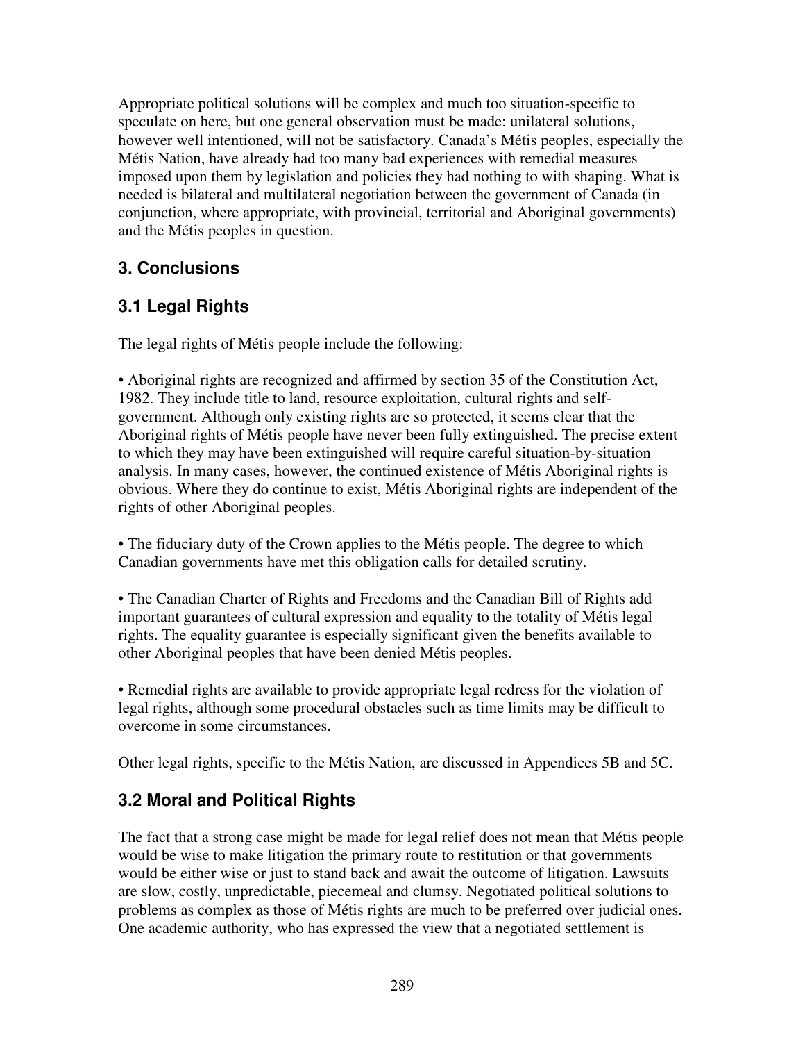Appropriate political solutions will be complex and much too situation-specific to speculate on here, but one general observation must be made: unilateral solutions, however well intentioned, will not be satisfactory. Canada's Métis peoples, especially the Métis Nation, have already had too many bad experiences with remedial measures imposed upon them by legislation and policies they had nothing to with shaping. What is needed is bilateral and multilateral negotiation between the government of Canada (in conjunction, where appropriate, with provincial, territorial and Aboriginal governments) and the Métis peoples in question.

## 3. Conclusions

### 3.1 Legal Rights

The legal rights of Métis people include the following:

- Aboriginal rights are recognized and affirmed by section 35 of the Constitution Act, 1982. They include title to land, resource exploitation, cultural rights and self-government. Although only existing rights are so protected, it seems clear that the Aboriginal rights of Métis people have never been fully extinguished. The precise extent to which they may have been extinguished will require careful situation-by-situation analysis. In many cases, however, the continued existence of Métis Aboriginal rights is obvious. Where they do continue to exist, Métis Aboriginal rights are independent of the rights of other Aboriginal peoples.

- The fiduciary duty of the Crown applies to the Métis people. The degree to which Canadian governments have met this obligation calls for detailed scrutiny.

- The Canadian Charter of Rights and Freedoms and the Canadian Bill of Rights add important guarantees of cultural expression and equality to the totality of Métis legal rights. The equality guarantee is especially significant given the benefits available to other Aboriginal peoples that have been denied Métis peoples.

- Remedial rights are available to provide appropriate legal redress for the violation of legal rights, although some procedural obstacles such as time limits may be difficult to overcome in some circumstances.

Other legal rights, specific to the Métis Nation, are discussed in Appendices 5B and 5C.

### 3.2 Moral and Political Rights

The fact that a strong case might be made for legal relief does not mean that Métis people would be wise to make litigation the primary route to restitution or that governments would be either wise or just to stand back and await the outcome of litigation. Lawsuits are slow, costly, unpredictable, piecemeal and clumsy. Negotiated political solutions to problems as complex as those of Métis rights are much to be preferred over judicial ones. One academic authority, who has expressed the view that a negotiated settlement is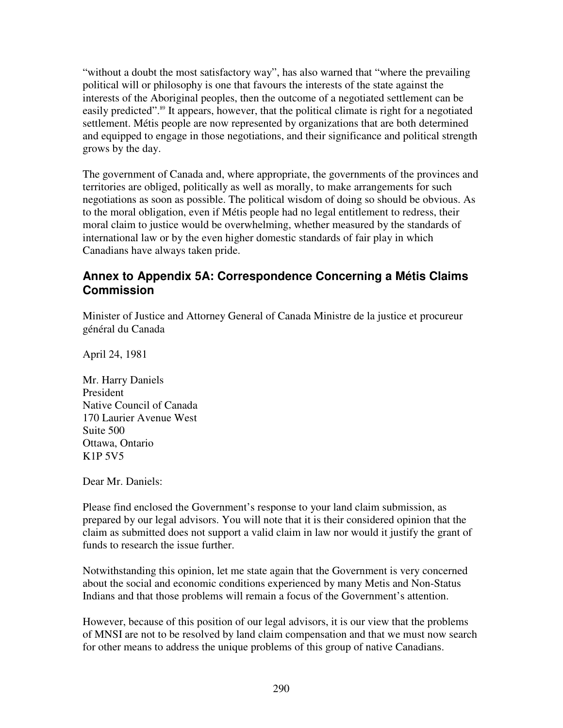"without a doubt the most satisfactory way", has also warned that "where the prevailing political will or philosophy is one that favours the interests of the state against the interests of the Aboriginal peoples, then the outcome of a negotiated settlement can be easily predicted".[89] It appears, however, that the political climate is right for a negotiated settlement. Métis people are now represented by organizations that are both determined and equipped to engage in those negotiations, and their significance and political strength grows by the day.

The government of Canada and, where appropriate, the governments of the provinces and territories are obliged, politically as well as morally, to make arrangements for such negotiations as soon as possible. The political wisdom of doing so should be obvious. As to the moral obligation, even if Métis people had no legal entitlement to redress, their moral claim to justice would be overwhelming, whether measured by the standards of international law or by the even higher domestic standards of fair play in which Canadians have always taken pride.

## Annex to Appendix 5A: Correspondence Concerning a Métis Claims Commission

Minister of Justice and Attorney General of Canada Ministre de la justice et procureur général du Canada

April 24, 1981

Mr. Harry Daniels  
President  
Native Council of Canada  
170 Laurier Avenue West  
Suite 500  
Ottawa, Ontario  
K1P 5V5

Dear Mr. Daniels:

Please find enclosed the Government's response to your land claim submission, as prepared by our legal advisors. You will note that it is their considered opinion that the claim as submitted does not support a valid claim in law nor would it justify the grant of funds to research the issue further.

Notwithstanding this opinion, let me state again that the Government is very concerned about the social and economic conditions experienced by many Metis and Non-Status Indians and that those problems will remain a focus of the Government's attention.

However, because of this position of our legal advisors, it is our view that the problems of MNSI are not to be resolved by land claim compensation and that we must now search for other means to address the unique problems of this group of native Canadians.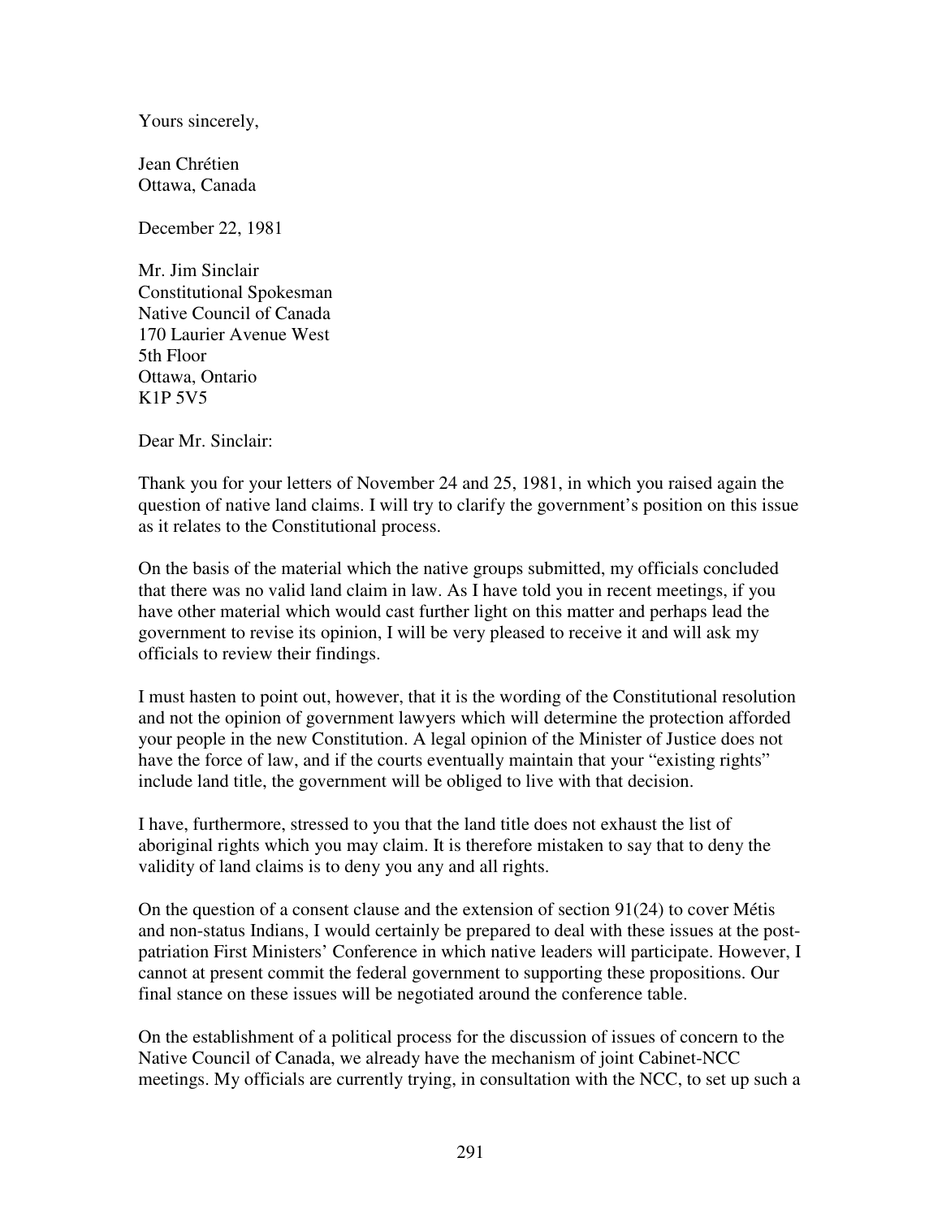Yours sincerely,

Jean Chrétien
Ottawa, Canada

December 22, 1981

Mr. Jim Sinclair
Constitutional Spokesman
Native Council of Canada
170 Laurier Avenue West
5th Floor
Ottawa, Ontario
K1P 5V5

Dear Mr. Sinclair:

Thank you for your letters of November 24 and 25, 1981, in which you raised again the question of native land claims. I will try to clarify the government's position on this issue as it relates to the Constitutional process.

On the basis of the material which the native groups submitted, my officials concluded that there was no valid land claim in law. As I have told you in recent meetings, if you have other material which would cast further light on this matter and perhaps lead the government to revise its opinion, I will be very pleased to receive it and will ask my officials to review their findings.

I must hasten to point out, however, that it is the wording of the Constitutional resolution and not the opinion of government lawyers which will determine the protection afforded your people in the new Constitution. A legal opinion of the Minister of Justice does not have the force of law, and if the courts eventually maintain that your "existing rights" include land title, the government will be obliged to live with that decision.

I have, furthermore, stressed to you that the land title does not exhaust the list of aboriginal rights which you may claim. It is therefore mistaken to say that to deny the validity of land claims is to deny you any and all rights.

On the question of a consent clause and the extension of section 91(24) to cover Métis and non-status Indians, I would certainly be prepared to deal with these issues at the post-patriation First Ministers' Conference in which native leaders will participate. However, I cannot at present commit the federal government to supporting these propositions. Our final stance on these issues will be negotiated around the conference table.

On the establishment of a political process for the discussion of issues of concern to the Native Council of Canada, we already have the mechanism of joint Cabinet-NCC meetings. My officials are currently trying, in consultation with the NCC, to set up such a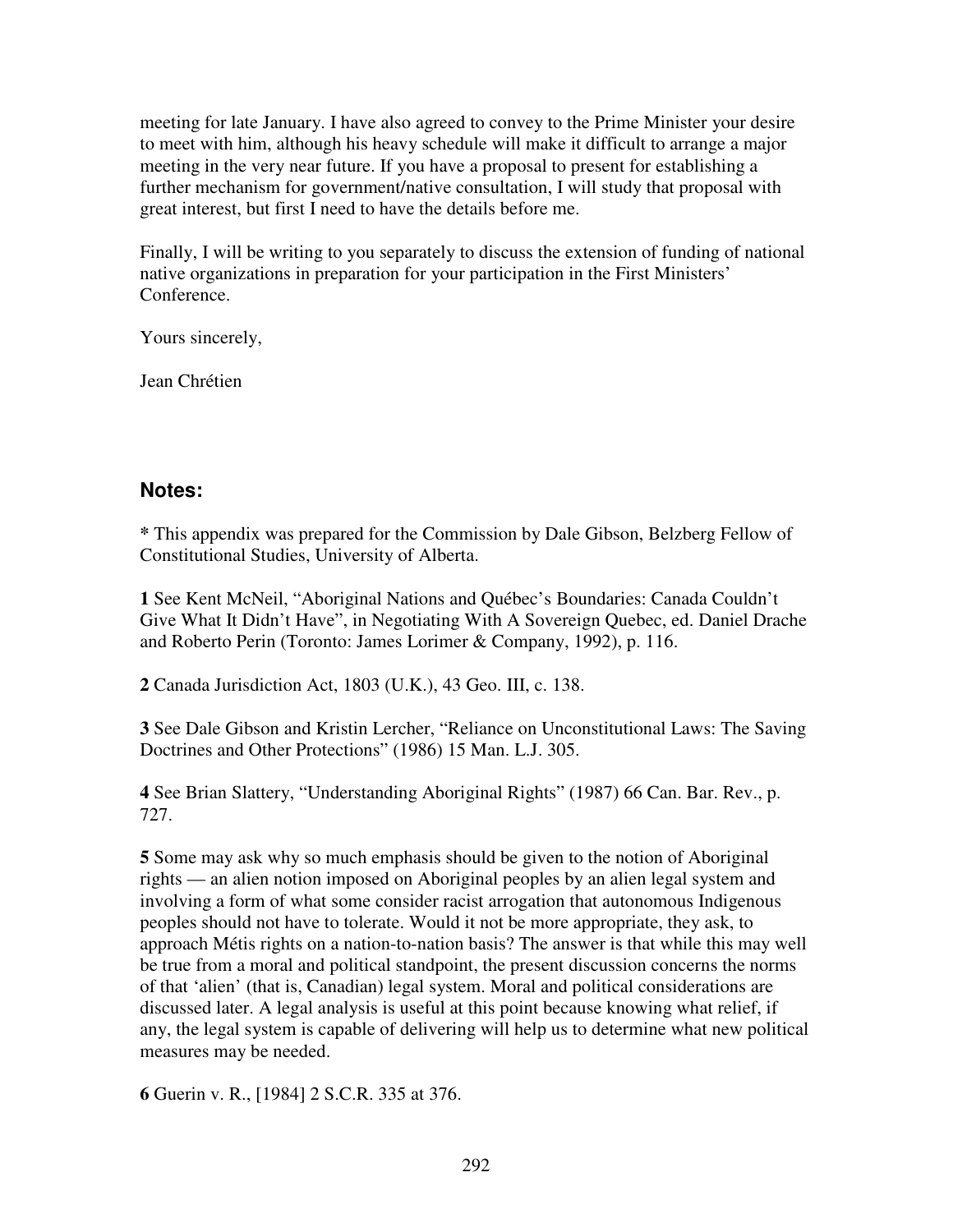meeting for late January. I have also agreed to convey to the Prime Minister your desire to meet with him, although his heavy schedule will make it difficult to arrange a major meeting in the very near future. If you have a proposal to present for establishing a further mechanism for government/native consultation, I will study that proposal with great interest, but first I need to have the details before me.

Finally, I will be writing to you separately to discuss the extension of funding of national native organizations in preparation for your participation in the First Ministers' Conference.

Yours sincerely,

Jean Chrétien

## Notes:

**\*** This appendix was prepared for the Commission by Dale Gibson, Belzberg Fellow of Constitutional Studies, University of Alberta.

**1** See Kent McNeil, "Aboriginal Nations and Québec's Boundaries: Canada Couldn't Give What It Didn't Have", in Negotiating With A Sovereign Quebec, ed. Daniel Drache and Roberto Perin (Toronto: James Lorimer & Company, 1992), p. 116.

**2** Canada Jurisdiction Act, 1803 (U.K.), 43 Geo. III, c. 138.

**3** See Dale Gibson and Kristin Lercher, "Reliance on Unconstitutional Laws: The Saving Doctrines and Other Protections" (1986) 15 Man. L.J. 305.

**4** See Brian Slattery, "Understanding Aboriginal Rights" (1987) 66 Can. Bar. Rev., p. 727.

**5** Some may ask why so much emphasis should be given to the notion of Aboriginal rights — an alien notion imposed on Aboriginal peoples by an alien legal system and involving a form of what some consider racist arrogation that autonomous Indigenous peoples should not have to tolerate. Would it not be more appropriate, they ask, to approach Métis rights on a nation-to-nation basis? The answer is that while this may well be true from a moral and political standpoint, the present discussion concerns the norms of that 'alien' (that is, Canadian) legal system. Moral and political considerations are discussed later. A legal analysis is useful at this point because knowing what relief, if any, the legal system is capable of delivering will help us to determine what new political measures may be needed.

**6** Guerin v. R., [1984] 2 S.C.R. 335 at 376.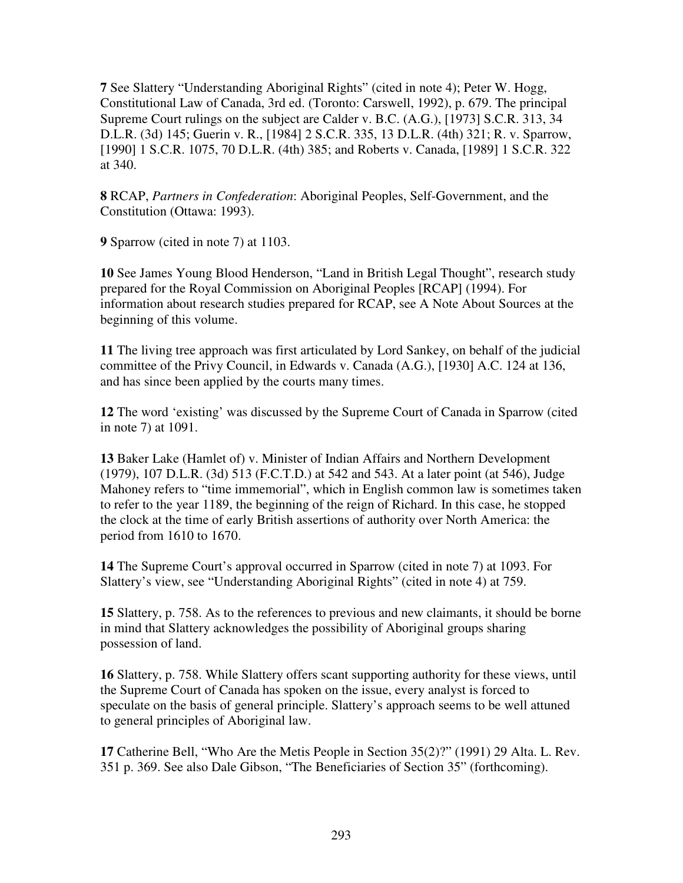**7** See Slattery "Understanding Aboriginal Rights" (cited in note 4); Peter W. Hogg, Constitutional Law of Canada, 3rd ed. (Toronto: Carswell, 1992), p. 679. The principal Supreme Court rulings on the subject are Calder v. B.C. (A.G.), [1973] S.C.R. 313, 34 D.L.R. (3d) 145; Guerin v. R., [1984] 2 S.C.R. 335, 13 D.L.R. (4th) 321; R. v. Sparrow, [1990] 1 S.C.R. 1075, 70 D.L.R. (4th) 385; and Roberts v. Canada, [1989] 1 S.C.R. 322 at 340.

**8** RCAP, *Partners in Confederation*: Aboriginal Peoples, Self-Government, and the Constitution (Ottawa: 1993).

**9** Sparrow (cited in note 7) at 1103.

**10** See James Young Blood Henderson, "Land in British Legal Thought", research study prepared for the Royal Commission on Aboriginal Peoples [RCAP] (1994). For information about research studies prepared for RCAP, see A Note About Sources at the beginning of this volume.

**11** The living tree approach was first articulated by Lord Sankey, on behalf of the judicial committee of the Privy Council, in Edwards v. Canada (A.G.), [1930] A.C. 124 at 136, and has since been applied by the courts many times.

**12** The word 'existing' was discussed by the Supreme Court of Canada in Sparrow (cited in note 7) at 1091.

**13** Baker Lake (Hamlet of) v. Minister of Indian Affairs and Northern Development (1979), 107 D.L.R. (3d) 513 (F.C.T.D.) at 542 and 543. At a later point (at 546), Judge Mahoney refers to "time immemorial", which in English common law is sometimes taken to refer to the year 1189, the beginning of the reign of Richard. In this case, he stopped the clock at the time of early British assertions of authority over North America: the period from 1610 to 1670.

**14** The Supreme Court's approval occurred in Sparrow (cited in note 7) at 1093. For Slattery's view, see "Understanding Aboriginal Rights" (cited in note 4) at 759.

**15** Slattery, p. 758. As to the references to previous and new claimants, it should be borne in mind that Slattery acknowledges the possibility of Aboriginal groups sharing possession of land.

**16** Slattery, p. 758. While Slattery offers scant supporting authority for these views, until the Supreme Court of Canada has spoken on the issue, every analyst is forced to speculate on the basis of general principle. Slattery's approach seems to be well attuned to general principles of Aboriginal law.

**17** Catherine Bell, "Who Are the Metis People in Section 35(2)?" (1991) 29 Alta. L. Rev. 351 p. 369. See also Dale Gibson, "The Beneficiaries of Section 35" (forthcoming).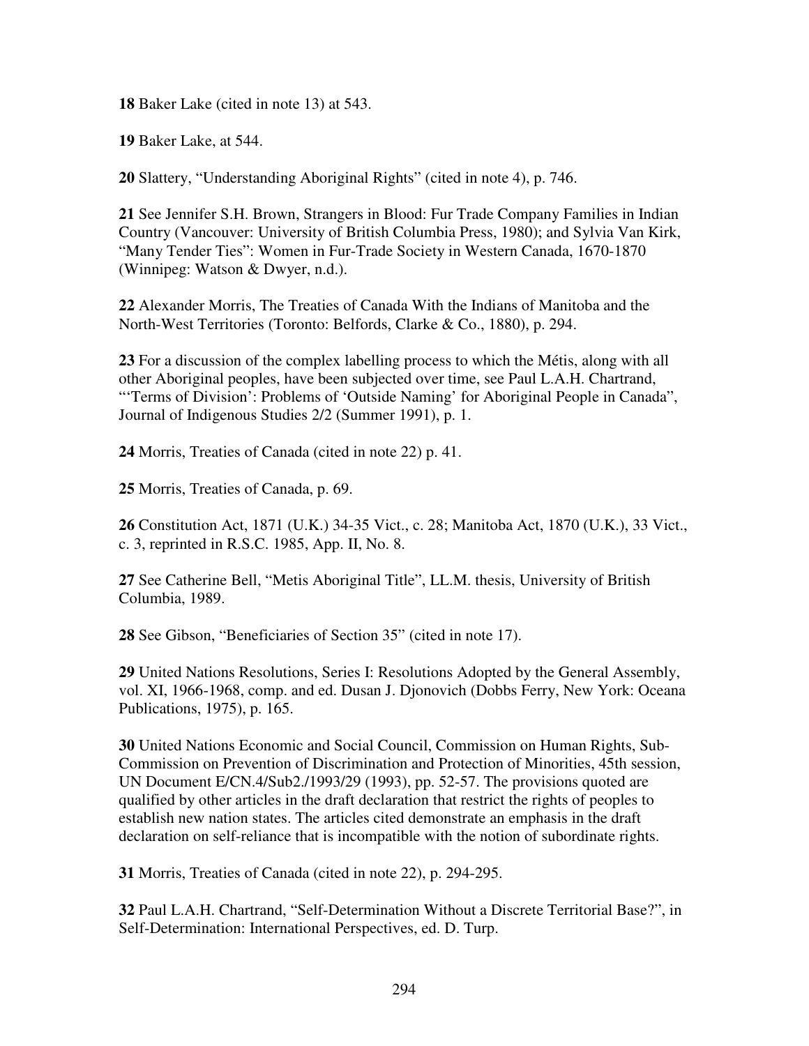**18** Baker Lake (cited in note 13) at 543.

**19** Baker Lake, at 544.

**20** Slattery, "Understanding Aboriginal Rights" (cited in note 4), p. 746.

**21** See Jennifer S.H. Brown, Strangers in Blood: Fur Trade Company Families in Indian Country (Vancouver: University of British Columbia Press, 1980); and Sylvia Van Kirk, "Many Tender Ties": Women in Fur-Trade Society in Western Canada, 1670-1870 (Winnipeg: Watson & Dwyer, n.d.).

**22** Alexander Morris, The Treaties of Canada With the Indians of Manitoba and the North-West Territories (Toronto: Belfords, Clarke & Co., 1880), p. 294.

**23** For a discussion of the complex labelling process to which the Métis, along with all other Aboriginal peoples, have been subjected over time, see Paul L.A.H. Chartrand, "'Terms of Division': Problems of 'Outside Naming' for Aboriginal People in Canada", Journal of Indigenous Studies 2/2 (Summer 1991), p. 1.

**24** Morris, Treaties of Canada (cited in note 22) p. 41.

**25** Morris, Treaties of Canada, p. 69.

**26** Constitution Act, 1871 (U.K.) 34-35 Vict., c. 28; Manitoba Act, 1870 (U.K.), 33 Vict., c. 3, reprinted in R.S.C. 1985, App. II, No. 8.

**27** See Catherine Bell, "Metis Aboriginal Title", LL.M. thesis, University of British Columbia, 1989.

**28** See Gibson, "Beneficiaries of Section 35" (cited in note 17).

**29** United Nations Resolutions, Series I: Resolutions Adopted by the General Assembly, vol. XI, 1966-1968, comp. and ed. Dusan J. Djonovich (Dobbs Ferry, New York: Oceana Publications, 1975), p. 165.

**30** United Nations Economic and Social Council, Commission on Human Rights, Sub-Commission on Prevention of Discrimination and Protection of Minorities, 45th session, UN Document E/CN.4/Sub2./1993/29 (1993), pp. 52-57. The provisions quoted are qualified by other articles in the draft declaration that restrict the rights of peoples to establish new nation states. The articles cited demonstrate an emphasis in the draft declaration on self-reliance that is incompatible with the notion of subordinate rights.

**31** Morris, Treaties of Canada (cited in note 22), p. 294-295.

**32** Paul L.A.H. Chartrand, "Self-Determination Without a Discrete Territorial Base?", in Self-Determination: International Perspectives, ed. D. Turp.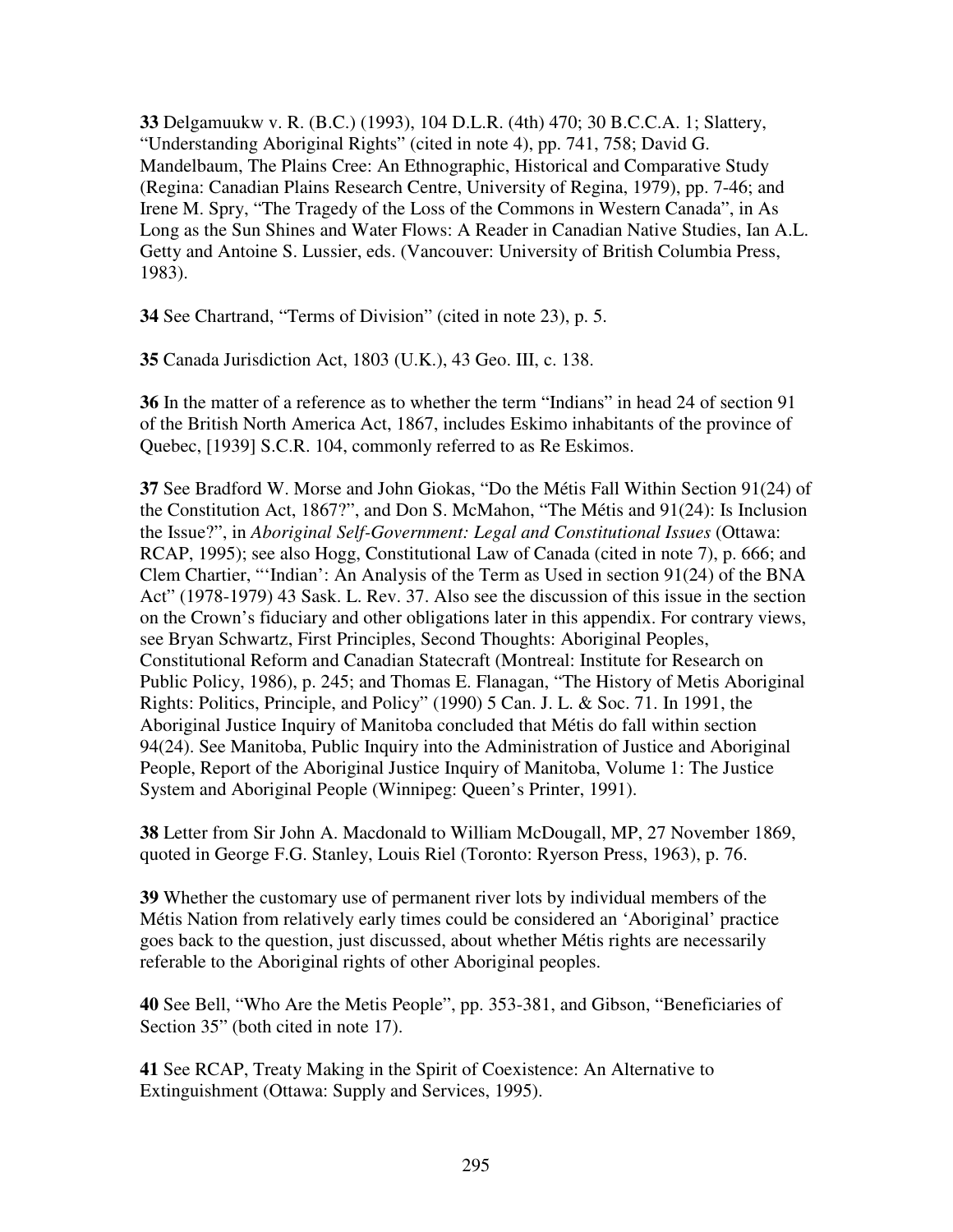**33** Delgamuukw v. R. (B.C.) (1993), 104 D.L.R. (4th) 470; 30 B.C.C.A. 1; Slattery, "Understanding Aboriginal Rights" (cited in note 4), pp. 741, 758; David G. Mandelbaum, The Plains Cree: An Ethnographic, Historical and Comparative Study (Regina: Canadian Plains Research Centre, University of Regina, 1979), pp. 7-46; and Irene M. Spry, "The Tragedy of the Loss of the Commons in Western Canada", in As Long as the Sun Shines and Water Flows: A Reader in Canadian Native Studies, Ian A.L. Getty and Antoine S. Lussier, eds. (Vancouver: University of British Columbia Press, 1983).

**34** See Chartrand, "Terms of Division" (cited in note 23), p. 5.

**35** Canada Jurisdiction Act, 1803 (U.K.), 43 Geo. III, c. 138.

**36** In the matter of a reference as to whether the term "Indians" in head 24 of section 91 of the British North America Act, 1867, includes Eskimo inhabitants of the province of Quebec, [1939] S.C.R. 104, commonly referred to as Re Eskimos.

**37** See Bradford W. Morse and John Giokas, "Do the Métis Fall Within Section 91(24) of the Constitution Act, 1867?", and Don S. McMahon, "The Métis and 91(24): Is Inclusion the Issue?", in *Aboriginal Self-Government: Legal and Constitutional Issues* (Ottawa: RCAP, 1995); see also Hogg, Constitutional Law of Canada (cited in note 7), p. 666; and Clem Chartier, "'Indian': An Analysis of the Term as Used in section 91(24) of the BNA Act" (1978-1979) 43 Sask. L. Rev. 37. Also see the discussion of this issue in the section on the Crown's fiduciary and other obligations later in this appendix. For contrary views, see Bryan Schwartz, First Principles, Second Thoughts: Aboriginal Peoples, Constitutional Reform and Canadian Statecraft (Montreal: Institute for Research on Public Policy, 1986), p. 245; and Thomas E. Flanagan, "The History of Metis Aboriginal Rights: Politics, Principle, and Policy" (1990) 5 Can. J. L. & Soc. 71. In 1991, the Aboriginal Justice Inquiry of Manitoba concluded that Métis do fall within section 94(24). See Manitoba, Public Inquiry into the Administration of Justice and Aboriginal People, Report of the Aboriginal Justice Inquiry of Manitoba, Volume 1: The Justice System and Aboriginal People (Winnipeg: Queen's Printer, 1991).

**38** Letter from Sir John A. Macdonald to William McDougall, MP, 27 November 1869, quoted in George F.G. Stanley, Louis Riel (Toronto: Ryerson Press, 1963), p. 76.

**39** Whether the customary use of permanent river lots by individual members of the Métis Nation from relatively early times could be considered an 'Aboriginal' practice goes back to the question, just discussed, about whether Métis rights are necessarily referable to the Aboriginal rights of other Aboriginal peoples.

**40** See Bell, "Who Are the Metis People", pp. 353-381, and Gibson, "Beneficiaries of Section 35" (both cited in note 17).

**41** See RCAP, Treaty Making in the Spirit of Coexistence: An Alternative to Extinguishment (Ottawa: Supply and Services, 1995).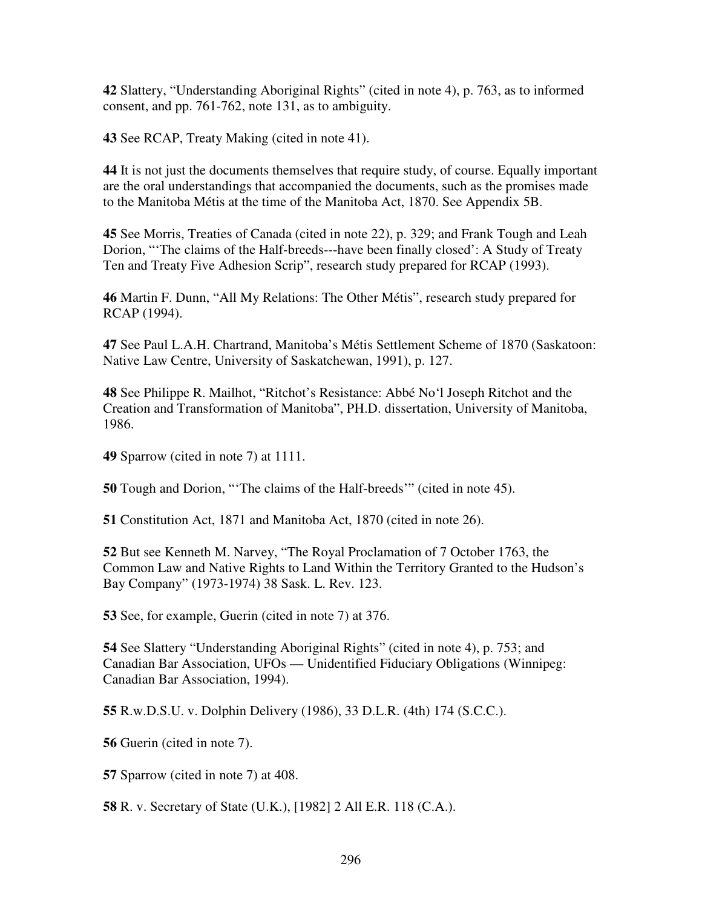**42** Slattery, "Understanding Aboriginal Rights" (cited in note 4), p. 763, as to informed consent, and pp. 761-762, note 131, as to ambiguity.

**43** See RCAP, Treaty Making (cited in note 41).

**44** It is not just the documents themselves that require study, of course. Equally important are the oral understandings that accompanied the documents, such as the promises made to the Manitoba Métis at the time of the Manitoba Act, 1870. See Appendix 5B.

**45** See Morris, Treaties of Canada (cited in note 22), p. 329; and Frank Tough and Leah Dorion, "'The claims of the Half-breeds---have been finally closed': A Study of Treaty Ten and Treaty Five Adhesion Scrip", research study prepared for RCAP (1993).

**46** Martin F. Dunn, "All My Relations: The Other Métis", research study prepared for RCAP (1994).

**47** See Paul L.A.H. Chartrand, Manitoba's Métis Settlement Scheme of 1870 (Saskatoon: Native Law Centre, University of Saskatchewan, 1991), p. 127.

**48** See Philippe R. Mailhot, "Ritchot's Resistance: Abbé No'l Joseph Ritchot and the Creation and Transformation of Manitoba", PH.D. dissertation, University of Manitoba, 1986.

**49** Sparrow (cited in note 7) at 1111.

**50** Tough and Dorion, "'The claims of the Half-breeds'" (cited in note 45).

**51** Constitution Act, 1871 and Manitoba Act, 1870 (cited in note 26).

**52** But see Kenneth M. Narvey, "The Royal Proclamation of 7 October 1763, the Common Law and Native Rights to Land Within the Territory Granted to the Hudson's Bay Company" (1973-1974) 38 Sask. L. Rev. 123.

**53** See, for example, Guerin (cited in note 7) at 376.

**54** See Slattery "Understanding Aboriginal Rights" (cited in note 4), p. 753; and Canadian Bar Association, UFOs — Unidentified Fiduciary Obligations (Winnipeg: Canadian Bar Association, 1994).

**55** R.w.D.S.U. v. Dolphin Delivery (1986), 33 D.L.R. (4th) 174 (S.C.C.).

**56** Guerin (cited in note 7).

**57** Sparrow (cited in note 7) at 408.

**58** R. v. Secretary of State (U.K.), [1982] 2 All E.R. 118 (C.A.).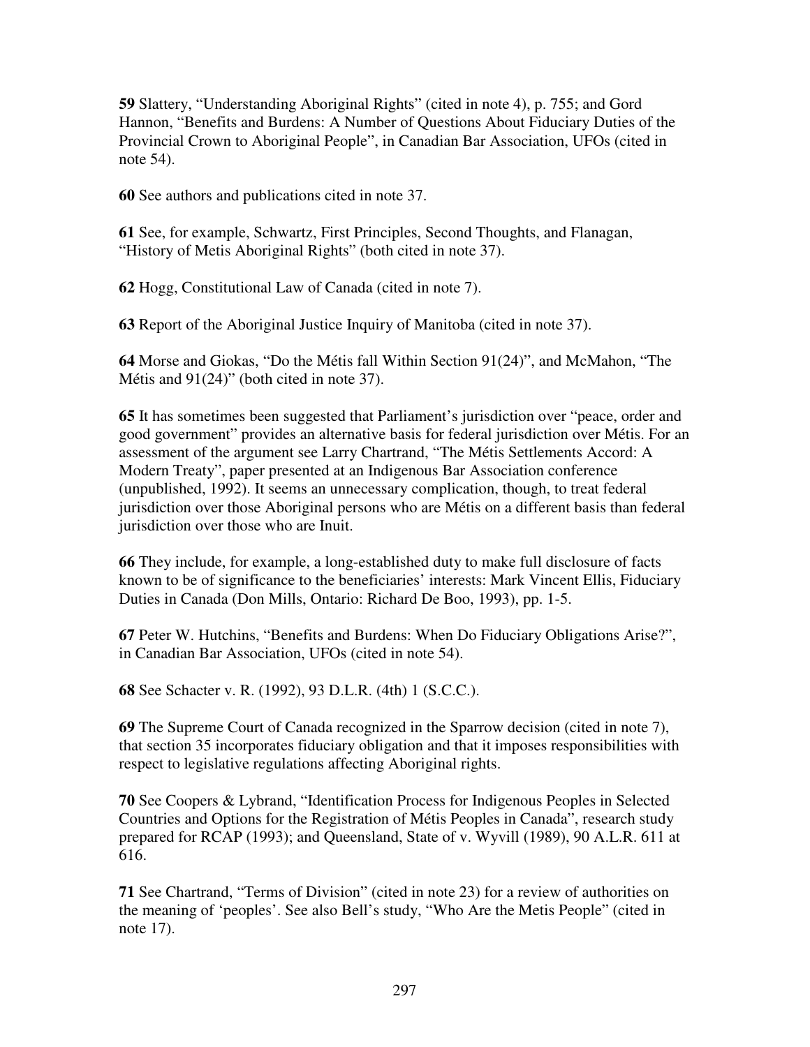**59** Slattery, “Understanding Aboriginal Rights” (cited in note 4), p. 755; and Gord Hannon, “Benefits and Burdens: A Number of Questions About Fiduciary Duties of the Provincial Crown to Aboriginal People”, in Canadian Bar Association, UFOs (cited in note 54).

**60** See authors and publications cited in note 37.

**61** See, for example, Schwartz, First Principles, Second Thoughts, and Flanagan, “History of Metis Aboriginal Rights” (both cited in note 37).

**62** Hogg, Constitutional Law of Canada (cited in note 7).

**63** Report of the Aboriginal Justice Inquiry of Manitoba (cited in note 37).

**64** Morse and Giokas, “Do the Métis fall Within Section 91(24)”, and McMahon, “The Métis and 91(24)” (both cited in note 37).

**65** It has sometimes been suggested that Parliament’s jurisdiction over “peace, order and good government” provides an alternative basis for federal jurisdiction over Métis. For an assessment of the argument see Larry Chartrand, “The Métis Settlements Accord: A Modern Treaty”, paper presented at an Indigenous Bar Association conference (unpublished, 1992). It seems an unnecessary complication, though, to treat federal jurisdiction over those Aboriginal persons who are Métis on a different basis than federal jurisdiction over those who are Inuit.

**66** They include, for example, a long-established duty to make full disclosure of facts known to be of significance to the beneficiaries’ interests: Mark Vincent Ellis, Fiduciary Duties in Canada (Don Mills, Ontario: Richard De Boo, 1993), pp. 1-5.

**67** Peter W. Hutchins, “Benefits and Burdens: When Do Fiduciary Obligations Arise?”, in Canadian Bar Association, UFOs (cited in note 54).

**68** See Schacter v. R. (1992), 93 D.L.R. (4th) 1 (S.C.C.).

**69** The Supreme Court of Canada recognized in the Sparrow decision (cited in note 7), that section 35 incorporates fiduciary obligation and that it imposes responsibilities with respect to legislative regulations affecting Aboriginal rights.

**70** See Coopers & Lybrand, “Identification Process for Indigenous Peoples in Selected Countries and Options for the Registration of Métis Peoples in Canada”, research study prepared for RCAP (1993); and Queensland, State of v. Wyvill (1989), 90 A.L.R. 611 at 616.

**71** See Chartrand, “Terms of Division” (cited in note 23) for a review of authorities on the meaning of ‘peoples’. See also Bell’s study, “Who Are the Metis People” (cited in note 17).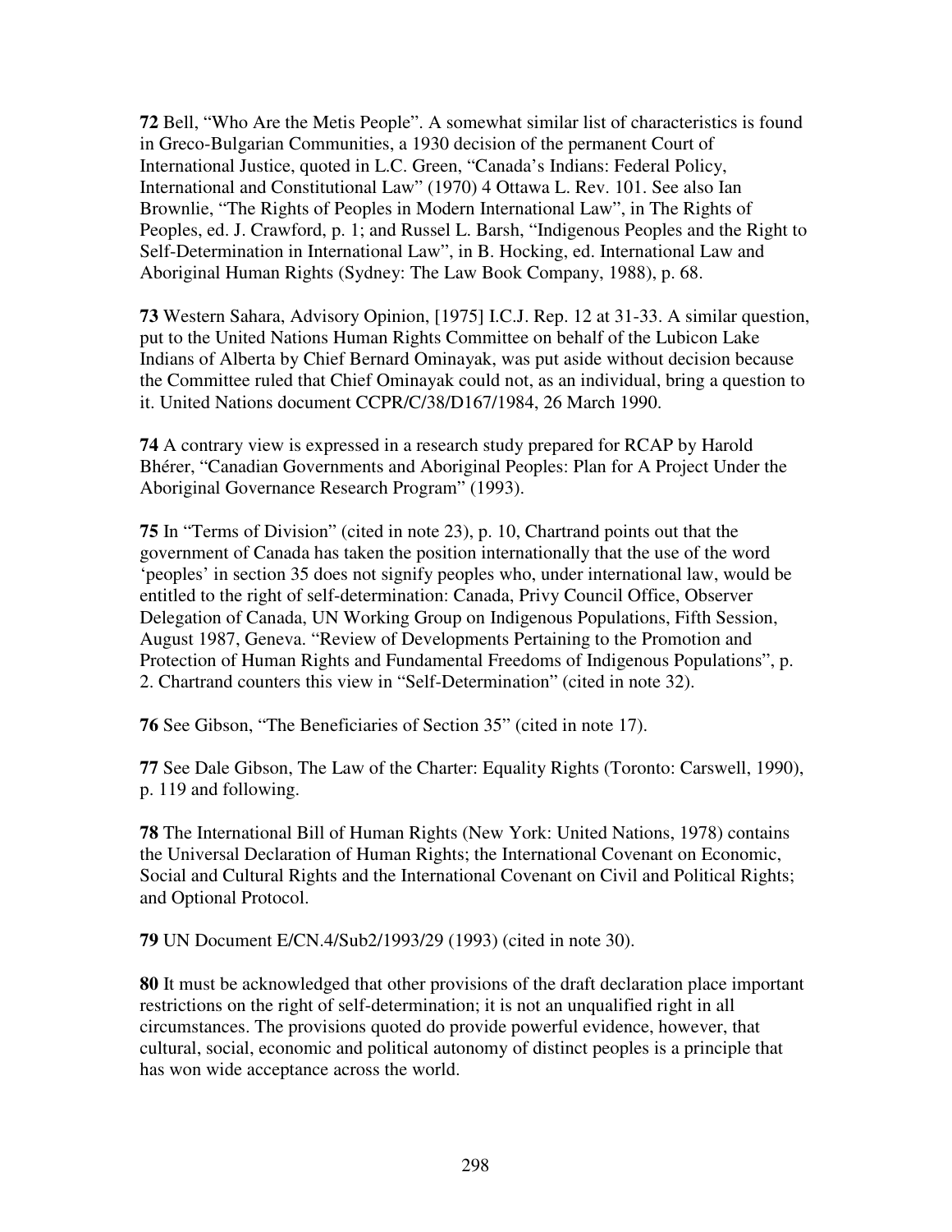**72** Bell, "Who Are the Metis People". A somewhat similar list of characteristics is found in Greco-Bulgarian Communities, a 1930 decision of the permanent Court of International Justice, quoted in L.C. Green, "Canada's Indians: Federal Policy, International and Constitutional Law" (1970) 4 Ottawa L. Rev. 101. See also Ian Brownlie, "The Rights of Peoples in Modern International Law", in The Rights of Peoples, ed. J. Crawford, p. 1; and Russel L. Barsh, "Indigenous Peoples and the Right to Self-Determination in International Law", in B. Hocking, ed. International Law and Aboriginal Human Rights (Sydney: The Law Book Company, 1988), p. 68.

**73** Western Sahara, Advisory Opinion, [1975] I.C.J. Rep. 12 at 31-33. A similar question, put to the United Nations Human Rights Committee on behalf of the Lubicon Lake Indians of Alberta by Chief Bernard Ominayak, was put aside without decision because the Committee ruled that Chief Ominayak could not, as an individual, bring a question to it. United Nations document CCPR/C/38/D167/1984, 26 March 1990.

**74** A contrary view is expressed in a research study prepared for RCAP by Harold Bhérer, "Canadian Governments and Aboriginal Peoples: Plan for A Project Under the Aboriginal Governance Research Program" (1993).

**75** In "Terms of Division" (cited in note 23), p. 10, Chartrand points out that the government of Canada has taken the position internationally that the use of the word 'peoples' in section 35 does not signify peoples who, under international law, would be entitled to the right of self-determination: Canada, Privy Council Office, Observer Delegation of Canada, UN Working Group on Indigenous Populations, Fifth Session, August 1987, Geneva. "Review of Developments Pertaining to the Promotion and Protection of Human Rights and Fundamental Freedoms of Indigenous Populations", p. 2. Chartrand counters this view in "Self-Determination" (cited in note 32).

**76** See Gibson, "The Beneficiaries of Section 35" (cited in note 17).

**77** See Dale Gibson, The Law of the Charter: Equality Rights (Toronto: Carswell, 1990), p. 119 and following.

**78** The International Bill of Human Rights (New York: United Nations, 1978) contains the Universal Declaration of Human Rights; the International Covenant on Economic, Social and Cultural Rights and the International Covenant on Civil and Political Rights; and Optional Protocol.

**79** UN Document E/CN.4/Sub2/1993/29 (1993) (cited in note 30).

**80** It must be acknowledged that other provisions of the draft declaration place important restrictions on the right of self-determination; it is not an unqualified right in all circumstances. The provisions quoted do provide powerful evidence, however, that cultural, social, economic and political autonomy of distinct peoples is a principle that has won wide acceptance across the world.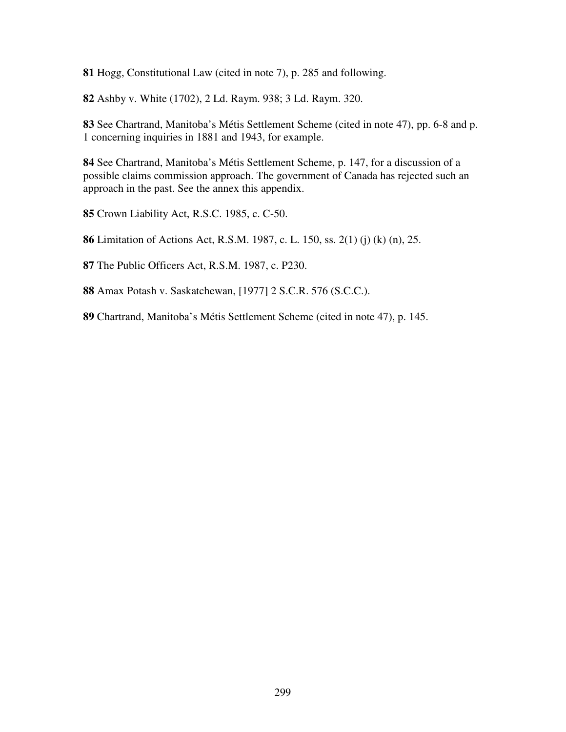**81** Hogg, Constitutional Law (cited in note 7), p. 285 and following.

**82** Ashby v. White (1702), 2 Ld. Raym. 938; 3 Ld. Raym. 320.

**83** See Chartrand, Manitoba's Métis Settlement Scheme (cited in note 47), pp. 6-8 and p. 1 concerning inquiries in 1881 and 1943, for example.

**84** See Chartrand, Manitoba's Métis Settlement Scheme, p. 147, for a discussion of a possible claims commission approach. The government of Canada has rejected such an approach in the past. See the annex this appendix.

**85** Crown Liability Act, R.S.C. 1985, c. C-50.

**86** Limitation of Actions Act, R.S.M. 1987, c. L. 150, ss. 2(1) (j) (k) (n), 25.

**87** The Public Officers Act, R.S.M. 1987, c. P230.

**88** Amax Potash v. Saskatchewan, [1977] 2 S.C.R. 576 (S.C.C.).

**89** Chartrand, Manitoba's Métis Settlement Scheme (cited in note 47), p. 145.